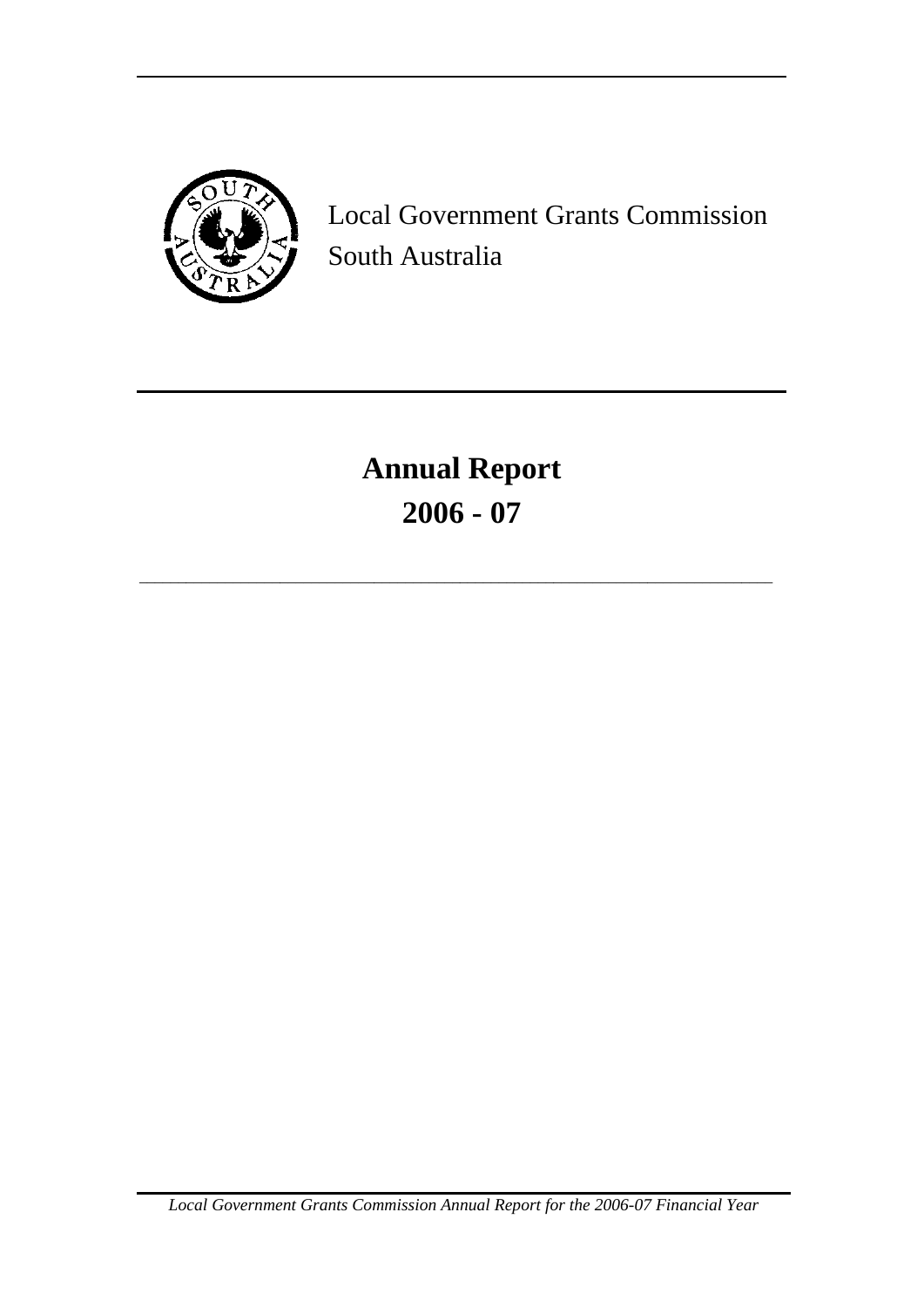Local Government Grants Commission
South Australia

# Annual Report
# 2006 - 07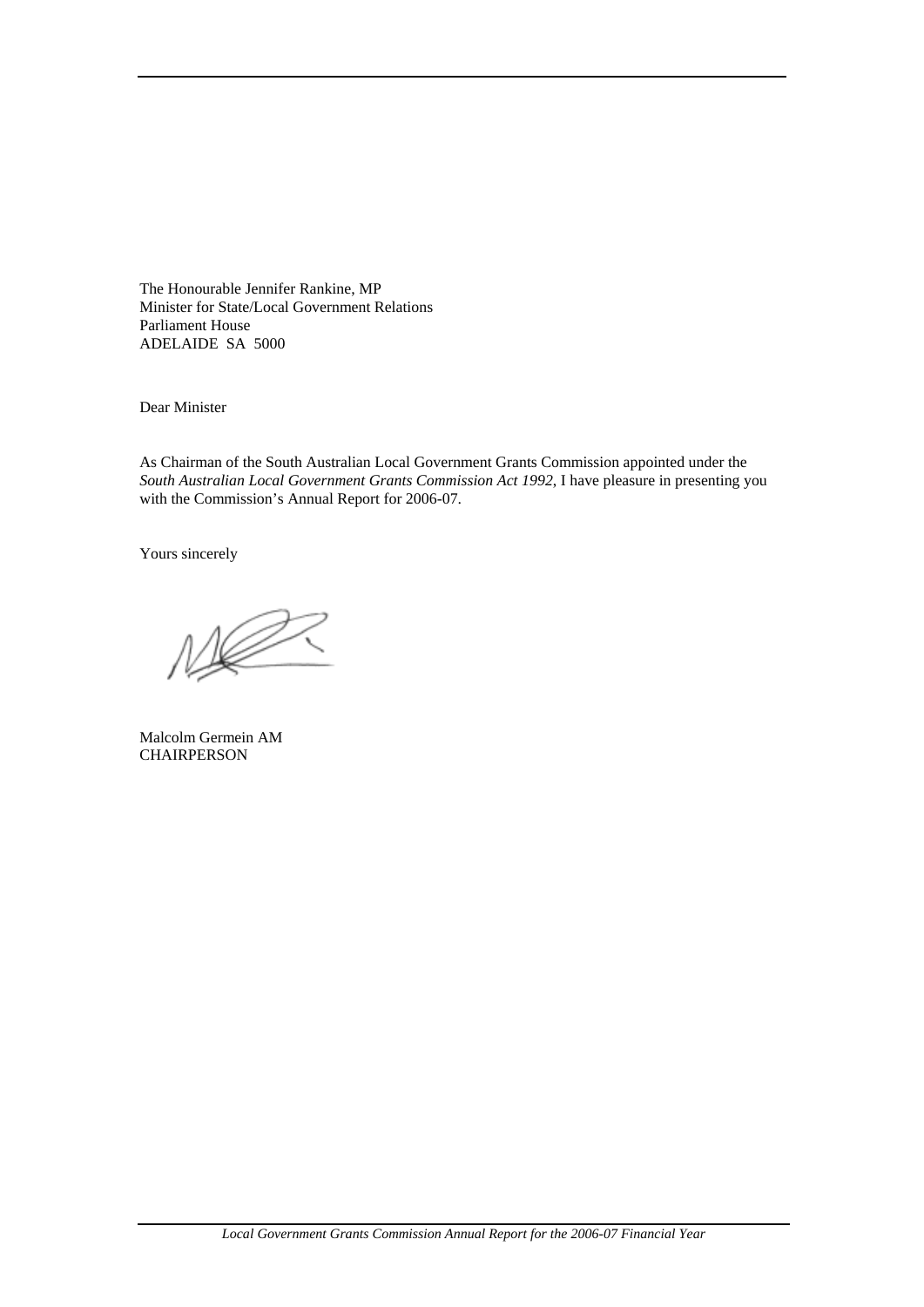The Honourable Jennifer Rankine, MP
Minister for State/Local Government Relations
Parliament House
ADELAIDE SA 5000

Dear Minister

As Chairman of the South Australian Local Government Grants Commission appointed under the *South Australian Local Government Grants Commission Act 1992*, I have pleasure in presenting you with the Commission's Annual Report for 2006-07.

Yours sincerely

Malcolm Germein AM
CHAIRPERSON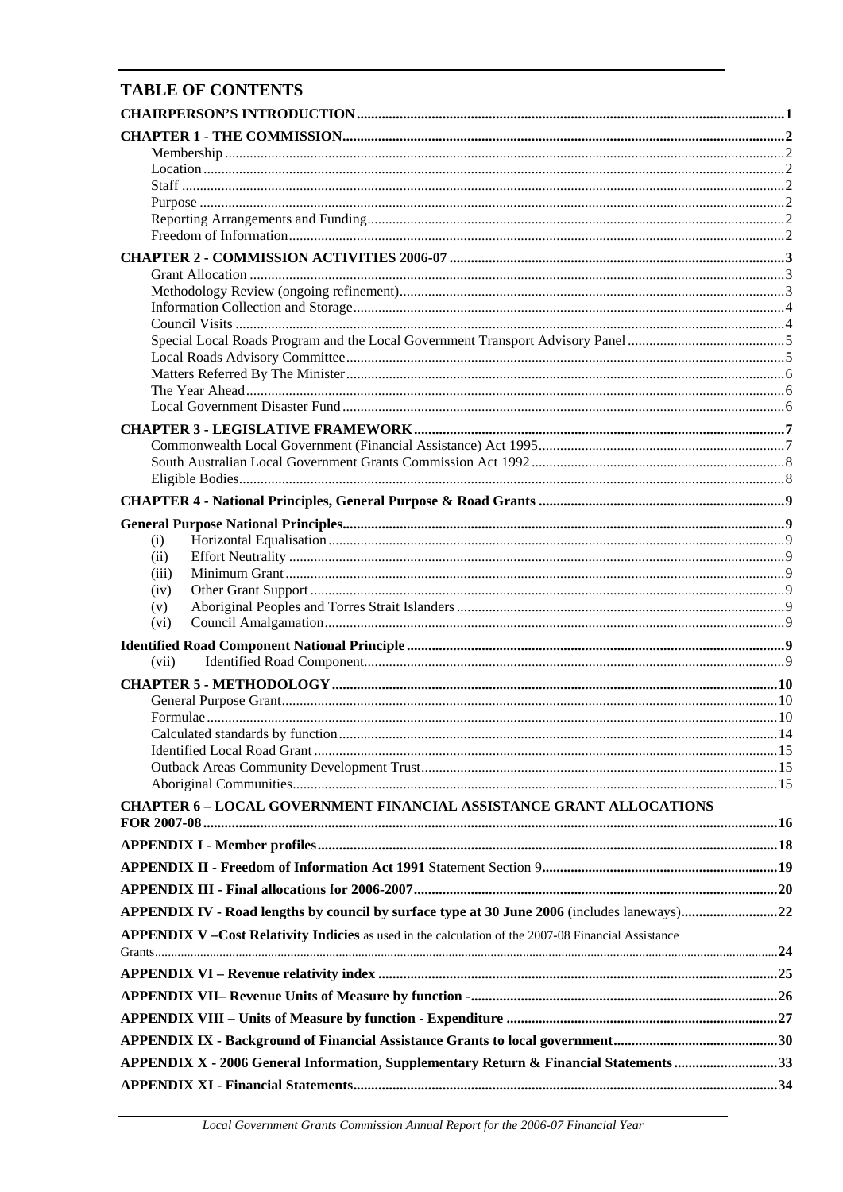# TABLE OF CONTENTS

**CHAIRPERSON'S INTRODUCTION** .......... 1

**CHAPTER 1 - THE COMMISSION** .......... 2
- Membership .......... 2
- Location .......... 2
- Staff .......... 2
- Purpose .......... 2
- Reporting Arrangements and Funding .......... 2
- Freedom of Information .......... 2

**CHAPTER 2 - COMMISSION ACTIVITIES 2006-07** .......... 3
- Grant Allocation .......... 3
- Methodology Review (ongoing refinement) .......... 3
- Information Collection and Storage .......... 4
- Council Visits .......... 4
- Special Local Roads Program and the Local Government Transport Advisory Panel .......... 5
- Local Roads Advisory Committee .......... 5
- Matters Referred By The Minister .......... 6
- The Year Ahead .......... 6
- Local Government Disaster Fund .......... 6

**CHAPTER 3 - LEGISLATIVE FRAMEWORK** .......... 7
- Commonwealth Local Government (Financial Assistance) Act 1995 .......... 7
- South Australian Local Government Grants Commission Act 1992 .......... 8
- Eligible Bodies .......... 8

**CHAPTER 4 - National Principles, General Purpose & Road Grants** .......... 9

**General Purpose National Principles** .......... 9
- (i) Horizontal Equalisation .......... 9
- (ii) Effort Neutrality .......... 9
- (iii) Minimum Grant .......... 9
- (iv) Other Grant Support .......... 9
- (v) Aboriginal Peoples and Torres Strait Islanders .......... 9
- (vi) Council Amalgamation .......... 9

**Identified Road Component National Principle** .......... 9
- (vii) Identified Road Component .......... 9

**CHAPTER 5 - METHODOLOGY** .......... 10
- General Purpose Grant .......... 10
- Formulae .......... 10
- Calculated standards by function .......... 14
- Identified Local Road Grant .......... 15
- Outback Areas Community Development Trust .......... 15
- Aboriginal Communities .......... 15

**CHAPTER 6 – LOCAL GOVERNMENT FINANCIAL ASSISTANCE GRANT ALLOCATIONS FOR 2007-08** .......... 16

**APPENDIX I - Member profiles** .......... 18

**APPENDIX II - Freedom of Information Act 1991** Statement Section 9 .......... 19

**APPENDIX III - Final allocations for 2006-2007** .......... 20

**APPENDIX IV - Road lengths by council by surface type at 30 June 2006** (includes laneways) .......... 22

**APPENDIX V –Cost Relativity Indicies** as used in the calculation of the 2007-08 Financial Assistance Grants .......... 24

**APPENDIX VI – Revenue relativity index** .......... 25

**APPENDIX VII– Revenue Units of Measure by function -** .......... 26

**APPENDIX VIII – Units of Measure by function - Expenditure** .......... 27

**APPENDIX IX - Background of Financial Assistance Grants to local government** .......... 30

**APPENDIX X - 2006 General Information, Supplementary Return & Financial Statements** .......... 33

**APPENDIX XI - Financial Statements** .......... 34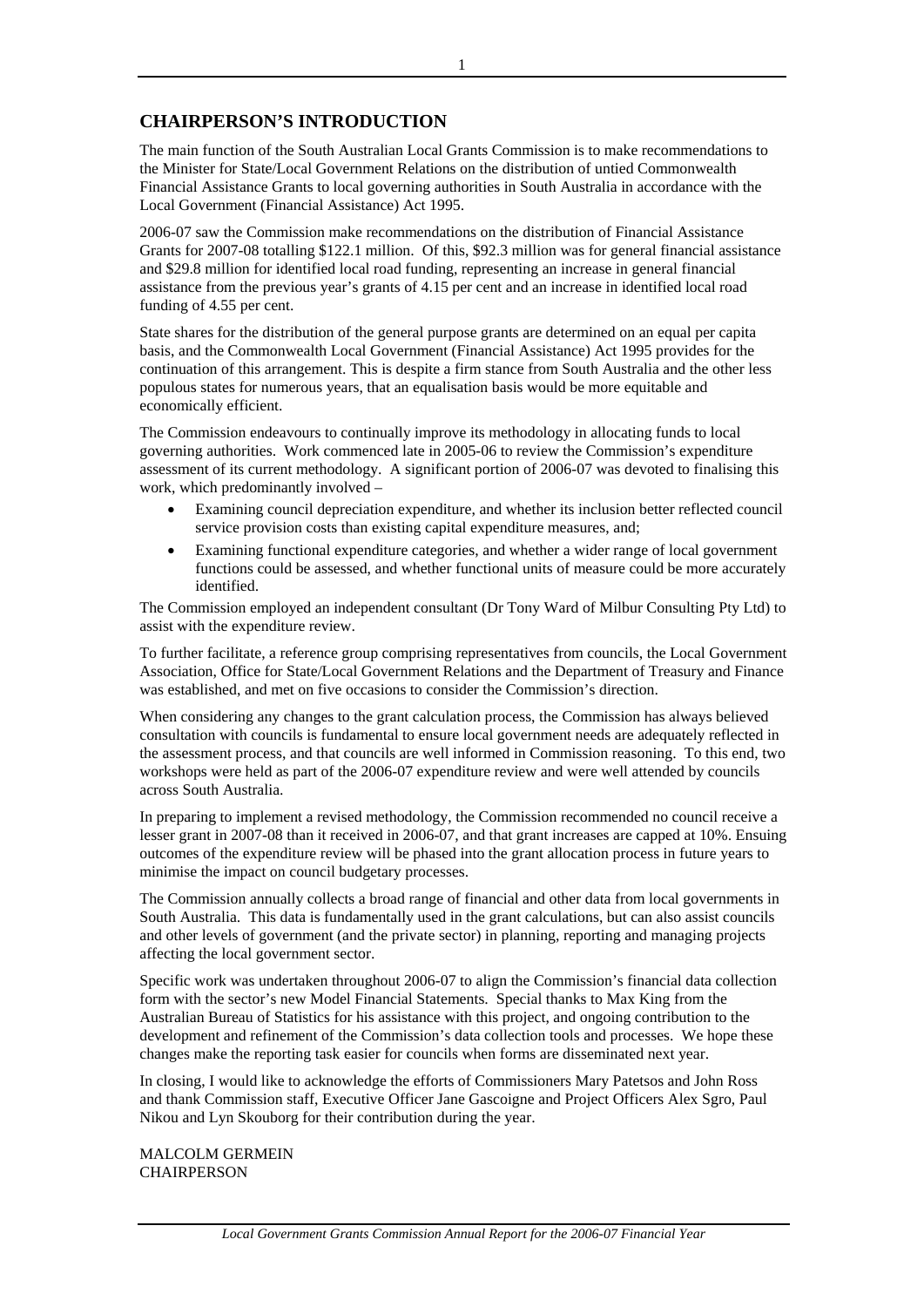## CHAIRPERSON'S INTRODUCTION

The main function of the South Australian Local Grants Commission is to make recommendations to the Minister for State/Local Government Relations on the distribution of untied Commonwealth Financial Assistance Grants to local governing authorities in South Australia in accordance with the Local Government (Financial Assistance) Act 1995.

2006-07 saw the Commission make recommendations on the distribution of Financial Assistance Grants for 2007-08 totalling $122.1 million. Of this, $92.3 million was for general financial assistance and $29.8 million for identified local road funding, representing an increase in general financial assistance from the previous year's grants of 4.15 per cent and an increase in identified local road funding of 4.55 per cent.

State shares for the distribution of the general purpose grants are determined on an equal per capita basis, and the Commonwealth Local Government (Financial Assistance) Act 1995 provides for the continuation of this arrangement. This is despite a firm stance from South Australia and the other less populous states for numerous years, that an equalisation basis would be more equitable and economically efficient.

The Commission endeavours to continually improve its methodology in allocating funds to local governing authorities. Work commenced late in 2005-06 to review the Commission's expenditure assessment of its current methodology. A significant portion of 2006-07 was devoted to finalising this work, which predominantly involved –

- Examining council depreciation expenditure, and whether its inclusion better reflected council service provision costs than existing capital expenditure measures, and;
- Examining functional expenditure categories, and whether a wider range of local government functions could be assessed, and whether functional units of measure could be more accurately identified.

The Commission employed an independent consultant (Dr Tony Ward of Milbur Consulting Pty Ltd) to assist with the expenditure review.

To further facilitate, a reference group comprising representatives from councils, the Local Government Association, Office for State/Local Government Relations and the Department of Treasury and Finance was established, and met on five occasions to consider the Commission's direction.

When considering any changes to the grant calculation process, the Commission has always believed consultation with councils is fundamental to ensure local government needs are adequately reflected in the assessment process, and that councils are well informed in Commission reasoning. To this end, two workshops were held as part of the 2006-07 expenditure review and were well attended by councils across South Australia.

In preparing to implement a revised methodology, the Commission recommended no council receive a lesser grant in 2007-08 than it received in 2006-07, and that grant increases are capped at 10%. Ensuing outcomes of the expenditure review will be phased into the grant allocation process in future years to minimise the impact on council budgetary processes.

The Commission annually collects a broad range of financial and other data from local governments in South Australia. This data is fundamentally used in the grant calculations, but can also assist councils and other levels of government (and the private sector) in planning, reporting and managing projects affecting the local government sector.

Specific work was undertaken throughout 2006-07 to align the Commission's financial data collection form with the sector's new Model Financial Statements. Special thanks to Max King from the Australian Bureau of Statistics for his assistance with this project, and ongoing contribution to the development and refinement of the Commission's data collection tools and processes. We hope these changes make the reporting task easier for councils when forms are disseminated next year.

In closing, I would like to acknowledge the efforts of Commissioners Mary Patetsos and John Ross and thank Commission staff, Executive Officer Jane Gascoigne and Project Officers Alex Sgro, Paul Nikou and Lyn Skouborg for their contribution during the year.

MALCOLM GERMEIN
CHAIRPERSON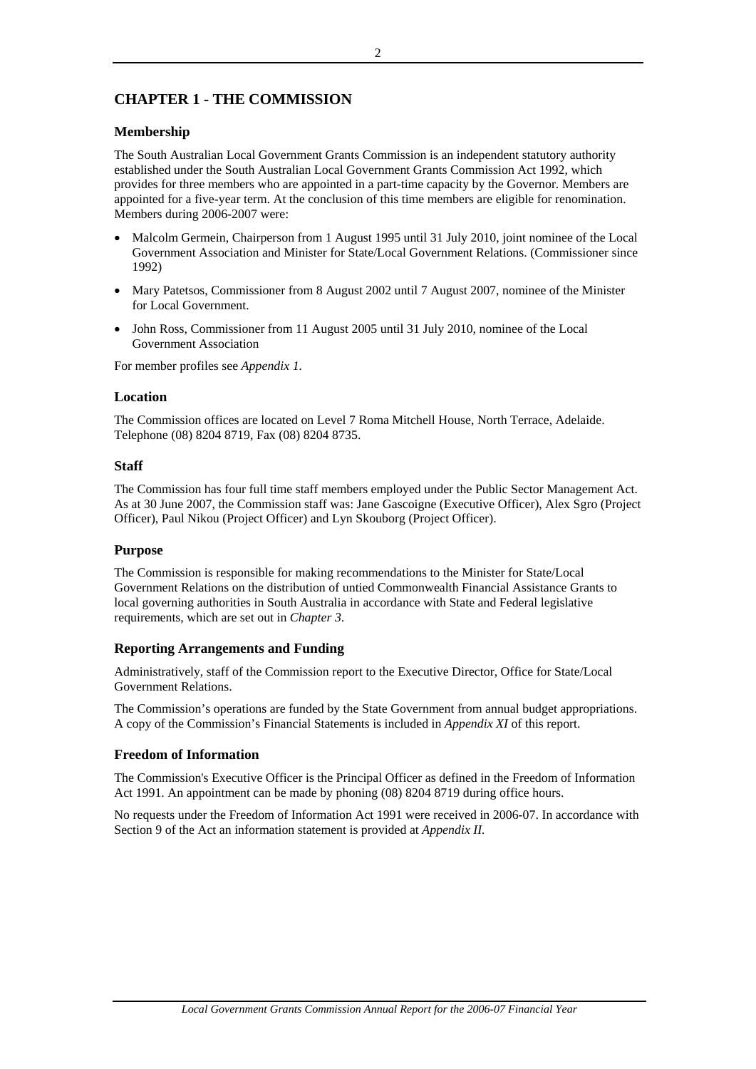# CHAPTER 1 - THE COMMISSION

## Membership

The South Australian Local Government Grants Commission is an independent statutory authority established under the South Australian Local Government Grants Commission Act 1992, which provides for three members who are appointed in a part-time capacity by the Governor. Members are appointed for a five-year term. At the conclusion of this time members are eligible for renomination. Members during 2006-2007 were:

- Malcolm Germein, Chairperson from 1 August 1995 until 31 July 2010, joint nominee of the Local Government Association and Minister for State/Local Government Relations. (Commissioner since 1992)
- Mary Patetsos, Commissioner from 8 August 2002 until 7 August 2007, nominee of the Minister for Local Government.
- John Ross, Commissioner from 11 August 2005 until 31 July 2010, nominee of the Local Government Association

For member profiles see *Appendix 1*.

## Location

The Commission offices are located on Level 7 Roma Mitchell House, North Terrace, Adelaide. Telephone (08) 8204 8719, Fax (08) 8204 8735.

## Staff

The Commission has four full time staff members employed under the Public Sector Management Act. As at 30 June 2007, the Commission staff was: Jane Gascoigne (Executive Officer), Alex Sgro (Project Officer), Paul Nikou (Project Officer) and Lyn Skouborg (Project Officer).

## Purpose

The Commission is responsible for making recommendations to the Minister for State/Local Government Relations on the distribution of untied Commonwealth Financial Assistance Grants to local governing authorities in South Australia in accordance with State and Federal legislative requirements, which are set out in *Chapter 3*.

## Reporting Arrangements and Funding

Administratively, staff of the Commission report to the Executive Director, Office for State/Local Government Relations.

The Commission's operations are funded by the State Government from annual budget appropriations. A copy of the Commission's Financial Statements is included in *Appendix XI* of this report.

## Freedom of Information

The Commission's Executive Officer is the Principal Officer as defined in the Freedom of Information Act 1991. An appointment can be made by phoning (08) 8204 8719 during office hours.

No requests under the Freedom of Information Act 1991 were received in 2006-07. In accordance with Section 9 of the Act an information statement is provided at *Appendix II*.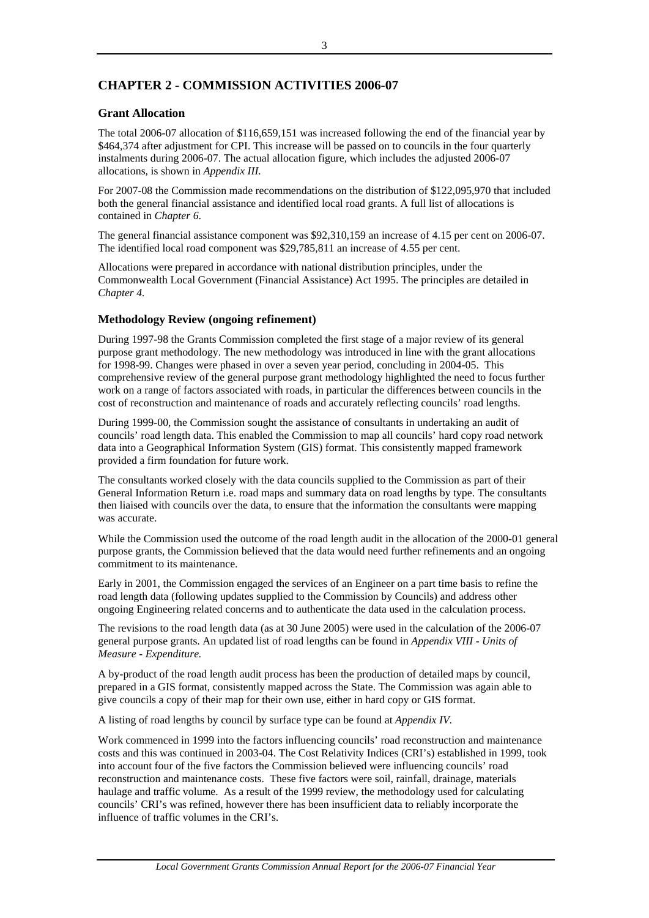# CHAPTER 2 - COMMISSION ACTIVITIES 2006-07

## Grant Allocation

The total 2006-07 allocation of $116,659,151 was increased following the end of the financial year by $464,374 after adjustment for CPI. This increase will be passed on to councils in the four quarterly instalments during 2006-07. The actual allocation figure, which includes the adjusted 2006-07 allocations, is shown in *Appendix III.*

For 2007-08 the Commission made recommendations on the distribution of $122,095,970 that included both the general financial assistance and identified local road grants. A full list of allocations is contained in *Chapter 6.*

The general financial assistance component was $92,310,159 an increase of 4.15 per cent on 2006-07. The identified local road component was $29,785,811 an increase of 4.55 per cent.

Allocations were prepared in accordance with national distribution principles, under the Commonwealth Local Government (Financial Assistance) Act 1995. The principles are detailed in *Chapter 4.*

## Methodology Review (ongoing refinement)

During 1997-98 the Grants Commission completed the first stage of a major review of its general purpose grant methodology. The new methodology was introduced in line with the grant allocations for 1998-99. Changes were phased in over a seven year period, concluding in 2004-05. This comprehensive review of the general purpose grant methodology highlighted the need to focus further work on a range of factors associated with roads, in particular the differences between councils in the cost of reconstruction and maintenance of roads and accurately reflecting councils' road lengths.

During 1999-00, the Commission sought the assistance of consultants in undertaking an audit of councils' road length data. This enabled the Commission to map all councils' hard copy road network data into a Geographical Information System (GIS) format. This consistently mapped framework provided a firm foundation for future work.

The consultants worked closely with the data councils supplied to the Commission as part of their General Information Return i.e. road maps and summary data on road lengths by type. The consultants then liaised with councils over the data, to ensure that the information the consultants were mapping was accurate.

While the Commission used the outcome of the road length audit in the allocation of the 2000-01 general purpose grants, the Commission believed that the data would need further refinements and an ongoing commitment to its maintenance.

Early in 2001, the Commission engaged the services of an Engineer on a part time basis to refine the road length data (following updates supplied to the Commission by Councils) and address other ongoing Engineering related concerns and to authenticate the data used in the calculation process.

The revisions to the road length data (as at 30 June 2005) were used in the calculation of the 2006-07 general purpose grants. An updated list of road lengths can be found in *Appendix VIII - Units of Measure - Expenditure.*

A by-product of the road length audit process has been the production of detailed maps by council, prepared in a GIS format, consistently mapped across the State. The Commission was again able to give councils a copy of their map for their own use, either in hard copy or GIS format.

A listing of road lengths by council by surface type can be found at *Appendix IV*.

Work commenced in 1999 into the factors influencing councils' road reconstruction and maintenance costs and this was continued in 2003-04. The Cost Relativity Indices (CRI's) established in 1999, took into account four of the five factors the Commission believed were influencing councils' road reconstruction and maintenance costs. These five factors were soil, rainfall, drainage, materials haulage and traffic volume. As a result of the 1999 review, the methodology used for calculating councils' CRI's was refined, however there has been insufficient data to reliably incorporate the influence of traffic volumes in the CRI's.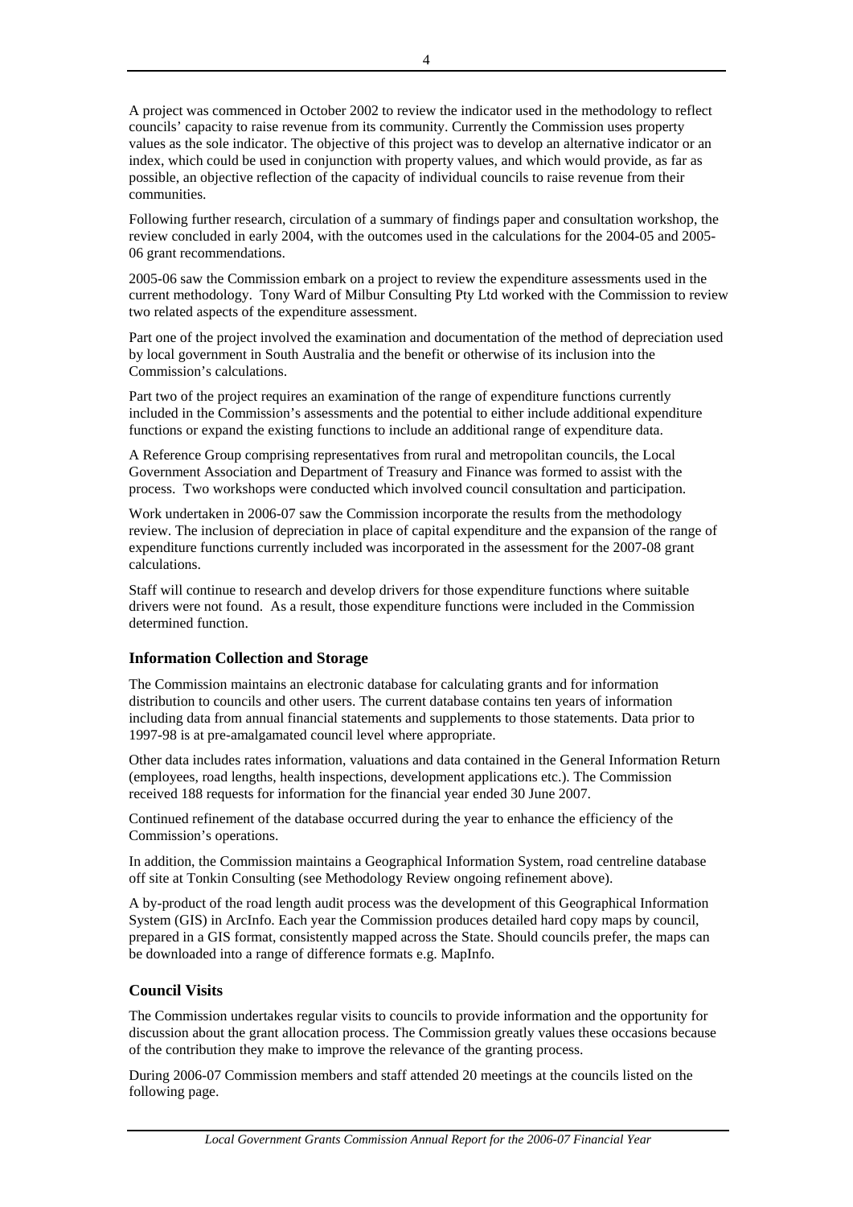A project was commenced in October 2002 to review the indicator used in the methodology to reflect councils' capacity to raise revenue from its community. Currently the Commission uses property values as the sole indicator. The objective of this project was to develop an alternative indicator or an index, which could be used in conjunction with property values, and which would provide, as far as possible, an objective reflection of the capacity of individual councils to raise revenue from their communities.

Following further research, circulation of a summary of findings paper and consultation workshop, the review concluded in early 2004, with the outcomes used in the calculations for the 2004-05 and 2005-06 grant recommendations.

2005-06 saw the Commission embark on a project to review the expenditure assessments used in the current methodology. Tony Ward of Milbur Consulting Pty Ltd worked with the Commission to review two related aspects of the expenditure assessment.

Part one of the project involved the examination and documentation of the method of depreciation used by local government in South Australia and the benefit or otherwise of its inclusion into the Commission's calculations.

Part two of the project requires an examination of the range of expenditure functions currently included in the Commission's assessments and the potential to either include additional expenditure functions or expand the existing functions to include an additional range of expenditure data.

A Reference Group comprising representatives from rural and metropolitan councils, the Local Government Association and Department of Treasury and Finance was formed to assist with the process. Two workshops were conducted which involved council consultation and participation.

Work undertaken in 2006-07 saw the Commission incorporate the results from the methodology review. The inclusion of depreciation in place of capital expenditure and the expansion of the range of expenditure functions currently included was incorporated in the assessment for the 2007-08 grant calculations.

Staff will continue to research and develop drivers for those expenditure functions where suitable drivers were not found. As a result, those expenditure functions were included in the Commission determined function.

### Information Collection and Storage

The Commission maintains an electronic database for calculating grants and for information distribution to councils and other users. The current database contains ten years of information including data from annual financial statements and supplements to those statements. Data prior to 1997-98 is at pre-amalgamated council level where appropriate.

Other data includes rates information, valuations and data contained in the General Information Return (employees, road lengths, health inspections, development applications etc.). The Commission received 188 requests for information for the financial year ended 30 June 2007.

Continued refinement of the database occurred during the year to enhance the efficiency of the Commission's operations.

In addition, the Commission maintains a Geographical Information System, road centreline database off site at Tonkin Consulting (see Methodology Review ongoing refinement above).

A by-product of the road length audit process was the development of this Geographical Information System (GIS) in ArcInfo. Each year the Commission produces detailed hard copy maps by council, prepared in a GIS format, consistently mapped across the State. Should councils prefer, the maps can be downloaded into a range of difference formats e.g. MapInfo.

### Council Visits

The Commission undertakes regular visits to councils to provide information and the opportunity for discussion about the grant allocation process. The Commission greatly values these occasions because of the contribution they make to improve the relevance of the granting process.

During 2006-07 Commission members and staff attended 20 meetings at the councils listed on the following page.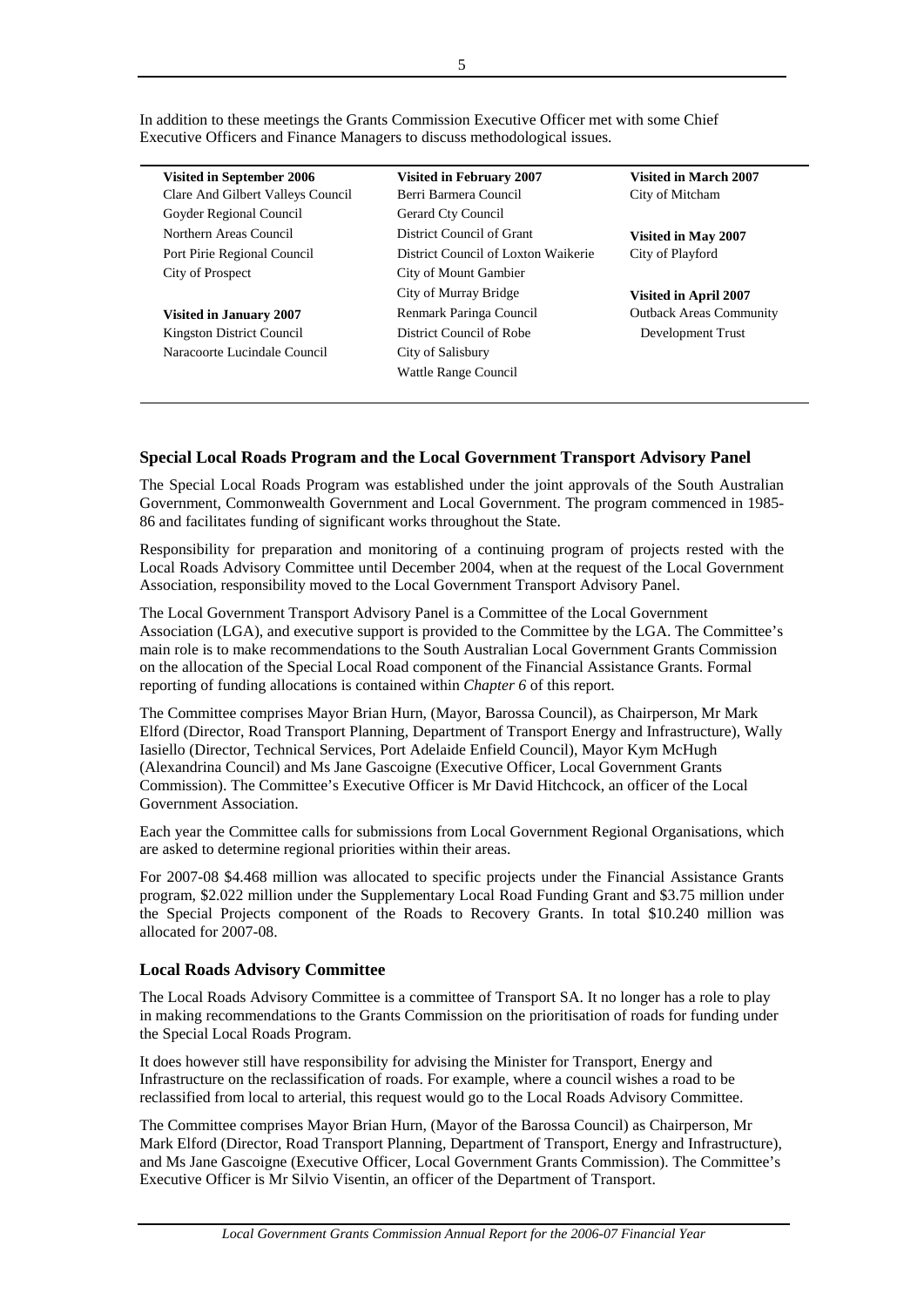In addition to these meetings the Grants Commission Executive Officer met with some Chief Executive Officers and Finance Managers to discuss methodological issues.

| Visited in September 2006 | Visited in February 2007 | Visited in March 2007 |
|---|---|---|
| Clare And Gilbert Valleys Council | Berri Barmera Council | City of Mitcham |
| Goyder Regional Council | Gerard Cty Council | |
| Northern Areas Council | District Council of Grant | **Visited in May 2007** |
| Port Pirie Regional Council | District Council of Loxton Waikerie | City of Playford |
| City of Prospect | City of Mount Gambier | |
| | City of Murray Bridge | **Visited in April 2007** |
| **Visited in January 2007** | Renmark Paringa Council | Outback Areas Community Development Trust |
| Kingston District Council | District Council of Robe | |
| Naracoorte Lucindale Council | City of Salisbury | |
| | Wattle Range Council | |

### Special Local Roads Program and the Local Government Transport Advisory Panel

The Special Local Roads Program was established under the joint approvals of the South Australian Government, Commonwealth Government and Local Government. The program commenced in 1985-86 and facilitates funding of significant works throughout the State.

Responsibility for preparation and monitoring of a continuing program of projects rested with the Local Roads Advisory Committee until December 2004, when at the request of the Local Government Association, responsibility moved to the Local Government Transport Advisory Panel.

The Local Government Transport Advisory Panel is a Committee of the Local Government Association (LGA), and executive support is provided to the Committee by the LGA. The Committee's main role is to make recommendations to the South Australian Local Government Grants Commission on the allocation of the Special Local Road component of the Financial Assistance Grants. Formal reporting of funding allocations is contained within *Chapter 6* of this report.

The Committee comprises Mayor Brian Hurn, (Mayor, Barossa Council), as Chairperson, Mr Mark Elford (Director, Road Transport Planning, Department of Transport Energy and Infrastructure), Wally Iasiello (Director, Technical Services, Port Adelaide Enfield Council), Mayor Kym McHugh (Alexandrina Council) and Ms Jane Gascoigne (Executive Officer, Local Government Grants Commission). The Committee's Executive Officer is Mr David Hitchcock, an officer of the Local Government Association.

Each year the Committee calls for submissions from Local Government Regional Organisations, which are asked to determine regional priorities within their areas.

For 2007-08 $4.468 million was allocated to specific projects under the Financial Assistance Grants program, $2.022 million under the Supplementary Local Road Funding Grant and $3.75 million under the Special Projects component of the Roads to Recovery Grants. In total $10.240 million was allocated for 2007-08.

### Local Roads Advisory Committee

The Local Roads Advisory Committee is a committee of Transport SA. It no longer has a role to play in making recommendations to the Grants Commission on the prioritisation of roads for funding under the Special Local Roads Program.

It does however still have responsibility for advising the Minister for Transport, Energy and Infrastructure on the reclassification of roads. For example, where a council wishes a road to be reclassified from local to arterial, this request would go to the Local Roads Advisory Committee.

The Committee comprises Mayor Brian Hurn, (Mayor of the Barossa Council) as Chairperson, Mr Mark Elford (Director, Road Transport Planning, Department of Transport, Energy and Infrastructure), and Ms Jane Gascoigne (Executive Officer, Local Government Grants Commission). The Committee's Executive Officer is Mr Silvio Visentin, an officer of the Department of Transport.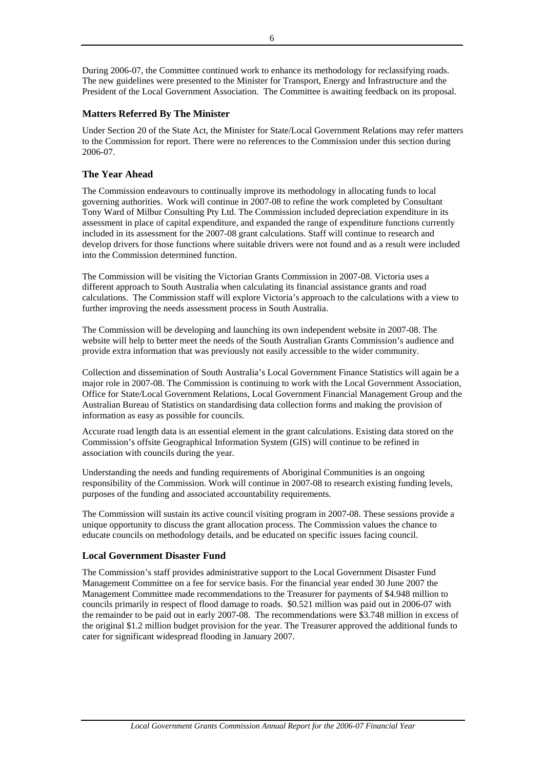During 2006-07, the Committee continued work to enhance its methodology for reclassifying roads. The new guidelines were presented to the Minister for Transport, Energy and Infrastructure and the President of the Local Government Association. The Committee is awaiting feedback on its proposal.

### Matters Referred By The Minister

Under Section 20 of the State Act, the Minister for State/Local Government Relations may refer matters to the Commission for report. There were no references to the Commission under this section during 2006-07.

### The Year Ahead

The Commission endeavours to continually improve its methodology in allocating funds to local governing authorities. Work will continue in 2007-08 to refine the work completed by Consultant Tony Ward of Milbur Consulting Pty Ltd. The Commission included depreciation expenditure in its assessment in place of capital expenditure, and expanded the range of expenditure functions currently included in its assessment for the 2007-08 grant calculations. Staff will continue to research and develop drivers for those functions where suitable drivers were not found and as a result were included into the Commission determined function.

The Commission will be visiting the Victorian Grants Commission in 2007-08. Victoria uses a different approach to South Australia when calculating its financial assistance grants and road calculations. The Commission staff will explore Victoria's approach to the calculations with a view to further improving the needs assessment process in South Australia.

The Commission will be developing and launching its own independent website in 2007-08. The website will help to better meet the needs of the South Australian Grants Commission's audience and provide extra information that was previously not easily accessible to the wider community.

Collection and dissemination of South Australia's Local Government Finance Statistics will again be a major role in 2007-08. The Commission is continuing to work with the Local Government Association, Office for State/Local Government Relations, Local Government Financial Management Group and the Australian Bureau of Statistics on standardising data collection forms and making the provision of information as easy as possible for councils.

Accurate road length data is an essential element in the grant calculations. Existing data stored on the Commission's offsite Geographical Information System (GIS) will continue to be refined in association with councils during the year.

Understanding the needs and funding requirements of Aboriginal Communities is an ongoing responsibility of the Commission. Work will continue in 2007-08 to research existing funding levels, purposes of the funding and associated accountability requirements.

The Commission will sustain its active council visiting program in 2007-08. These sessions provide a unique opportunity to discuss the grant allocation process. The Commission values the chance to educate councils on methodology details, and be educated on specific issues facing council.

### Local Government Disaster Fund

The Commission's staff provides administrative support to the Local Government Disaster Fund Management Committee on a fee for service basis. For the financial year ended 30 June 2007 the Management Committee made recommendations to the Treasurer for payments of $4.948 million to councils primarily in respect of flood damage to roads. $0.521 million was paid out in 2006-07 with the remainder to be paid out in early 2007-08. The recommendations were $3.748 million in excess of the original $1.2 million budget provision for the year. The Treasurer approved the additional funds to cater for significant widespread flooding in January 2007.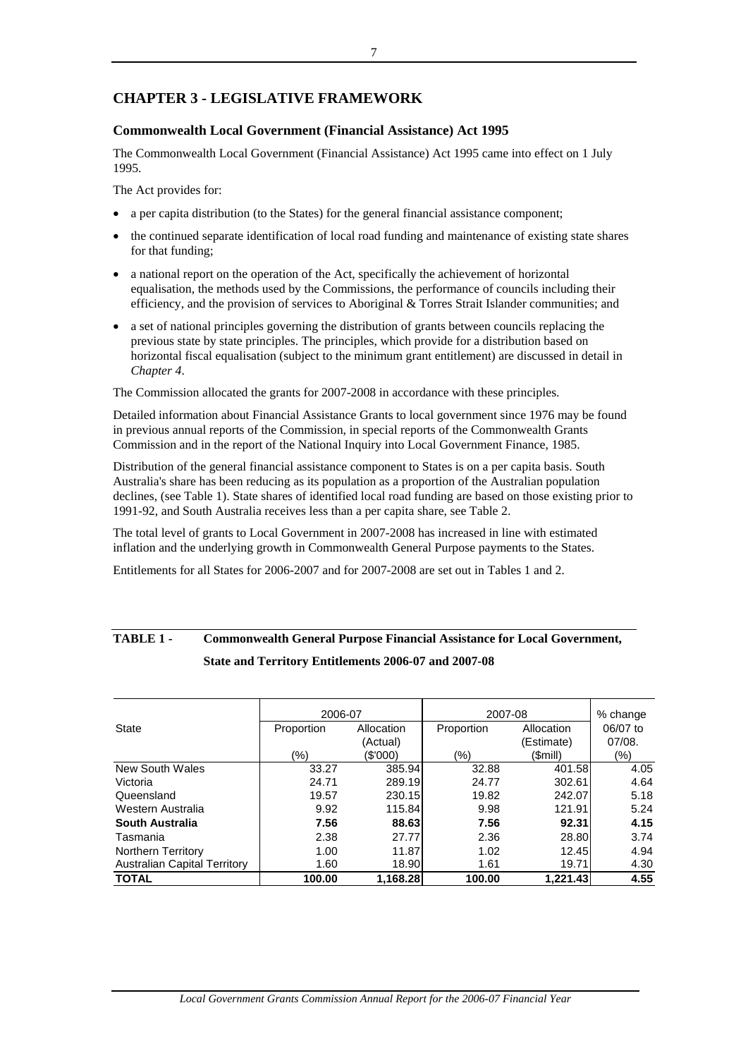# CHAPTER 3 - LEGISLATIVE FRAMEWORK

### Commonwealth Local Government (Financial Assistance) Act 1995

The Commonwealth Local Government (Financial Assistance) Act 1995 came into effect on 1 July 1995.

The Act provides for:

- a per capita distribution (to the States) for the general financial assistance component;
- the continued separate identification of local road funding and maintenance of existing state shares for that funding;
- a national report on the operation of the Act, specifically the achievement of horizontal equalisation, the methods used by the Commissions, the performance of councils including their efficiency, and the provision of services to Aboriginal & Torres Strait Islander communities; and
- a set of national principles governing the distribution of grants between councils replacing the previous state by state principles. The principles, which provide for a distribution based on horizontal fiscal equalisation (subject to the minimum grant entitlement) are discussed in detail in *Chapter 4*.

The Commission allocated the grants for 2007-2008 in accordance with these principles.

Detailed information about Financial Assistance Grants to local government since 1976 may be found in previous annual reports of the Commission, in special reports of the Commonwealth Grants Commission and in the report of the National Inquiry into Local Government Finance, 1985.

Distribution of the general financial assistance component to States is on a per capita basis. South Australia's share has been reducing as its population as a proportion of the Australian population declines, (see Table 1). State shares of identified local road funding are based on those existing prior to 1991-92, and South Australia receives less than a per capita share, see Table 2.

The total level of grants to Local Government in 2007-2008 has increased in line with estimated inflation and the underlying growth in Commonwealth General Purpose payments to the States.

Entitlements for all States for 2006-2007 and for 2007-2008 are set out in Tables 1 and 2.

**TABLE 1 - Commonwealth General Purpose Financial Assistance for Local Government, State and Territory Entitlements 2006-07 and 2007-08**

| State | 2006-07 | | 2007-08 | | % change |
|---|---|---|---|---|---|
| | Proportion (%) | Allocation (Actual) ($'000) | Proportion (%) | Allocation (Estimate) ($mill) | 06/07 to 07/08. (%) |
| New South Wales | 33.27 | 385.94 | 32.88 | 401.58 | 4.05 |
| Victoria | 24.71 | 289.19 | 24.77 | 302.61 | 4.64 |
| Queensland | 19.57 | 230.15 | 19.82 | 242.07 | 5.18 |
| Western Australia | 9.92 | 115.84 | 9.98 | 121.91 | 5.24 |
| **South Australia** | **7.56** | **88.63** | **7.56** | **92.31** | **4.15** |
| Tasmania | 2.38 | 27.77 | 2.36 | 28.80 | 3.74 |
| Northern Territory | 1.00 | 11.87 | 1.02 | 12.45 | 4.94 |
| Australian Capital Territory | 1.60 | 18.90 | 1.61 | 19.71 | 4.30 |
| **TOTAL** | **100.00** | **1,168.28** | **100.00** | **1,221.43** | **4.55** |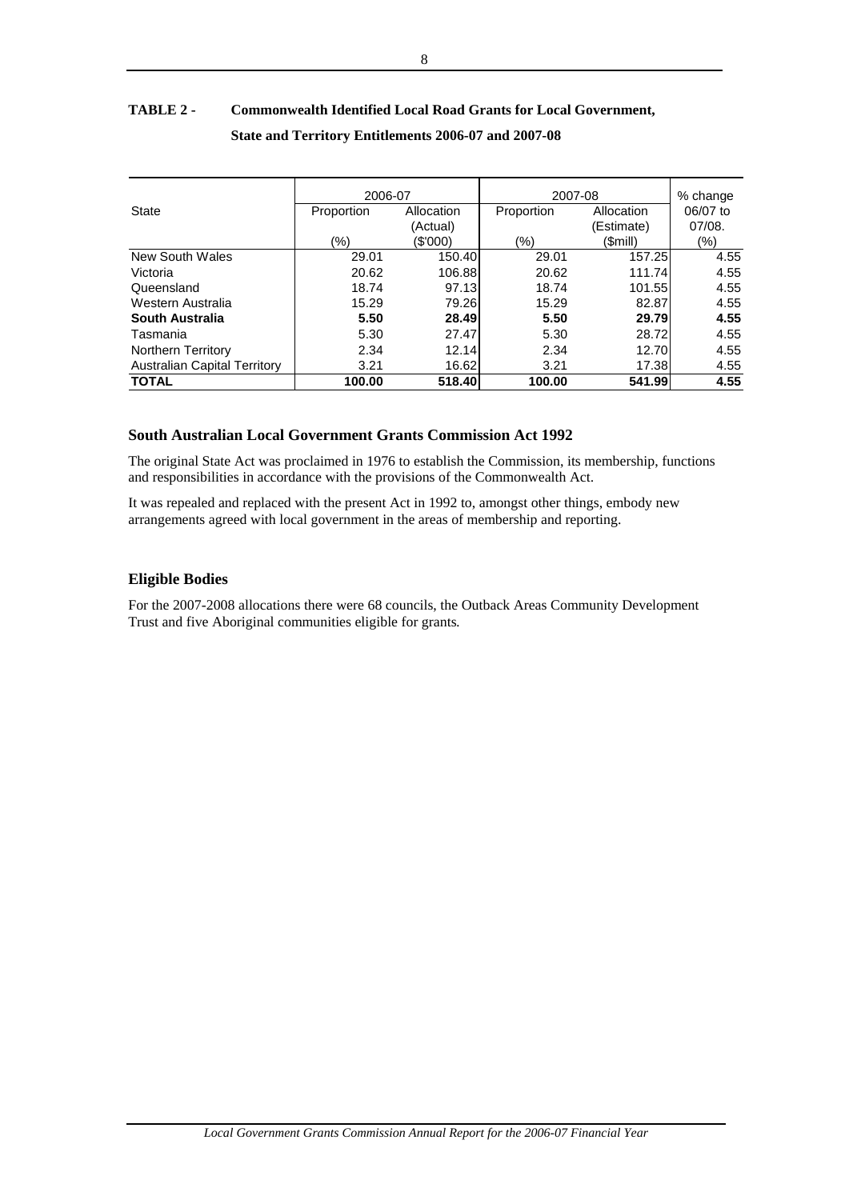**TABLE 2 - Commonwealth Identified Local Road Grants for Local Government, State and Territory Entitlements 2006-07 and 2007-08**

| State | 2006-07 | | 2007-08 | | % change |
|---|---|---|---|---|---|
| | Proportion (%) | Allocation (Actual) ($'000) | Proportion (%) | Allocation (Estimate) ($mill) | 06/07 to 07/08. (%) |
| New South Wales | 29.01 | 150.40 | 29.01 | 157.25 | 4.55 |
| Victoria | 20.62 | 106.88 | 20.62 | 111.74 | 4.55 |
| Queensland | 18.74 | 97.13 | 18.74 | 101.55 | 4.55 |
| Western Australia | 15.29 | 79.26 | 15.29 | 82.87 | 4.55 |
| **South Australia** | **5.50** | **28.49** | **5.50** | **29.79** | **4.55** |
| Tasmania | 5.30 | 27.47 | 5.30 | 28.72 | 4.55 |
| Northern Territory | 2.34 | 12.14 | 2.34 | 12.70 | 4.55 |
| Australian Capital Territory | 3.21 | 16.62 | 3.21 | 17.38 | 4.55 |
| **TOTAL** | **100.00** | **518.40** | **100.00** | **541.99** | **4.55** |

### South Australian Local Government Grants Commission Act 1992

The original State Act was proclaimed in 1976 to establish the Commission, its membership, functions and responsibilities in accordance with the provisions of the Commonwealth Act.

It was repealed and replaced with the present Act in 1992 to, amongst other things, embody new arrangements agreed with local government in the areas of membership and reporting.

### Eligible Bodies

For the 2007-2008 allocations there were 68 councils, the Outback Areas Community Development Trust and five Aboriginal communities eligible for grants.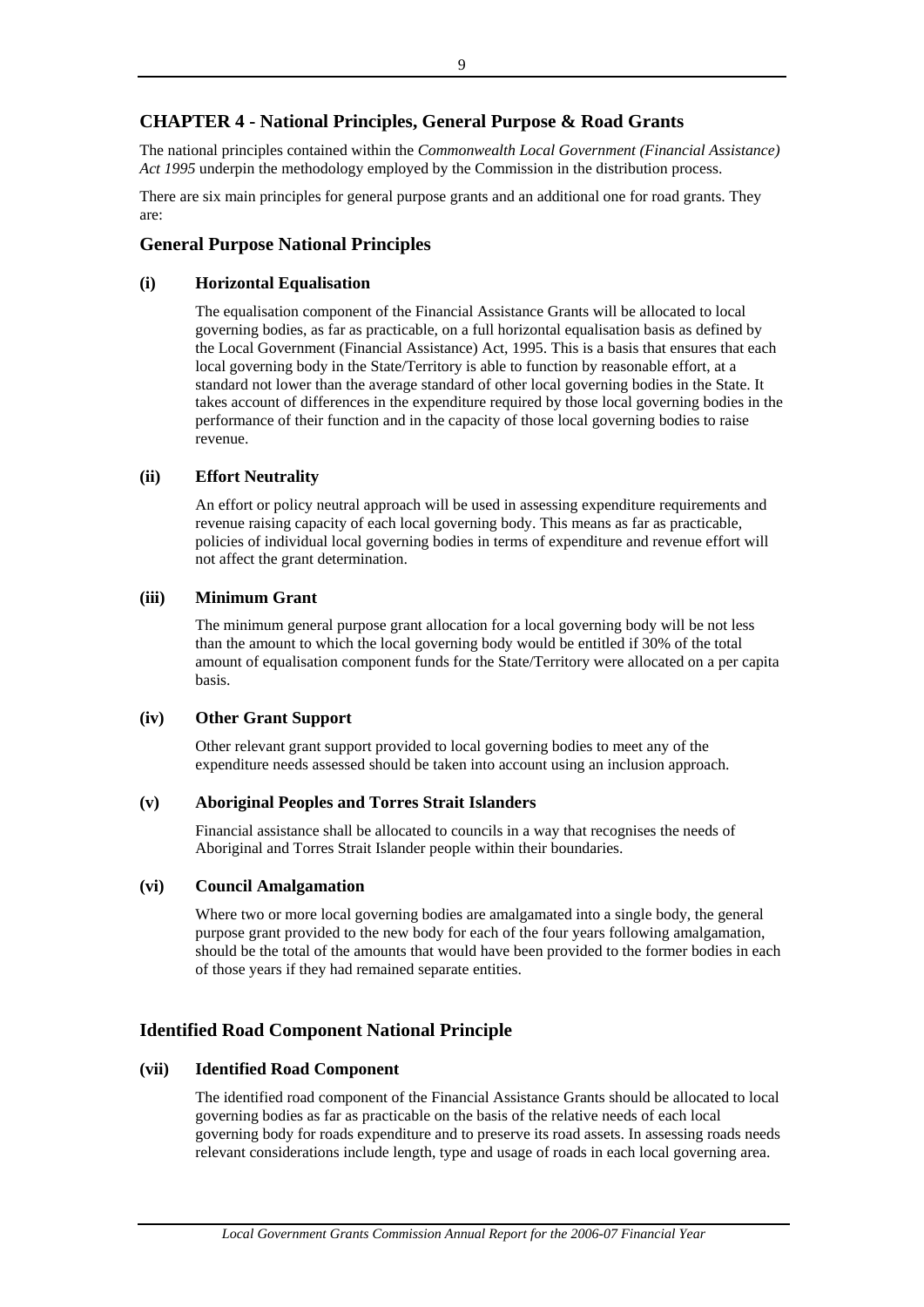## CHAPTER 4 - National Principles, General Purpose & Road Grants

The national principles contained within the *Commonwealth Local Government (Financial Assistance) Act 1995* underpin the methodology employed by the Commission in the distribution process.

There are six main principles for general purpose grants and an additional one for road grants. They are:

### General Purpose National Principles

#### (i) Horizontal Equalisation

The equalisation component of the Financial Assistance Grants will be allocated to local governing bodies, as far as practicable, on a full horizontal equalisation basis as defined by the Local Government (Financial Assistance) Act, 1995. This is a basis that ensures that each local governing body in the State/Territory is able to function by reasonable effort, at a standard not lower than the average standard of other local governing bodies in the State. It takes account of differences in the expenditure required by those local governing bodies in the performance of their function and in the capacity of those local governing bodies to raise revenue.

#### (ii) Effort Neutrality

An effort or policy neutral approach will be used in assessing expenditure requirements and revenue raising capacity of each local governing body. This means as far as practicable, policies of individual local governing bodies in terms of expenditure and revenue effort will not affect the grant determination.

#### (iii) Minimum Grant

The minimum general purpose grant allocation for a local governing body will be not less than the amount to which the local governing body would be entitled if 30% of the total amount of equalisation component funds for the State/Territory were allocated on a per capita basis.

#### (iv) Other Grant Support

Other relevant grant support provided to local governing bodies to meet any of the expenditure needs assessed should be taken into account using an inclusion approach.

#### (v) Aboriginal Peoples and Torres Strait Islanders

Financial assistance shall be allocated to councils in a way that recognises the needs of Aboriginal and Torres Strait Islander people within their boundaries.

#### (vi) Council Amalgamation

Where two or more local governing bodies are amalgamated into a single body, the general purpose grant provided to the new body for each of the four years following amalgamation, should be the total of the amounts that would have been provided to the former bodies in each of those years if they had remained separate entities.

### Identified Road Component National Principle

#### (vii) Identified Road Component

The identified road component of the Financial Assistance Grants should be allocated to local governing bodies as far as practicable on the basis of the relative needs of each local governing body for roads expenditure and to preserve its road assets. In assessing roads needs relevant considerations include length, type and usage of roads in each local governing area.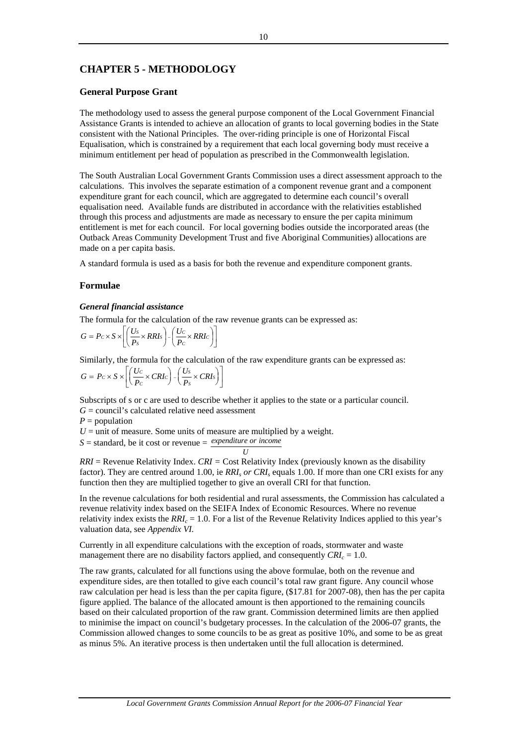# CHAPTER 5 - METHODOLOGY

## General Purpose Grant

The methodology used to assess the general purpose component of the Local Government Financial Assistance Grants is intended to achieve an allocation of grants to local governing bodies in the State consistent with the National Principles. The over-riding principle is one of Horizontal Fiscal Equalisation, which is constrained by a requirement that each local governing body must receive a minimum entitlement per head of population as prescribed in the Commonwealth legislation.

The South Australian Local Government Grants Commission uses a direct assessment approach to the calculations. This involves the separate estimation of a component revenue grant and a component expenditure grant for each council, which are aggregated to determine each council's overall equalisation need. Available funds are distributed in accordance with the relativities established through this process and adjustments are made as necessary to ensure the per capita minimum entitlement is met for each council. For local governing bodies outside the incorporated areas (the Outback Areas Community Development Trust and five Aboriginal Communities) allocations are made on a per capita basis.

A standard formula is used as a basis for both the revenue and expenditure component grants.

## Formulae

### *General financial assistance*

The formula for the calculation of the raw revenue grants can be expressed as:

$$G = P_C \times S \times \left[ \left( \frac{U_S}{P_S} \times RRI_S \right) - \left( \frac{U_C}{P_C} \times RRI_C \right) \right]$$

Similarly, the formula for the calculation of the raw expenditure grants can be expressed as:

$$G = P_C \times S \times \left[ \left( \frac{U_C}{P_C} \times CRI_C \right) - \left( \frac{U_S}{P_S} \times CRI_S \right) \right]$$

Subscripts of s or c are used to describe whether it applies to the state or a particular council.

$G$ = council's calculated relative need assessment

$P$ = population

$U$ = unit of measure. Some units of measure are multiplied by a weight.

$S$ = standard, be it cost or revenue = $\frac{\textit{expenditure or income}}{U}$

$RRI$ = Revenue Relativity Index. $CRI$ = Cost Relativity Index (previously known as the disability factor). They are centred around 1.00, ie $RRI_s$ *or* $CRI_s$ equals 1.00. If more than one CRI exists for any function then they are multiplied together to give an overall CRI for that function.

In the revenue calculations for both residential and rural assessments, the Commission has calculated a revenue relativity index based on the SEIFA Index of Economic Resources. Where no revenue relativity index exists the $RRI_c = 1.0$. For a list of the Revenue Relativity Indices applied to this year's valuation data, see *Appendix VI.*

Currently in all expenditure calculations with the exception of roads, stormwater and waste management there are no disability factors applied, and consequently $CRI_c = 1.0$.

The raw grants, calculated for all functions using the above formulae, both on the revenue and expenditure sides, are then totalled to give each council's total raw grant figure. Any council whose raw calculation per head is less than the per capita figure, ($17.81 for 2007-08), then has the per capita figure applied. The balance of the allocated amount is then apportioned to the remaining councils based on their calculated proportion of the raw grant. Commission determined limits are then applied to minimise the impact on council's budgetary processes. In the calculation of the 2006-07 grants, the Commission allowed changes to some councils to be as great as positive 10%, and some to be as great as minus 5%. An iterative process is then undertaken until the full allocation is determined.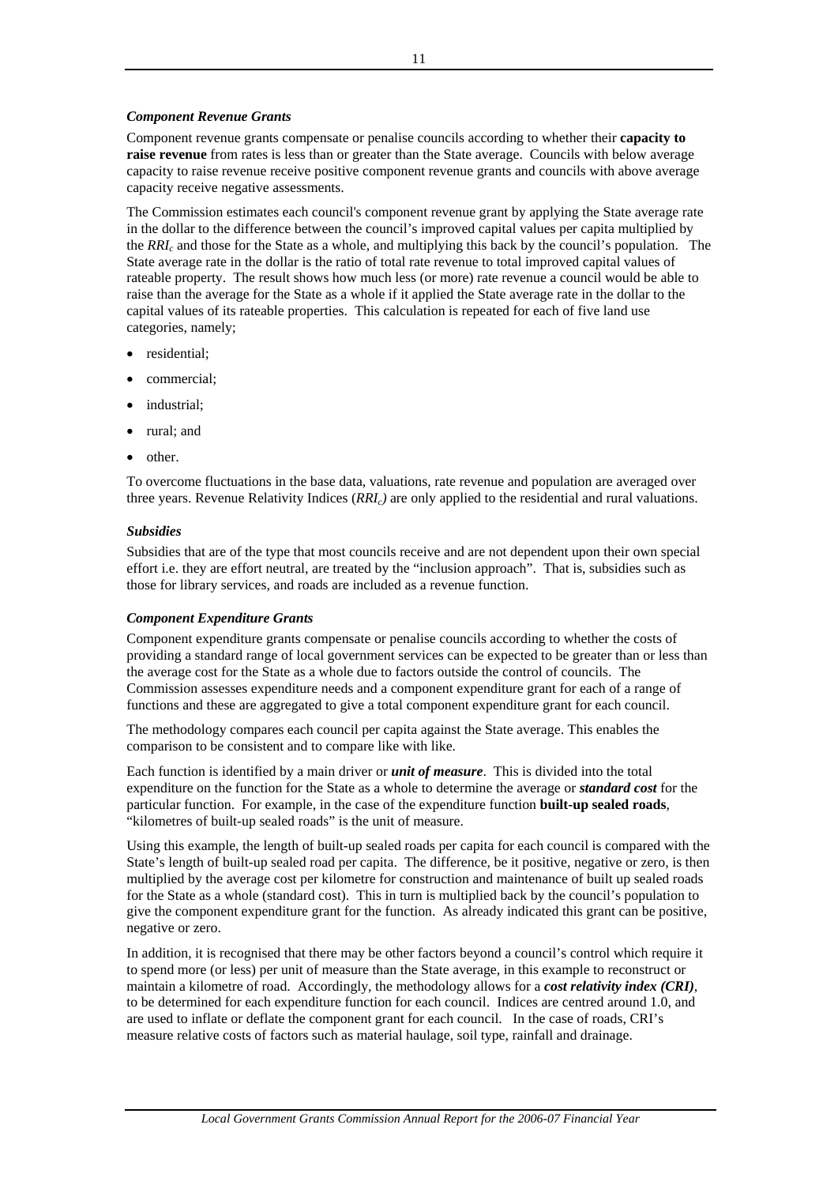### *Component Revenue Grants*

Component revenue grants compensate or penalise councils according to whether their **capacity to raise revenue** from rates is less than or greater than the State average. Councils with below average capacity to raise revenue receive positive component revenue grants and councils with above average capacity receive negative assessments.

The Commission estimates each council's component revenue grant by applying the State average rate in the dollar to the difference between the council's improved capital values per capita multiplied by the $RRI_c$ and those for the State as a whole, and multiplying this back by the council's population. The State average rate in the dollar is the ratio of total rate revenue to total improved capital values of rateable property. The result shows how much less (or more) rate revenue a council would be able to raise than the average for the State as a whole if it applied the State average rate in the dollar to the capital values of its rateable properties. This calculation is repeated for each of five land use categories, namely;

- residential;
- commercial;
- industrial;
- rural; and
- other.

To overcome fluctuations in the base data, valuations, rate revenue and population are averaged over three years. Revenue Relativity Indices ($RRI_c$) are only applied to the residential and rural valuations.

### *Subsidies*

Subsidies that are of the type that most councils receive and are not dependent upon their own special effort i.e. they are effort neutral, are treated by the "inclusion approach". That is, subsidies such as those for library services, and roads are included as a revenue function.

### *Component Expenditure Grants*

Component expenditure grants compensate or penalise councils according to whether the costs of providing a standard range of local government services can be expected to be greater than or less than the average cost for the State as a whole due to factors outside the control of councils. The Commission assesses expenditure needs and a component expenditure grant for each of a range of functions and these are aggregated to give a total component expenditure grant for each council.

The methodology compares each council per capita against the State average. This enables the comparison to be consistent and to compare like with like.

Each function is identified by a main driver or ***unit of measure***. This is divided into the total expenditure on the function for the State as a whole to determine the average or ***standard cost*** for the particular function. For example, in the case of the expenditure function **built-up sealed roads**, "kilometres of built-up sealed roads" is the unit of measure.

Using this example, the length of built-up sealed roads per capita for each council is compared with the State's length of built-up sealed road per capita. The difference, be it positive, negative or zero, is then multiplied by the average cost per kilometre for construction and maintenance of built up sealed roads for the State as a whole (standard cost). This in turn is multiplied back by the council's population to give the component expenditure grant for the function. As already indicated this grant can be positive, negative or zero.

In addition, it is recognised that there may be other factors beyond a council's control which require it to spend more (or less) per unit of measure than the State average, in this example to reconstruct or maintain a kilometre of road. Accordingly, the methodology allows for a ***cost relativity index (CRI)***, to be determined for each expenditure function for each council. Indices are centred around 1.0, and are used to inflate or deflate the component grant for each council. In the case of roads, CRI's measure relative costs of factors such as material haulage, soil type, rainfall and drainage.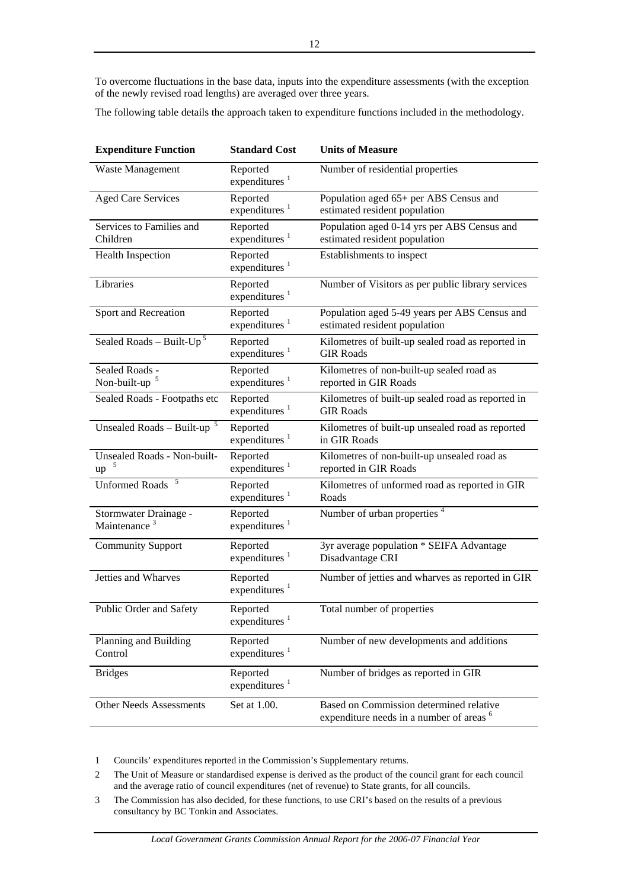To overcome fluctuations in the base data, inputs into the expenditure assessments (with the exception of the newly revised road lengths) are averaged over three years.

The following table details the approach taken to expenditure functions included in the methodology.

| Expenditure Function | Standard Cost | Units of Measure |
|---|---|---|
| Waste Management | Reported expenditures [1] | Number of residential properties |
| Aged Care Services | Reported expenditures [1] | Population aged 65+ per ABS Census and estimated resident population |
| Services to Families and Children | Reported expenditures [1] | Population aged 0-14 yrs per ABS Census and estimated resident population |
| Health Inspection | Reported expenditures [1] | Establishments to inspect |
| Libraries | Reported expenditures [1] | Number of Visitors as per public library services |
| Sport and Recreation | Reported expenditures [1] | Population aged 5-49 years per ABS Census and estimated resident population |
| Sealed Roads – Built-Up [5] | Reported expenditures [1] | Kilometres of built-up sealed road as reported in GIR Roads |
| Sealed Roads - Non-built-up [5] | Reported expenditures [1] | Kilometres of non-built-up sealed road as reported in GIR Roads |
| Sealed Roads - Footpaths etc | Reported expenditures [1] | Kilometres of built-up sealed road as reported in GIR Roads |
| Unsealed Roads – Built-up [5] | Reported expenditures [1] | Kilometres of built-up unsealed road as reported in GIR Roads |
| Unsealed Roads - Non-built-up [5] | Reported expenditures [1] | Kilometres of non-built-up unsealed road as reported in GIR Roads |
| Unformed Roads [5] | Reported expenditures [1] | Kilometres of unformed road as reported in GIR Roads |
| Stormwater Drainage - Maintenance [3] | Reported expenditures [1] | Number of urban properties [4] |
| Community Support | Reported expenditures [1] | 3yr average population * SEIFA Advantage Disadvantage CRI |
| Jetties and Wharves | Reported expenditures [1] | Number of jetties and wharves as reported in GIR |
| Public Order and Safety | Reported expenditures [1] | Total number of properties |
| Planning and Building Control | Reported expenditures [1] | Number of new developments and additions |
| Bridges | Reported expenditures [1] | Number of bridges as reported in GIR |
| Other Needs Assessments | Set at 1.00. | Based on Commission determined relative expenditure needs in a number of areas [6] |

1 Councils' expenditures reported in the Commission's Supplementary returns.

2 The Unit of Measure or standardised expense is derived as the product of the council grant for each council and the average ratio of council expenditures (net of revenue) to State grants, for all councils.

3 The Commission has also decided, for these functions, to use CRI's based on the results of a previous consultancy by BC Tonkin and Associates.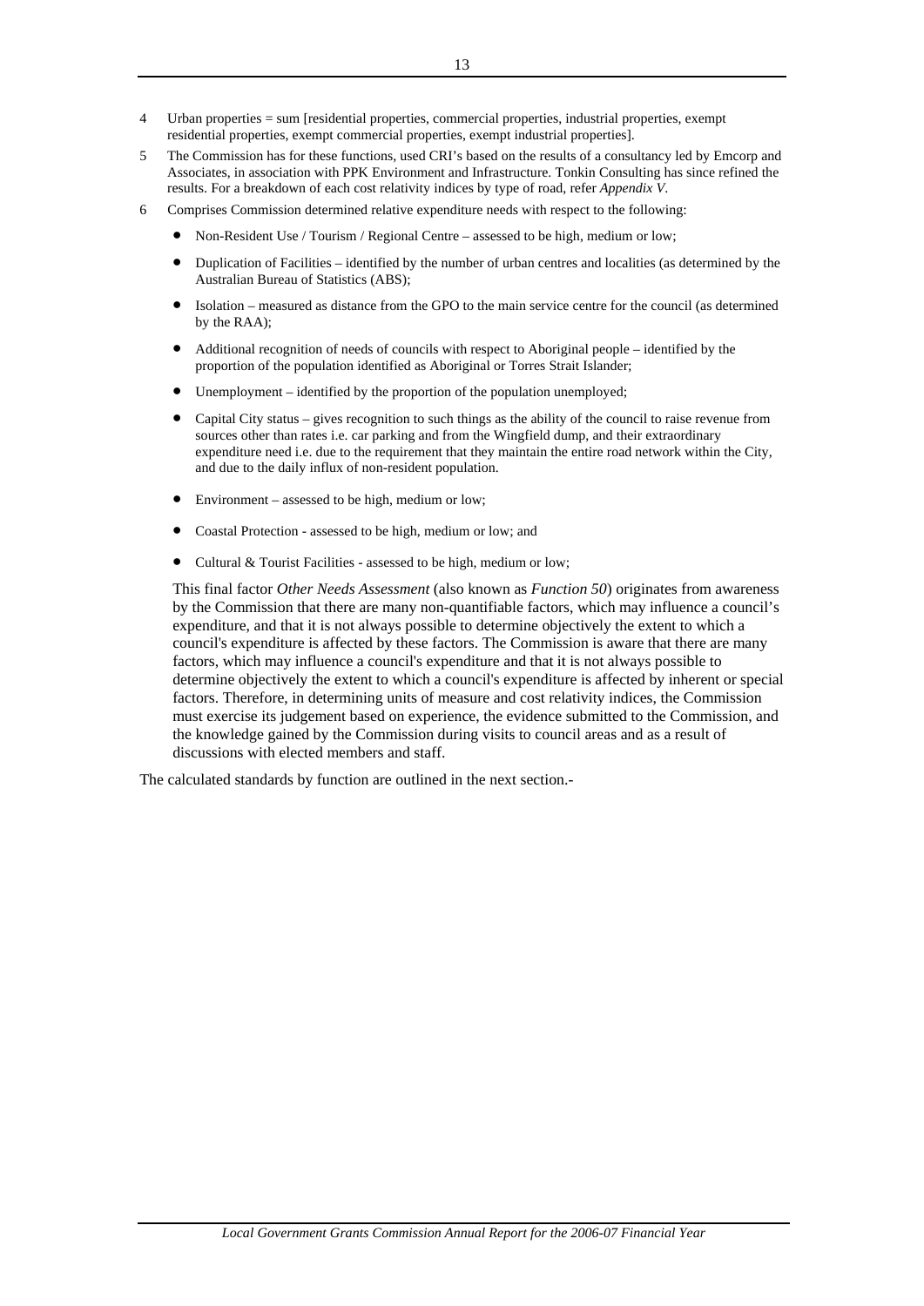4 Urban properties = sum [residential properties, commercial properties, industrial properties, exempt residential properties, exempt commercial properties, exempt industrial properties].

5 The Commission has for these functions, used CRI's based on the results of a consultancy led by Emcorp and Associates, in association with PPK Environment and Infrastructure. Tonkin Consulting has since refined the results. For a breakdown of each cost relativity indices by type of road, refer *Appendix V*.

6 Comprises Commission determined relative expenditure needs with respect to the following:

- Non-Resident Use / Tourism / Regional Centre – assessed to be high, medium or low;
- Duplication of Facilities – identified by the number of urban centres and localities (as determined by the Australian Bureau of Statistics (ABS);
- Isolation – measured as distance from the GPO to the main service centre for the council (as determined by the RAA);
- Additional recognition of needs of councils with respect to Aboriginal people – identified by the proportion of the population identified as Aboriginal or Torres Strait Islander;
- Unemployment – identified by the proportion of the population unemployed;
- Capital City status – gives recognition to such things as the ability of the council to raise revenue from sources other than rates i.e. car parking and from the Wingfield dump, and their extraordinary expenditure need i.e. due to the requirement that they maintain the entire road network within the City, and due to the daily influx of non-resident population.
- Environment – assessed to be high, medium or low;
- Coastal Protection - assessed to be high, medium or low; and
- Cultural & Tourist Facilities - assessed to be high, medium or low;

This final factor *Other Needs Assessment* (also known as *Function 50*) originates from awareness by the Commission that there are many non-quantifiable factors, which may influence a council's expenditure, and that it is not always possible to determine objectively the extent to which a council's expenditure is affected by these factors. The Commission is aware that there are many factors, which may influence a council's expenditure and that it is not always possible to determine objectively the extent to which a council's expenditure is affected by inherent or special factors. Therefore, in determining units of measure and cost relativity indices, the Commission must exercise its judgement based on experience, the evidence submitted to the Commission, and the knowledge gained by the Commission during visits to council areas and as a result of discussions with elected members and staff.

The calculated standards by function are outlined in the next section.-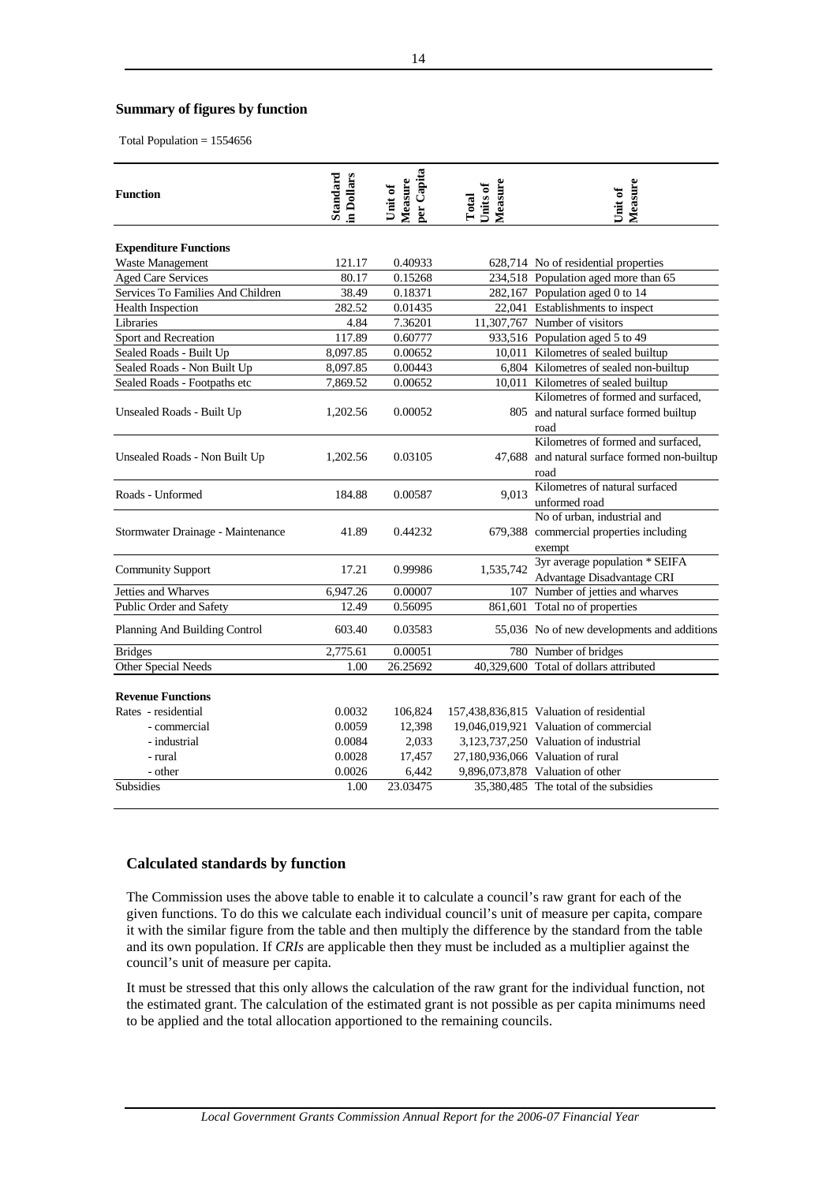### Summary of figures by function

Total Population = 1554656

| Function | Standard in Dollars | Unit of Measure per Capita | Total Units of Measure | Unit of Measure |
|---|---|---|---|---|
| **Expenditure Functions** | | | | |
| Waste Management | 121.17 | 0.40933 | 628,714 | No of residential properties |
| Aged Care Services | 80.17 | 0.15268 | 234,518 | Population aged more than 65 |
| Services To Families And Children | 38.49 | 0.18371 | 282,167 | Population aged 0 to 14 |
| Health Inspection | 282.52 | 0.01435 | 22,041 | Establishments to inspect |
| Libraries | 4.84 | 7.36201 | 11,307,767 | Number of visitors |
| Sport and Recreation | 117.89 | 0.60777 | 933,516 | Population aged 5 to 49 |
| Sealed Roads - Built Up | 8,097.85 | 0.00652 | 10,011 | Kilometres of sealed builtup |
| Sealed Roads - Non Built Up | 8,097.85 | 0.00443 | 6,804 | Kilometres of sealed non-builtup |
| Sealed Roads - Footpaths etc | 7,869.52 | 0.00652 | 10,011 | Kilometres of sealed builtup |
| Unsealed Roads - Built Up | 1,202.56 | 0.00052 | 805 | Kilometres of formed and surfaced, and natural surface formed builtup road |
| Unsealed Roads - Non Built Up | 1,202.56 | 0.03105 | 47,688 | Kilometres of formed and surfaced, and natural surface formed non-builtup road |
| Roads - Unformed | 184.88 | 0.00587 | 9,013 | Kilometres of natural surfaced unformed road |
| Stormwater Drainage - Maintenance | 41.89 | 0.44232 | 679,388 | No of urban, industrial and commercial properties including exempt |
| Community Support | 17.21 | 0.99986 | 1,535,742 | 3yr average population * SEIFA Advantage Disadvantage CRI |
| Jetties and Wharves | 6,947.26 | 0.00007 | 107 | Number of jetties and wharves |
| Public Order and Safety | 12.49 | 0.56095 | 861,601 | Total no of properties |
| Planning And Building Control | 603.40 | 0.03583 | 55,036 | No of new developments and additions |
| Bridges | 2,775.61 | 0.00051 | 780 | Number of bridges |
| Other Special Needs | 1.00 | 26.25692 | 40,329,600 | Total of dollars attributed |
| **Revenue Functions** | | | | |
| Rates - residential | 0.0032 | 106,824 | 157,438,836,815 | Valuation of residential |
| - commercial | 0.0059 | 12,398 | 19,046,019,921 | Valuation of commercial |
| - industrial | 0.0084 | 2,033 | 3,123,737,250 | Valuation of industrial |
| - rural | 0.0028 | 17,457 | 27,180,936,066 | Valuation of rural |
| - other | 0.0026 | 6,442 | 9,896,073,878 | Valuation of other |
| Subsidies | 1.00 | 23.03475 | 35,380,485 | The total of the subsidies |

### Calculated standards by function

The Commission uses the above table to enable it to calculate a council's raw grant for each of the given functions. To do this we calculate each individual council's unit of measure per capita, compare it with the similar figure from the table and then multiply the difference by the standard from the table and its own population. If *CRIs* are applicable then they must be included as a multiplier against the council's unit of measure per capita.

It must be stressed that this only allows the calculation of the raw grant for the individual function, not the estimated grant. The calculation of the estimated grant is not possible as per capita minimums need to be applied and the total allocation apportioned to the remaining councils.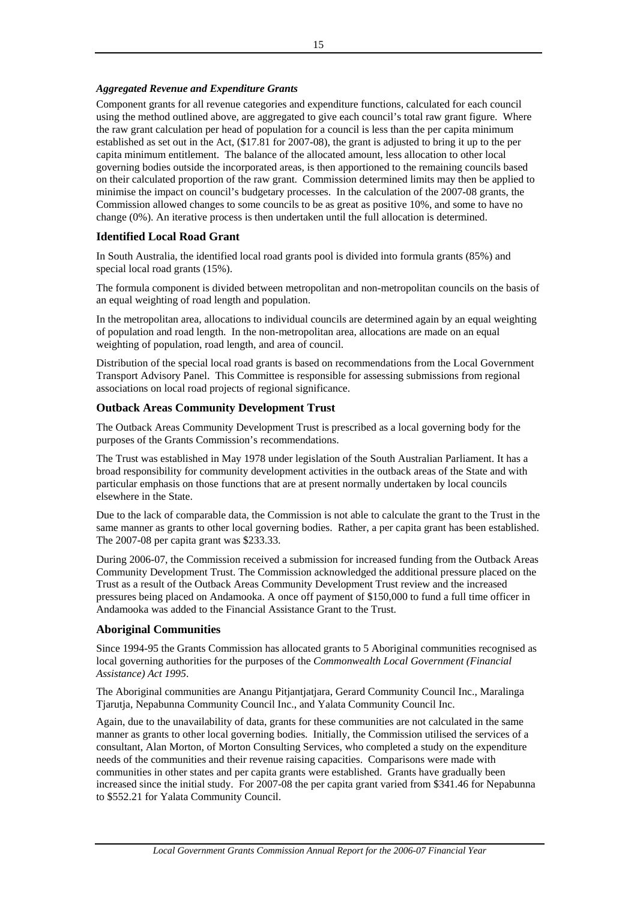### *Aggregated Revenue and Expenditure Grants*

Component grants for all revenue categories and expenditure functions, calculated for each council using the method outlined above, are aggregated to give each council's total raw grant figure. Where the raw grant calculation per head of population for a council is less than the per capita minimum established as set out in the Act, ($17.81 for 2007-08), the grant is adjusted to bring it up to the per capita minimum entitlement. The balance of the allocated amount, less allocation to other local governing bodies outside the incorporated areas, is then apportioned to the remaining councils based on their calculated proportion of the raw grant. Commission determined limits may then be applied to minimise the impact on council's budgetary processes. In the calculation of the 2007-08 grants, the Commission allowed changes to some councils to be as great as positive 10%, and some to have no change (0%). An iterative process is then undertaken until the full allocation is determined.

## Identified Local Road Grant

In South Australia, the identified local road grants pool is divided into formula grants (85%) and special local road grants (15%).

The formula component is divided between metropolitan and non-metropolitan councils on the basis of an equal weighting of road length and population.

In the metropolitan area, allocations to individual councils are determined again by an equal weighting of population and road length. In the non-metropolitan area, allocations are made on an equal weighting of population, road length, and area of council.

Distribution of the special local road grants is based on recommendations from the Local Government Transport Advisory Panel. This Committee is responsible for assessing submissions from regional associations on local road projects of regional significance.

## Outback Areas Community Development Trust

The Outback Areas Community Development Trust is prescribed as a local governing body for the purposes of the Grants Commission's recommendations.

The Trust was established in May 1978 under legislation of the South Australian Parliament. It has a broad responsibility for community development activities in the outback areas of the State and with particular emphasis on those functions that are at present normally undertaken by local councils elsewhere in the State.

Due to the lack of comparable data, the Commission is not able to calculate the grant to the Trust in the same manner as grants to other local governing bodies. Rather, a per capita grant has been established. The 2007-08 per capita grant was $233.33.

During 2006-07, the Commission received a submission for increased funding from the Outback Areas Community Development Trust. The Commission acknowledged the additional pressure placed on the Trust as a result of the Outback Areas Community Development Trust review and the increased pressures being placed on Andamooka. A once off payment of $150,000 to fund a full time officer in Andamooka was added to the Financial Assistance Grant to the Trust.

## Aboriginal Communities

Since 1994-95 the Grants Commission has allocated grants to 5 Aboriginal communities recognised as local governing authorities for the purposes of the *Commonwealth Local Government (Financial Assistance) Act 1995*.

The Aboriginal communities are Anangu Pitjantjatjara, Gerard Community Council Inc., Maralinga Tjarutja, Nepabunna Community Council Inc., and Yalata Community Council Inc.

Again, due to the unavailability of data, grants for these communities are not calculated in the same manner as grants to other local governing bodies. Initially, the Commission utilised the services of a consultant, Alan Morton, of Morton Consulting Services, who completed a study on the expenditure needs of the communities and their revenue raising capacities. Comparisons were made with communities in other states and per capita grants were established. Grants have gradually been increased since the initial study. For 2007-08 the per capita grant varied from $341.46 for Nepabunna to $552.21 for Yalata Community Council.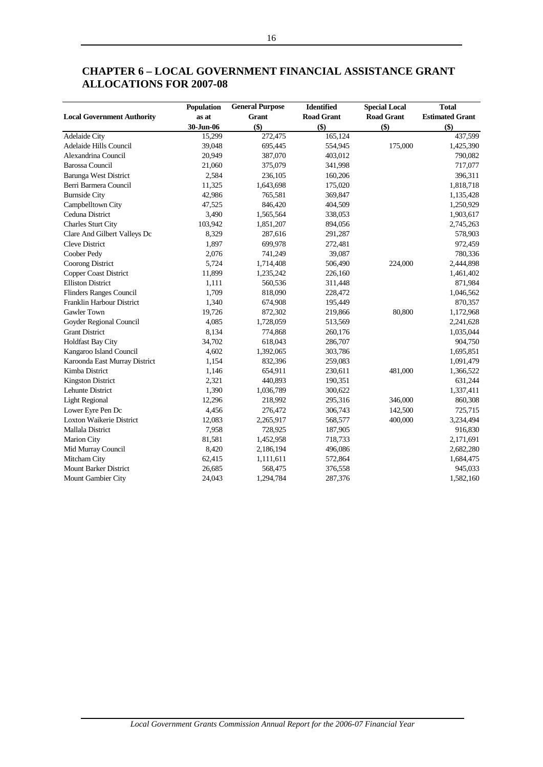# CHAPTER 6 – LOCAL GOVERNMENT FINANCIAL ASSISTANCE GRANT ALLOCATIONS FOR 2007-08

| Local Government Authority | Population as at 30-Jun-06 | General Purpose Grant ($) | Identified Road Grant ($) | Special Local Road Grant ($) | Total Estimated Grant ($) |
|---|---|---|---|---|---|
| Adelaide City | 15,299 | 272,475 | 165,124 | | 437,599 |
| Adelaide Hills Council | 39,048 | 695,445 | 554,945 | 175,000 | 1,425,390 |
| Alexandrina Council | 20,949 | 387,070 | 403,012 | | 790,082 |
| Barossa Council | 21,060 | 375,079 | 341,998 | | 717,077 |
| Barunga West District | 2,584 | 236,105 | 160,206 | | 396,311 |
| Berri Barmera Council | 11,325 | 1,643,698 | 175,020 | | 1,818,718 |
| Burnside City | 42,986 | 765,581 | 369,847 | | 1,135,428 |
| Campbelltown City | 47,525 | 846,420 | 404,509 | | 1,250,929 |
| Ceduna District | 3,490 | 1,565,564 | 338,053 | | 1,903,617 |
| Charles Sturt City | 103,942 | 1,851,207 | 894,056 | | 2,745,263 |
| Clare And Gilbert Valleys Dc | 8,329 | 287,616 | 291,287 | | 578,903 |
| Cleve District | 1,897 | 699,978 | 272,481 | | 972,459 |
| Coober Pedy | 2,076 | 741,249 | 39,087 | | 780,336 |
| Coorong District | 5,724 | 1,714,408 | 506,490 | 224,000 | 2,444,898 |
| Copper Coast District | 11,899 | 1,235,242 | 226,160 | | 1,461,402 |
| Elliston District | 1,111 | 560,536 | 311,448 | | 871,984 |
| Flinders Ranges Council | 1,709 | 818,090 | 228,472 | | 1,046,562 |
| Franklin Harbour District | 1,340 | 674,908 | 195,449 | | 870,357 |
| Gawler Town | 19,726 | 872,302 | 219,866 | 80,800 | 1,172,968 |
| Goyder Regional Council | 4,085 | 1,728,059 | 513,569 | | 2,241,628 |
| Grant District | 8,134 | 774,868 | 260,176 | | 1,035,044 |
| Holdfast Bay City | 34,702 | 618,043 | 286,707 | | 904,750 |
| Kangaroo Island Council | 4,602 | 1,392,065 | 303,786 | | 1,695,851 |
| Karoonda East Murray District | 1,154 | 832,396 | 259,083 | | 1,091,479 |
| Kimba District | 1,146 | 654,911 | 230,611 | 481,000 | 1,366,522 |
| Kingston District | 2,321 | 440,893 | 190,351 | | 631,244 |
| Lehunte District | 1,390 | 1,036,789 | 300,622 | | 1,337,411 |
| Light Regional | 12,296 | 218,992 | 295,316 | 346,000 | 860,308 |
| Lower Eyre Pen Dc | 4,456 | 276,472 | 306,743 | 142,500 | 725,715 |
| Loxton Waikerie District | 12,083 | 2,265,917 | 568,577 | 400,000 | 3,234,494 |
| Mallala District | 7,958 | 728,925 | 187,905 | | 916,830 |
| Marion City | 81,581 | 1,452,958 | 718,733 | | 2,171,691 |
| Mid Murray Council | 8,420 | 2,186,194 | 496,086 | | 2,682,280 |
| Mitcham City | 62,415 | 1,111,611 | 572,864 | | 1,684,475 |
| Mount Barker District | 26,685 | 568,475 | 376,558 | | 945,033 |
| Mount Gambier City | 24,043 | 1,294,784 | 287,376 | | 1,582,160 |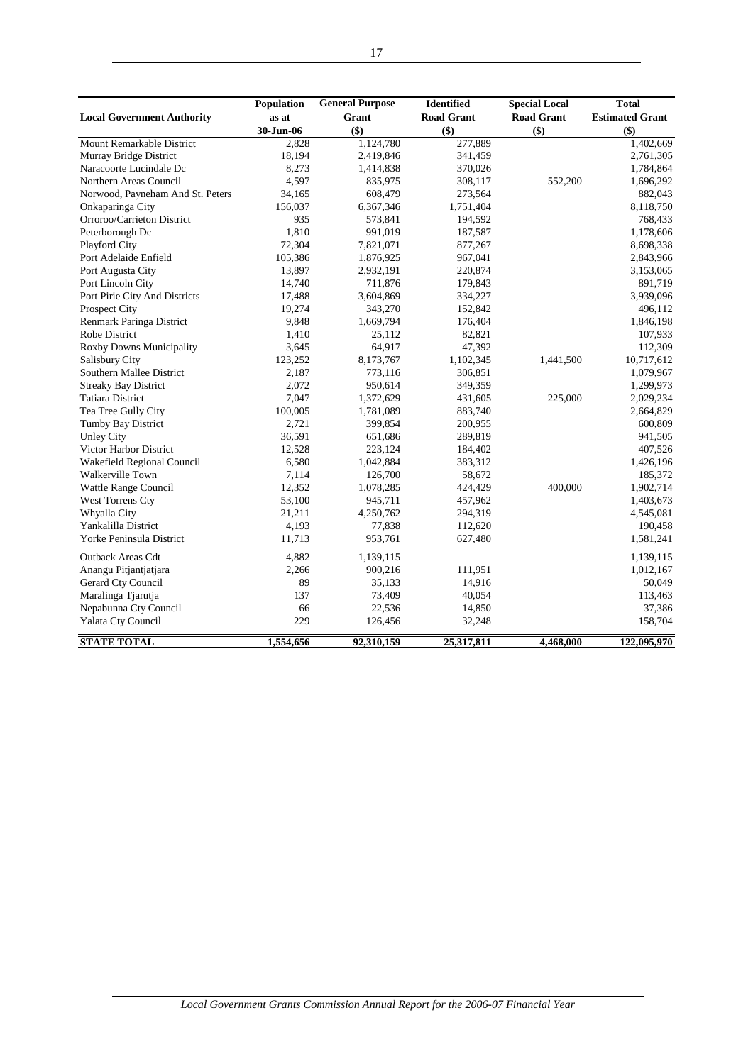| Local Government Authority | Population as at 30-Jun-06 | General Purpose Grant ($) | Identified Road Grant ($) | Special Local Road Grant ($) | Total Estimated Grant ($) |
|---|---|---|---|---|---|
| Mount Remarkable District | 2,828 | 1,124,780 | 277,889 | | 1,402,669 |
| Murray Bridge District | 18,194 | 2,419,846 | 341,459 | | 2,761,305 |
| Naracoorte Lucindale Dc | 8,273 | 1,414,838 | 370,026 | | 1,784,864 |
| Northern Areas Council | 4,597 | 835,975 | 308,117 | 552,200 | 1,696,292 |
| Norwood, Payneham And St. Peters | 34,165 | 608,479 | 273,564 | | 882,043 |
| Onkaparinga City | 156,037 | 6,367,346 | 1,751,404 | | 8,118,750 |
| Orroroo/Carrieton District | 935 | 573,841 | 194,592 | | 768,433 |
| Peterborough Dc | 1,810 | 991,019 | 187,587 | | 1,178,606 |
| Playford City | 72,304 | 7,821,071 | 877,267 | | 8,698,338 |
| Port Adelaide Enfield | 105,386 | 1,876,925 | 967,041 | | 2,843,966 |
| Port Augusta City | 13,897 | 2,932,191 | 220,874 | | 3,153,065 |
| Port Lincoln City | 14,740 | 711,876 | 179,843 | | 891,719 |
| Port Pirie City And Districts | 17,488 | 3,604,869 | 334,227 | | 3,939,096 |
| Prospect City | 19,274 | 343,270 | 152,842 | | 496,112 |
| Renmark Paringa District | 9,848 | 1,669,794 | 176,404 | | 1,846,198 |
| Robe District | 1,410 | 25,112 | 82,821 | | 107,933 |
| Roxby Downs Municipality | 3,645 | 64,917 | 47,392 | | 112,309 |
| Salisbury City | 123,252 | 8,173,767 | 1,102,345 | 1,441,500 | 10,717,612 |
| Southern Mallee District | 2,187 | 773,116 | 306,851 | | 1,079,967 |
| Streaky Bay District | 2,072 | 950,614 | 349,359 | | 1,299,973 |
| Tatiara District | 7,047 | 1,372,629 | 431,605 | 225,000 | 2,029,234 |
| Tea Tree Gully City | 100,005 | 1,781,089 | 883,740 | | 2,664,829 |
| Tumby Bay District | 2,721 | 399,854 | 200,955 | | 600,809 |
| Unley City | 36,591 | 651,686 | 289,819 | | 941,505 |
| Victor Harbor District | 12,528 | 223,124 | 184,402 | | 407,526 |
| Wakefield Regional Council | 6,580 | 1,042,884 | 383,312 | | 1,426,196 |
| Walkerville Town | 7,114 | 126,700 | 58,672 | | 185,372 |
| Wattle Range Council | 12,352 | 1,078,285 | 424,429 | 400,000 | 1,902,714 |
| West Torrens Cty | 53,100 | 945,711 | 457,962 | | 1,403,673 |
| Whyalla City | 21,211 | 4,250,762 | 294,319 | | 4,545,081 |
| Yankalilla District | 4,193 | 77,838 | 112,620 | | 190,458 |
| Yorke Peninsula District | 11,713 | 953,761 | 627,480 | | 1,581,241 |
| Outback Areas Cdt | 4,882 | 1,139,115 | | | 1,139,115 |
| Anangu Pitjantjatjara | 2,266 | 900,216 | 111,951 | | 1,012,167 |
| Gerard Cty Council | 89 | 35,133 | 14,916 | | 50,049 |
| Maralinga Tjarutja | 137 | 73,409 | 40,054 | | 113,463 |
| Nepabunna Cty Council | 66 | 22,536 | 14,850 | | 37,386 |
| Yalata Cty Council | 229 | 126,456 | 32,248 | | 158,704 |
| **STATE TOTAL** | **1,554,656** | **92,310,159** | **25,317,811** | **4,468,000** | **122,095,970** |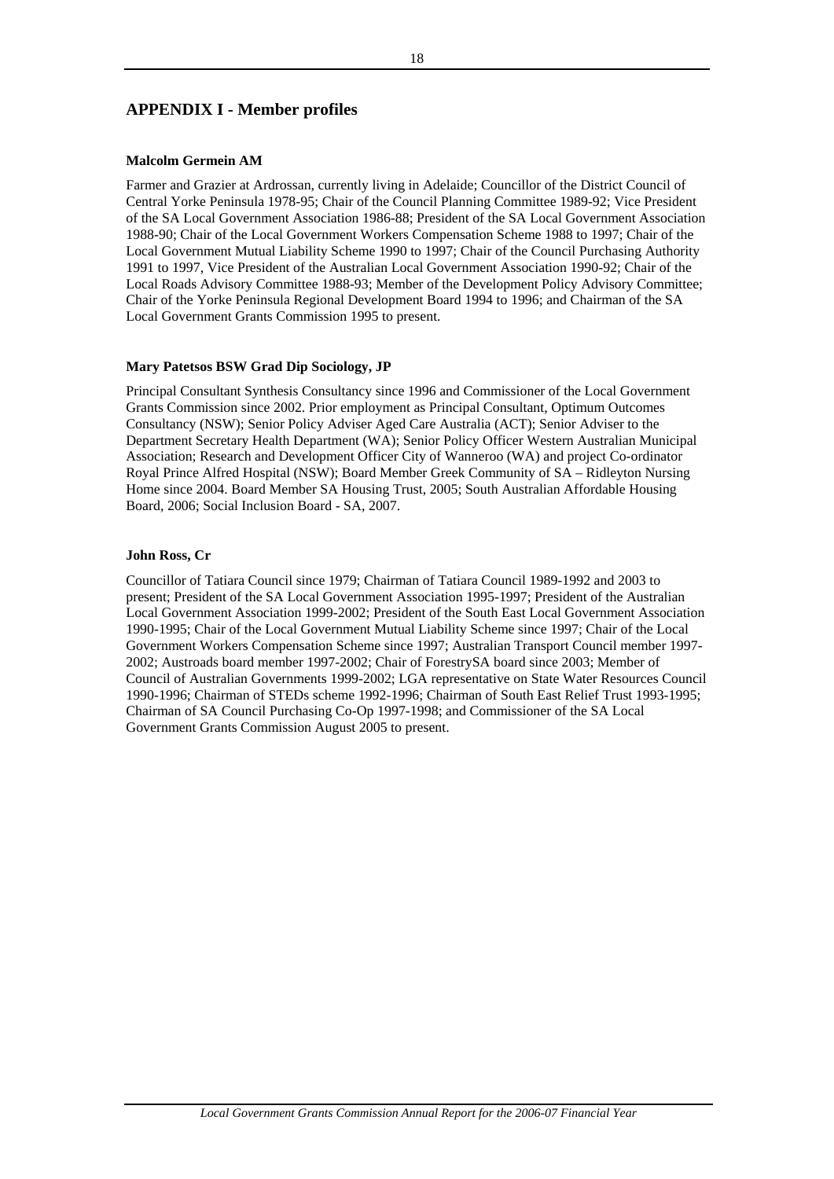## APPENDIX I - Member profiles

**Malcolm Germein AM**

Farmer and Grazier at Ardrossan, currently living in Adelaide; Councillor of the District Council of Central Yorke Peninsula 1978-95; Chair of the Council Planning Committee 1989-92; Vice President of the SA Local Government Association 1986-88; President of the SA Local Government Association 1988-90; Chair of the Local Government Workers Compensation Scheme 1988 to 1997; Chair of the Local Government Mutual Liability Scheme 1990 to 1997; Chair of the Council Purchasing Authority 1991 to 1997, Vice President of the Australian Local Government Association 1990-92; Chair of the Local Roads Advisory Committee 1988-93; Member of the Development Policy Advisory Committee; Chair of the Yorke Peninsula Regional Development Board 1994 to 1996; and Chairman of the SA Local Government Grants Commission 1995 to present.

**Mary Patetsos BSW Grad Dip Sociology, JP**

Principal Consultant Synthesis Consultancy since 1996 and Commissioner of the Local Government Grants Commission since 2002. Prior employment as Principal Consultant, Optimum Outcomes Consultancy (NSW); Senior Policy Adviser Aged Care Australia (ACT); Senior Adviser to the Department Secretary Health Department (WA); Senior Policy Officer Western Australian Municipal Association; Research and Development Officer City of Wanneroo (WA) and project Co-ordinator Royal Prince Alfred Hospital (NSW); Board Member Greek Community of SA – Ridleyton Nursing Home since 2004. Board Member SA Housing Trust, 2005; South Australian Affordable Housing Board, 2006; Social Inclusion Board - SA, 2007.

**John Ross, Cr**

Councillor of Tatiara Council since 1979; Chairman of Tatiara Council 1989-1992 and 2003 to present; President of the SA Local Government Association 1995-1997; President of the Australian Local Government Association 1999-2002; President of the South East Local Government Association 1990-1995; Chair of the Local Government Mutual Liability Scheme since 1997; Chair of the Local Government Workers Compensation Scheme since 1997; Australian Transport Council member 1997-2002; Austroads board member 1997-2002; Chair of ForestrySA board since 2003; Member of Council of Australian Governments 1999-2002; LGA representative on State Water Resources Council 1990-1996; Chairman of STEDs scheme 1992-1996; Chairman of South East Relief Trust 1993-1995; Chairman of SA Council Purchasing Co-Op 1997-1998; and Commissioner of the SA Local Government Grants Commission August 2005 to present.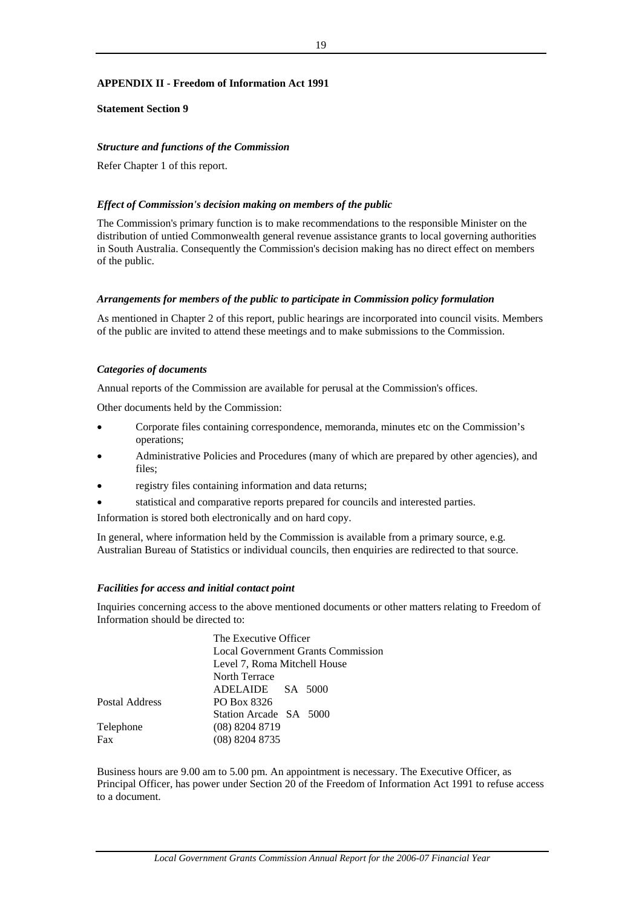**APPENDIX II - Freedom of Information Act 1991**

**Statement Section 9**

***Structure and functions of the Commission***

Refer Chapter 1 of this report.

***Effect of Commission's decision making on members of the public***

The Commission's primary function is to make recommendations to the responsible Minister on the distribution of untied Commonwealth general revenue assistance grants to local governing authorities in South Australia. Consequently the Commission's decision making has no direct effect on members of the public.

***Arrangements for members of the public to participate in Commission policy formulation***

As mentioned in Chapter 2 of this report, public hearings are incorporated into council visits. Members of the public are invited to attend these meetings and to make submissions to the Commission.

***Categories of documents***

Annual reports of the Commission are available for perusal at the Commission's offices.

Other documents held by the Commission:

- Corporate files containing correspondence, memoranda, minutes etc on the Commission's operations;
- Administrative Policies and Procedures (many of which are prepared by other agencies), and files;
- registry files containing information and data returns;
- statistical and comparative reports prepared for councils and interested parties.

Information is stored both electronically and on hard copy.

In general, where information held by the Commission is available from a primary source, e.g. Australian Bureau of Statistics or individual councils, then enquiries are redirected to that source.

***Facilities for access and initial contact point***

Inquiries concerning access to the above mentioned documents or other matters relating to Freedom of Information should be directed to:

| | |
|---|---|
| | The Executive Officer |
| | Local Government Grants Commission |
| | Level 7, Roma Mitchell House |
| | North Terrace |
| | ADELAIDE SA 5000 |
| Postal Address | PO Box 8326 |
| | Station Arcade SA 5000 |
| Telephone | (08) 8204 8719 |
| Fax | (08) 8204 8735 |

Business hours are 9.00 am to 5.00 pm. An appointment is necessary. The Executive Officer, as Principal Officer, has power under Section 20 of the Freedom of Information Act 1991 to refuse access to a document.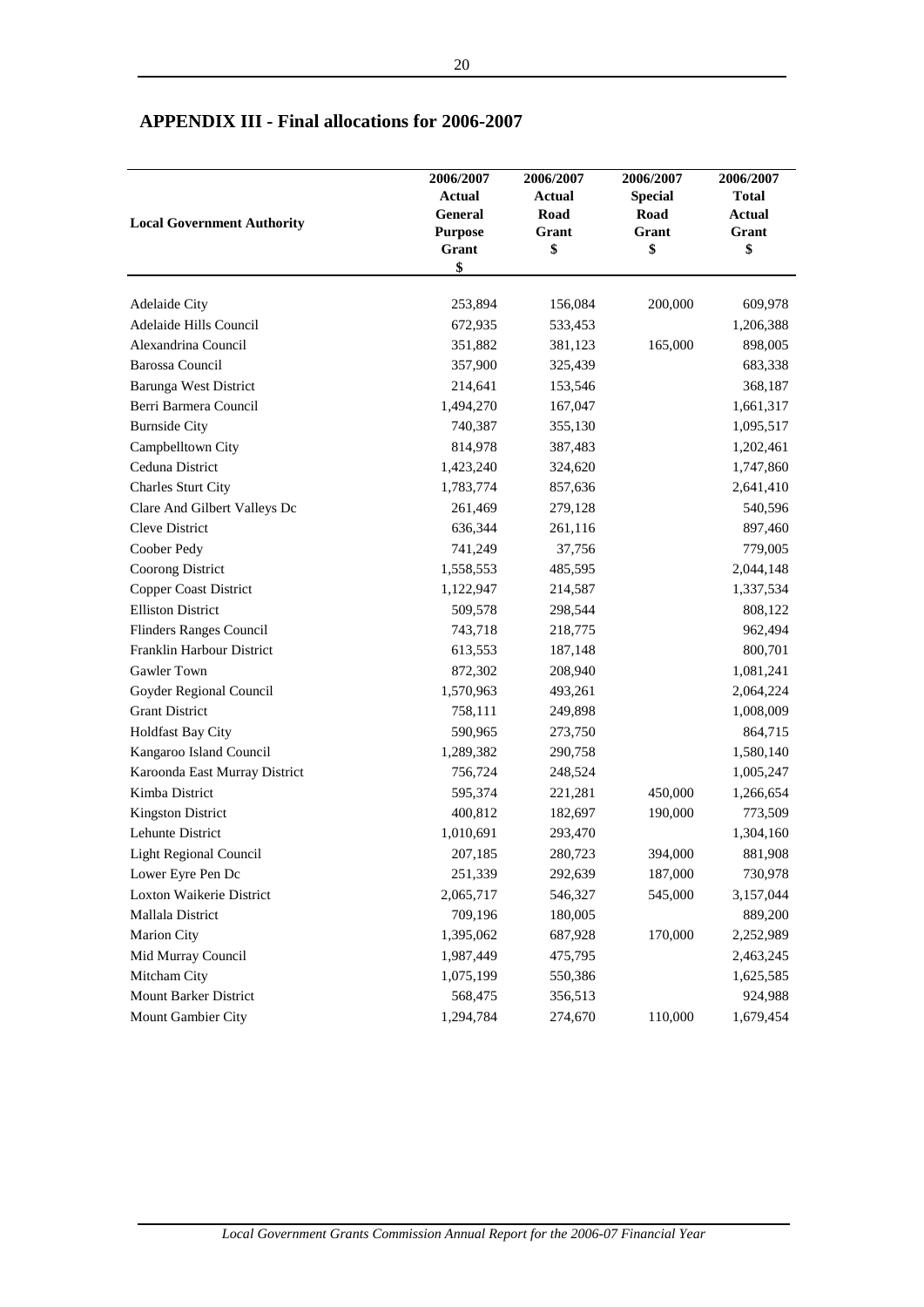## APPENDIX III - Final allocations for 2006-2007

| Local Government Authority | 2006/2007 Actual General Purpose Grant $ | 2006/2007 Actual Road Grant $ | 2006/2007 Special Road Grant $ | 2006/2007 Total Actual Grant $ |
|---|---|---|---|---|
| Adelaide City | 253,894 | 156,084 | 200,000 | 609,978 |
| Adelaide Hills Council | 672,935 | 533,453 | | 1,206,388 |
| Alexandrina Council | 351,882 | 381,123 | 165,000 | 898,005 |
| Barossa Council | 357,900 | 325,439 | | 683,338 |
| Barunga West District | 214,641 | 153,546 | | 368,187 |
| Berri Barmera Council | 1,494,270 | 167,047 | | 1,661,317 |
| Burnside City | 740,387 | 355,130 | | 1,095,517 |
| Campbelltown City | 814,978 | 387,483 | | 1,202,461 |
| Ceduna District | 1,423,240 | 324,620 | | 1,747,860 |
| Charles Sturt City | 1,783,774 | 857,636 | | 2,641,410 |
| Clare And Gilbert Valleys Dc | 261,469 | 279,128 | | 540,596 |
| Cleve District | 636,344 | 261,116 | | 897,460 |
| Coober Pedy | 741,249 | 37,756 | | 779,005 |
| Coorong District | 1,558,553 | 485,595 | | 2,044,148 |
| Copper Coast District | 1,122,947 | 214,587 | | 1,337,534 |
| Elliston District | 509,578 | 298,544 | | 808,122 |
| Flinders Ranges Council | 743,718 | 218,775 | | 962,494 |
| Franklin Harbour District | 613,553 | 187,148 | | 800,701 |
| Gawler Town | 872,302 | 208,940 | | 1,081,241 |
| Goyder Regional Council | 1,570,963 | 493,261 | | 2,064,224 |
| Grant District | 758,111 | 249,898 | | 1,008,009 |
| Holdfast Bay City | 590,965 | 273,750 | | 864,715 |
| Kangaroo Island Council | 1,289,382 | 290,758 | | 1,580,140 |
| Karoonda East Murray District | 756,724 | 248,524 | | 1,005,247 |
| Kimba District | 595,374 | 221,281 | 450,000 | 1,266,654 |
| Kingston District | 400,812 | 182,697 | 190,000 | 773,509 |
| Lehunte District | 1,010,691 | 293,470 | | 1,304,160 |
| Light Regional Council | 207,185 | 280,723 | 394,000 | 881,908 |
| Lower Eyre Pen Dc | 251,339 | 292,639 | 187,000 | 730,978 |
| Loxton Waikerie District | 2,065,717 | 546,327 | 545,000 | 3,157,044 |
| Mallala District | 709,196 | 180,005 | | 889,200 |
| Marion City | 1,395,062 | 687,928 | 170,000 | 2,252,989 |
| Mid Murray Council | 1,987,449 | 475,795 | | 2,463,245 |
| Mitcham City | 1,075,199 | 550,386 | | 1,625,585 |
| Mount Barker District | 568,475 | 356,513 | | 924,988 |
| Mount Gambier City | 1,294,784 | 274,670 | 110,000 | 1,679,454 |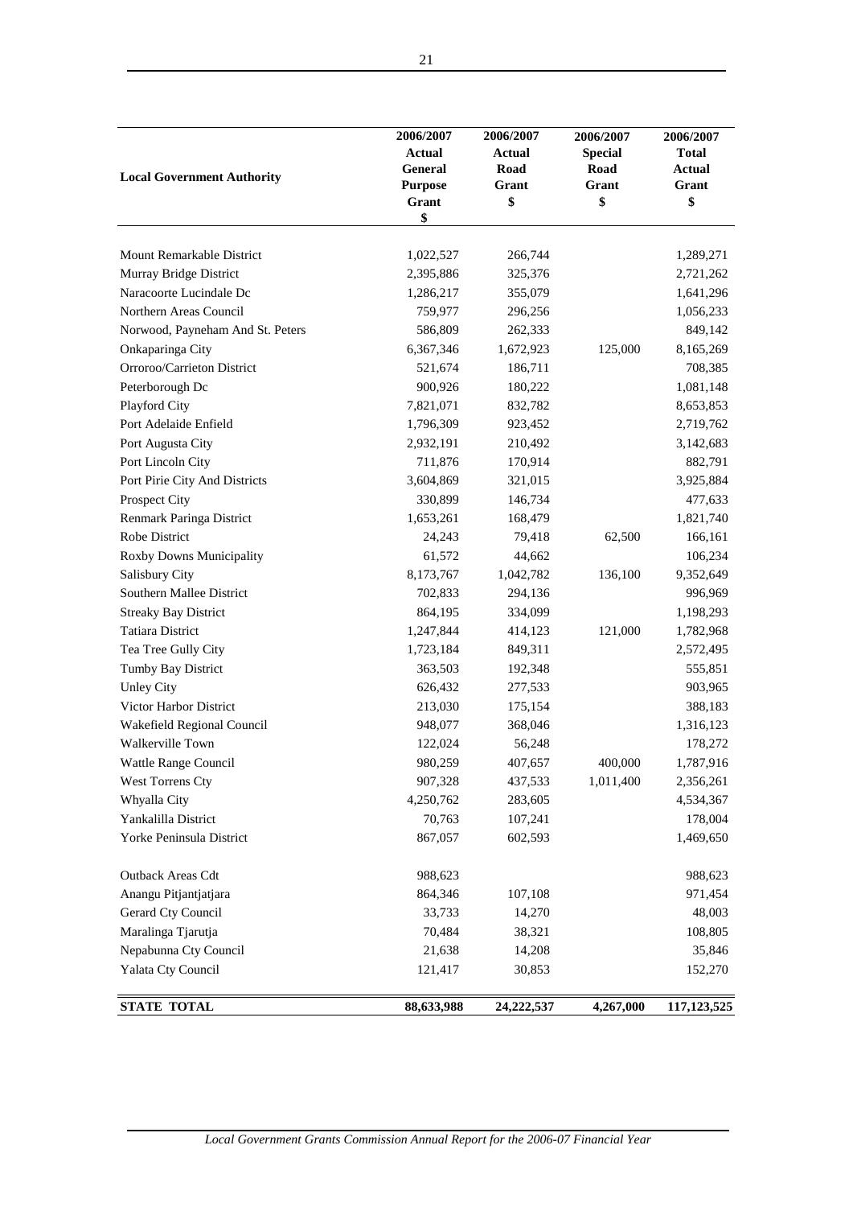| Local Government Authority | 2006/2007 Actual General Purpose Grant $ | 2006/2007 Actual Road Grant $ | 2006/2007 Special Road Grant $ | 2006/2007 Total Actual Grant $ |
|---|---|---|---|---|
| Mount Remarkable District | 1,022,527 | 266,744 | | 1,289,271 |
| Murray Bridge District | 2,395,886 | 325,376 | | 2,721,262 |
| Naracoorte Lucindale Dc | 1,286,217 | 355,079 | | 1,641,296 |
| Northern Areas Council | 759,977 | 296,256 | | 1,056,233 |
| Norwood, Payneham And St. Peters | 586,809 | 262,333 | | 849,142 |
| Onkaparinga City | 6,367,346 | 1,672,923 | 125,000 | 8,165,269 |
| Orroroo/Carrieton District | 521,674 | 186,711 | | 708,385 |
| Peterborough Dc | 900,926 | 180,222 | | 1,081,148 |
| Playford City | 7,821,071 | 832,782 | | 8,653,853 |
| Port Adelaide Enfield | 1,796,309 | 923,452 | | 2,719,762 |
| Port Augusta City | 2,932,191 | 210,492 | | 3,142,683 |
| Port Lincoln City | 711,876 | 170,914 | | 882,791 |
| Port Pirie City And Districts | 3,604,869 | 321,015 | | 3,925,884 |
| Prospect City | 330,899 | 146,734 | | 477,633 |
| Renmark Paringa District | 1,653,261 | 168,479 | | 1,821,740 |
| Robe District | 24,243 | 79,418 | 62,500 | 166,161 |
| Roxby Downs Municipality | 61,572 | 44,662 | | 106,234 |
| Salisbury City | 8,173,767 | 1,042,782 | 136,100 | 9,352,649 |
| Southern Mallee District | 702,833 | 294,136 | | 996,969 |
| Streaky Bay District | 864,195 | 334,099 | | 1,198,293 |
| Tatiara District | 1,247,844 | 414,123 | 121,000 | 1,782,968 |
| Tea Tree Gully City | 1,723,184 | 849,311 | | 2,572,495 |
| Tumby Bay District | 363,503 | 192,348 | | 555,851 |
| Unley City | 626,432 | 277,533 | | 903,965 |
| Victor Harbor District | 213,030 | 175,154 | | 388,183 |
| Wakefield Regional Council | 948,077 | 368,046 | | 1,316,123 |
| Walkerville Town | 122,024 | 56,248 | | 178,272 |
| Wattle Range Council | 980,259 | 407,657 | 400,000 | 1,787,916 |
| West Torrens Cty | 907,328 | 437,533 | 1,011,400 | 2,356,261 |
| Whyalla City | 4,250,762 | 283,605 | | 4,534,367 |
| Yankalilla District | 70,763 | 107,241 | | 178,004 |
| Yorke Peninsula District | 867,057 | 602,593 | | 1,469,650 |
| | | | | |
| Outback Areas Cdt | 988,623 | | | 988,623 |
| Anangu Pitjantjatjara | 864,346 | 107,108 | | 971,454 |
| Gerard Cty Council | 33,733 | 14,270 | | 48,003 |
| Maralinga Tjarutja | 70,484 | 38,321 | | 108,805 |
| Nepabunna Cty Council | 21,638 | 14,208 | | 35,846 |
| Yalata Cty Council | 121,417 | 30,853 | | 152,270 |
| **STATE TOTAL** | **88,633,988** | **24,222,537** | **4,267,000** | **117,123,525** |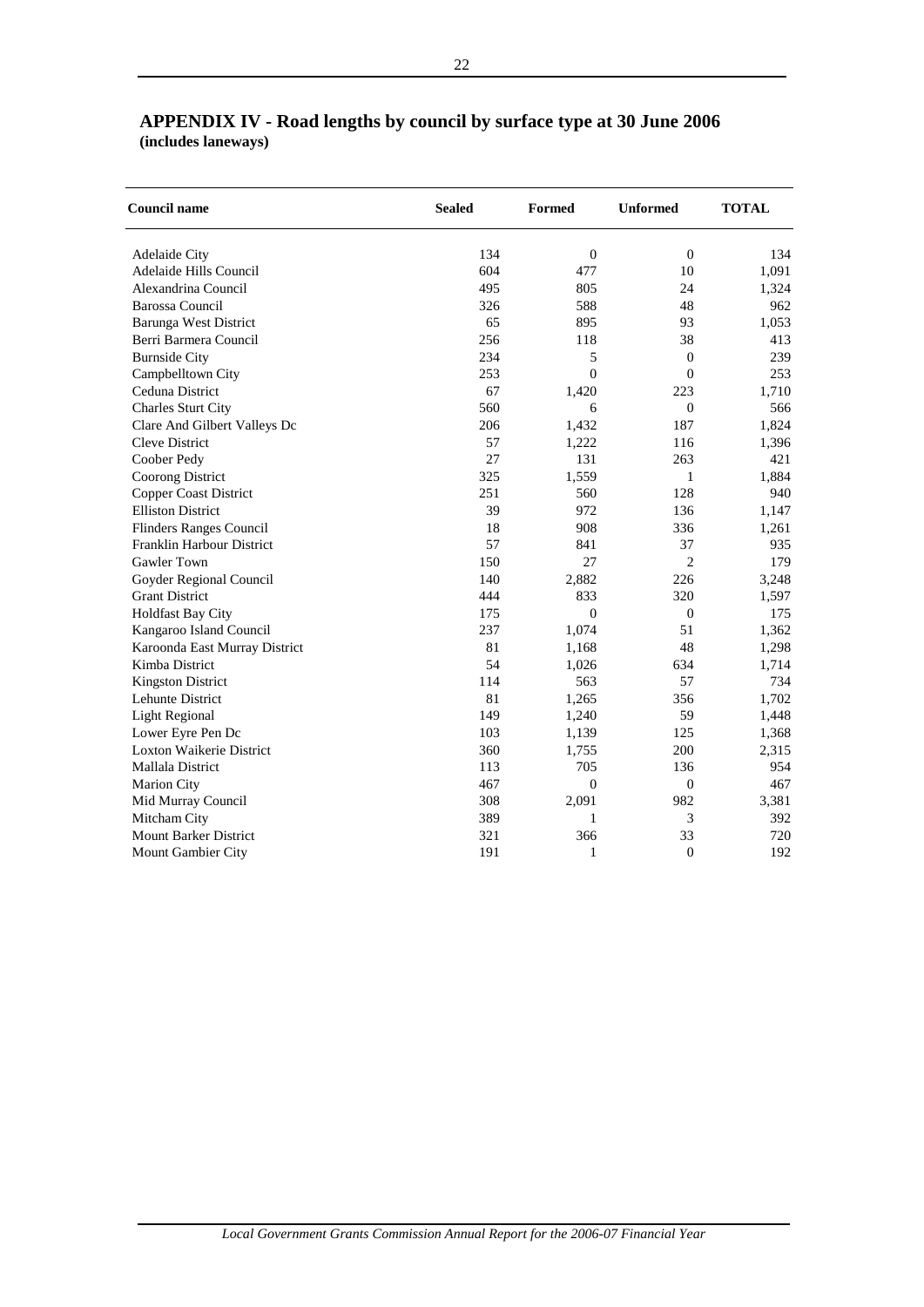## APPENDIX IV - Road lengths by council by surface type at 30 June 2006

**(includes laneways)**

| Council name | Sealed | Formed | Unformed | TOTAL |
|---|---|---|---|---|
| Adelaide City | 134 | 0 | 0 | 134 |
| Adelaide Hills Council | 604 | 477 | 10 | 1,091 |
| Alexandrina Council | 495 | 805 | 24 | 1,324 |
| Barossa Council | 326 | 588 | 48 | 962 |
| Barunga West District | 65 | 895 | 93 | 1,053 |
| Berri Barmera Council | 256 | 118 | 38 | 413 |
| Burnside City | 234 | 5 | 0 | 239 |
| Campbelltown City | 253 | 0 | 0 | 253 |
| Ceduna District | 67 | 1,420 | 223 | 1,710 |
| Charles Sturt City | 560 | 6 | 0 | 566 |
| Clare And Gilbert Valleys Dc | 206 | 1,432 | 187 | 1,824 |
| Cleve District | 57 | 1,222 | 116 | 1,396 |
| Coober Pedy | 27 | 131 | 263 | 421 |
| Coorong District | 325 | 1,559 | 1 | 1,884 |
| Copper Coast District | 251 | 560 | 128 | 940 |
| Elliston District | 39 | 972 | 136 | 1,147 |
| Flinders Ranges Council | 18 | 908 | 336 | 1,261 |
| Franklin Harbour District | 57 | 841 | 37 | 935 |
| Gawler Town | 150 | 27 | 2 | 179 |
| Goyder Regional Council | 140 | 2,882 | 226 | 3,248 |
| Grant District | 444 | 833 | 320 | 1,597 |
| Holdfast Bay City | 175 | 0 | 0 | 175 |
| Kangaroo Island Council | 237 | 1,074 | 51 | 1,362 |
| Karoonda East Murray District | 81 | 1,168 | 48 | 1,298 |
| Kimba District | 54 | 1,026 | 634 | 1,714 |
| Kingston District | 114 | 563 | 57 | 734 |
| Lehunte District | 81 | 1,265 | 356 | 1,702 |
| Light Regional | 149 | 1,240 | 59 | 1,448 |
| Lower Eyre Pen Dc | 103 | 1,139 | 125 | 1,368 |
| Loxton Waikerie District | 360 | 1,755 | 200 | 2,315 |
| Mallala District | 113 | 705 | 136 | 954 |
| Marion City | 467 | 0 | 0 | 467 |
| Mid Murray Council | 308 | 2,091 | 982 | 3,381 |
| Mitcham City | 389 | 1 | 3 | 392 |
| Mount Barker District | 321 | 366 | 33 | 720 |
| Mount Gambier City | 191 | 1 | 0 | 192 |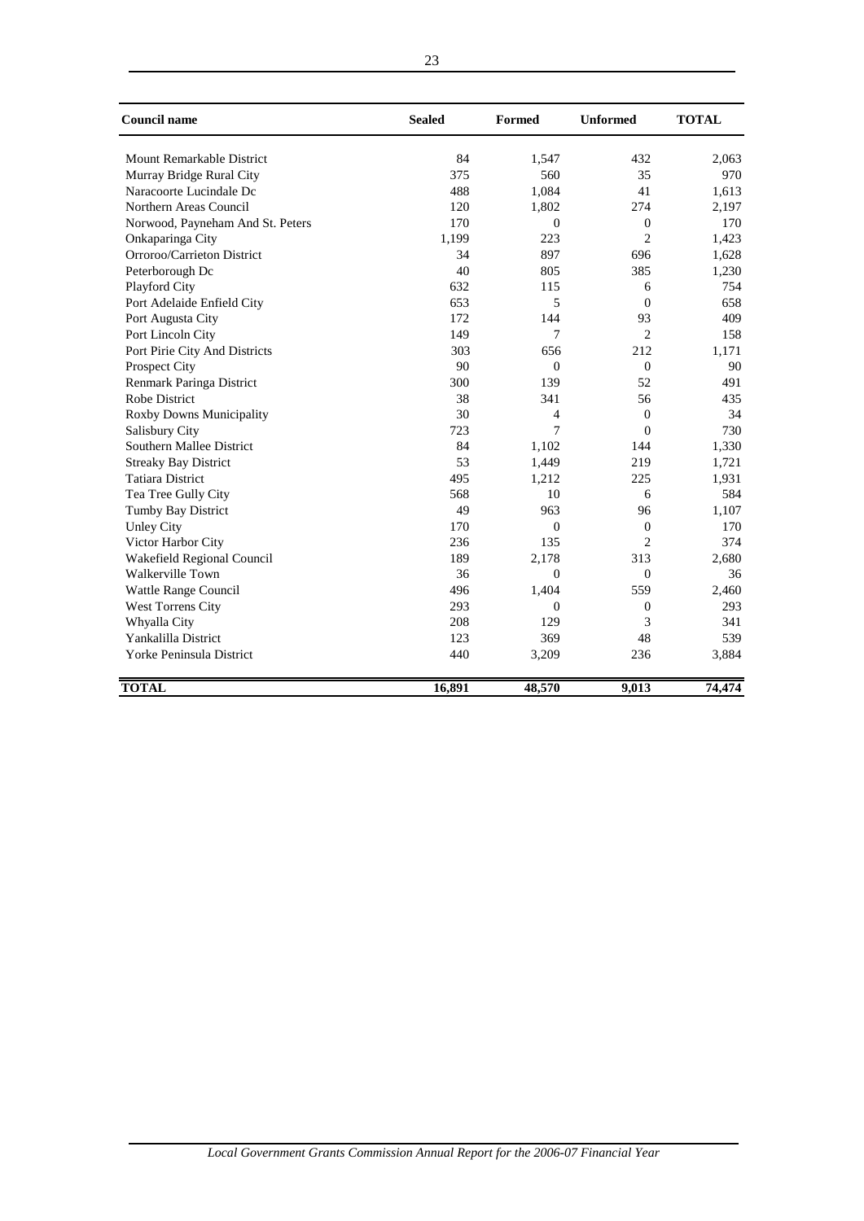| Council name | Sealed | Formed | Unformed | TOTAL |
|---|---|---|---|---|
| Mount Remarkable District | 84 | 1,547 | 432 | 2,063 |
| Murray Bridge Rural City | 375 | 560 | 35 | 970 |
| Naracoorte Lucindale Dc | 488 | 1,084 | 41 | 1,613 |
| Northern Areas Council | 120 | 1,802 | 274 | 2,197 |
| Norwood, Payneham And St. Peters | 170 | 0 | 0 | 170 |
| Onkaparinga City | 1,199 | 223 | 2 | 1,423 |
| Orroroo/Carrieton District | 34 | 897 | 696 | 1,628 |
| Peterborough Dc | 40 | 805 | 385 | 1,230 |
| Playford City | 632 | 115 | 6 | 754 |
| Port Adelaide Enfield City | 653 | 5 | 0 | 658 |
| Port Augusta City | 172 | 144 | 93 | 409 |
| Port Lincoln City | 149 | 7 | 2 | 158 |
| Port Pirie City And Districts | 303 | 656 | 212 | 1,171 |
| Prospect City | 90 | 0 | 0 | 90 |
| Renmark Paringa District | 300 | 139 | 52 | 491 |
| Robe District | 38 | 341 | 56 | 435 |
| Roxby Downs Municipality | 30 | 4 | 0 | 34 |
| Salisbury City | 723 | 7 | 0 | 730 |
| Southern Mallee District | 84 | 1,102 | 144 | 1,330 |
| Streaky Bay District | 53 | 1,449 | 219 | 1,721 |
| Tatiara District | 495 | 1,212 | 225 | 1,931 |
| Tea Tree Gully City | 568 | 10 | 6 | 584 |
| Tumby Bay District | 49 | 963 | 96 | 1,107 |
| Unley City | 170 | 0 | 0 | 170 |
| Victor Harbor City | 236 | 135 | 2 | 374 |
| Wakefield Regional Council | 189 | 2,178 | 313 | 2,680 |
| Walkerville Town | 36 | 0 | 0 | 36 |
| Wattle Range Council | 496 | 1,404 | 559 | 2,460 |
| West Torrens City | 293 | 0 | 0 | 293 |
| Whyalla City | 208 | 129 | 3 | 341 |
| Yankalilla District | 123 | 369 | 48 | 539 |
| Yorke Peninsula District | 440 | 3,209 | 236 | 3,884 |
| **TOTAL** | **16,891** | **48,570** | **9,013** | **74,474** |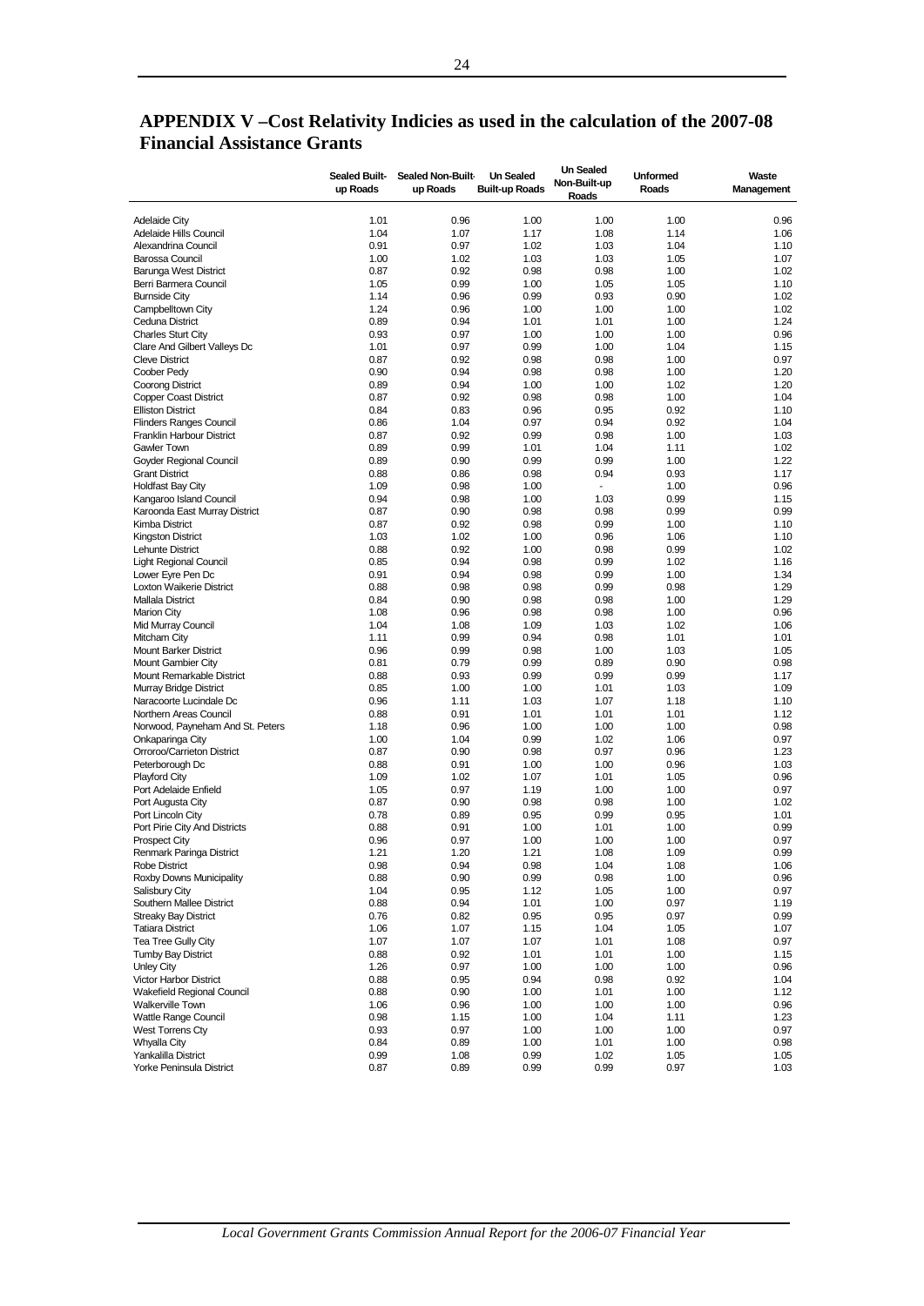# APPENDIX V –Cost Relativity Indicies as used in the calculation of the 2007-08 Financial Assistance Grants

| | Sealed Built-up Roads | Sealed Non-Built-up Roads | Un Sealed Built-up Roads | Un Sealed Non-Built-up Roads | Unformed Roads | Waste Management |
|---|---|---|---|---|---|---|
| Adelaide City | 1.01 | 0.96 | 1.00 | 1.00 | 1.00 | 0.96 |
| Adelaide Hills Council | 1.04 | 1.07 | 1.17 | 1.08 | 1.14 | 1.06 |
| Alexandrina Council | 0.91 | 0.97 | 1.02 | 1.03 | 1.04 | 1.10 |
| Barossa Council | 1.00 | 1.02 | 1.03 | 1.03 | 1.05 | 1.07 |
| Barunga West District | 0.87 | 0.92 | 0.98 | 0.98 | 1.00 | 1.02 |
| Berri Barmera Council | 1.05 | 0.99 | 1.00 | 1.05 | 1.05 | 1.10 |
| Burnside City | 1.14 | 0.96 | 0.99 | 0.93 | 0.90 | 1.02 |
| Campbelltown City | 1.24 | 0.96 | 1.00 | 1.00 | 1.00 | 1.02 |
| Ceduna District | 0.89 | 0.94 | 1.01 | 1.01 | 1.00 | 1.24 |
| Charles Sturt City | 0.93 | 0.97 | 1.00 | 1.00 | 1.00 | 0.96 |
| Clare And Gilbert Valleys Dc | 1.01 | 0.97 | 0.99 | 1.00 | 1.04 | 1.15 |
| Cleve District | 0.87 | 0.92 | 0.98 | 0.98 | 1.00 | 0.97 |
| Coober Pedy | 0.90 | 0.94 | 0.98 | 0.98 | 1.00 | 1.20 |
| Coorong District | 0.89 | 0.94 | 1.00 | 1.00 | 1.02 | 1.20 |
| Copper Coast District | 0.87 | 0.92 | 0.98 | 0.98 | 1.00 | 1.04 |
| Elliston District | 0.84 | 0.83 | 0.96 | 0.95 | 0.92 | 1.10 |
| Flinders Ranges Council | 0.86 | 1.04 | 0.97 | 0.94 | 0.92 | 1.04 |
| Franklin Harbour District | 0.87 | 0.92 | 0.99 | 0.98 | 1.00 | 1.03 |
| Gawler Town | 0.89 | 0.99 | 1.01 | 1.04 | 1.11 | 1.02 |
| Goyder Regional Council | 0.89 | 0.90 | 0.99 | 0.99 | 1.00 | 1.22 |
| Grant District | 0.88 | 0.86 | 0.98 | 0.94 | 0.93 | 1.17 |
| Holdfast Bay City | 1.09 | 0.98 | 1.00 | - | 1.00 | 0.96 |
| Kangaroo Island Council | 0.94 | 0.98 | 1.00 | 1.03 | 0.99 | 1.15 |
| Karoonda East Murray District | 0.87 | 0.90 | 0.98 | 0.98 | 0.99 | 0.99 |
| Kimba District | 0.87 | 0.92 | 0.98 | 0.99 | 1.00 | 1.10 |
| Kingston District | 1.03 | 1.02 | 1.00 | 0.96 | 1.06 | 1.10 |
| Lehunte District | 0.88 | 0.92 | 1.00 | 0.98 | 0.99 | 1.02 |
| Light Regional Council | 0.85 | 0.94 | 0.98 | 0.99 | 1.02 | 1.16 |
| Lower Eyre Pen Dc | 0.91 | 0.94 | 0.98 | 0.99 | 1.00 | 1.34 |
| Loxton Waikerie District | 0.88 | 0.98 | 0.98 | 0.99 | 0.98 | 1.29 |
| Mallala District | 0.84 | 0.90 | 0.98 | 0.98 | 1.00 | 1.29 |
| Marion City | 1.08 | 0.96 | 0.98 | 0.98 | 1.00 | 0.96 |
| Mid Murray Council | 1.04 | 1.08 | 1.09 | 1.03 | 1.02 | 1.06 |
| Mitcham City | 1.11 | 0.99 | 0.94 | 0.98 | 1.01 | 1.01 |
| Mount Barker District | 0.96 | 0.99 | 0.98 | 1.00 | 1.03 | 1.05 |
| Mount Gambier City | 0.81 | 0.79 | 0.99 | 0.89 | 0.90 | 0.98 |
| Mount Remarkable District | 0.88 | 0.93 | 0.99 | 0.99 | 0.99 | 1.17 |
| Murray Bridge District | 0.85 | 1.00 | 1.00 | 1.01 | 1.03 | 1.09 |
| Naracoorte Lucindale Dc | 0.96 | 1.11 | 1.03 | 1.07 | 1.18 | 1.10 |
| Northern Areas Council | 0.88 | 0.91 | 1.01 | 1.01 | 1.01 | 1.12 |
| Norwood, Payneham And St. Peters | 1.18 | 0.96 | 1.00 | 1.00 | 1.00 | 0.98 |
| Onkaparinga City | 1.00 | 1.04 | 0.99 | 1.02 | 1.06 | 0.97 |
| Orroroo/Carrieton District | 0.87 | 0.90 | 0.98 | 0.97 | 0.96 | 1.23 |
| Peterborough Dc | 0.88 | 0.91 | 1.00 | 1.00 | 0.96 | 1.03 |
| Playford City | 1.09 | 1.02 | 1.07 | 1.01 | 1.05 | 0.96 |
| Port Adelaide Enfield | 1.05 | 0.97 | 1.19 | 1.00 | 1.00 | 0.97 |
| Port Augusta City | 0.87 | 0.90 | 0.98 | 0.98 | 1.00 | 1.02 |
| Port Lincoln City | 0.78 | 0.89 | 0.95 | 0.99 | 0.95 | 1.01 |
| Port Pirie City And Districts | 0.88 | 0.91 | 1.00 | 1.01 | 1.00 | 0.99 |
| Prospect City | 0.96 | 0.97 | 1.00 | 1.00 | 1.00 | 0.97 |
| Renmark Paringa District | 1.21 | 1.20 | 1.21 | 1.08 | 1.09 | 0.99 |
| Robe District | 0.98 | 0.94 | 0.98 | 1.04 | 1.08 | 1.06 |
| Roxby Downs Municipality | 0.88 | 0.90 | 0.99 | 0.98 | 1.00 | 0.96 |
| Salisbury City | 1.04 | 0.95 | 1.12 | 1.05 | 1.00 | 0.97 |
| Southern Mallee District | 0.88 | 0.94 | 1.01 | 1.00 | 0.97 | 1.19 |
| Streaky Bay District | 0.76 | 0.82 | 0.95 | 0.95 | 0.97 | 0.99 |
| Tatiara District | 1.06 | 1.07 | 1.15 | 1.04 | 1.05 | 1.07 |
| Tea Tree Gully City | 1.07 | 1.07 | 1.07 | 1.01 | 1.08 | 0.97 |
| Tumby Bay District | 0.88 | 0.92 | 1.01 | 1.01 | 1.00 | 1.15 |
| Unley City | 1.26 | 0.97 | 1.00 | 1.00 | 1.00 | 0.96 |
| Victor Harbor District | 0.88 | 0.95 | 0.94 | 0.98 | 0.92 | 1.04 |
| Wakefield Regional Council | 0.88 | 0.90 | 1.00 | 1.01 | 1.00 | 1.12 |
| Walkerville Town | 1.06 | 0.96 | 1.00 | 1.00 | 1.00 | 0.96 |
| Wattle Range Council | 0.98 | 1.15 | 1.00 | 1.04 | 1.11 | 1.23 |
| West Torrens Cty | 0.93 | 0.97 | 1.00 | 1.00 | 1.00 | 0.97 |
| Whyalla City | 0.84 | 0.89 | 1.00 | 1.01 | 1.00 | 0.98 |
| Yankalilla District | 0.99 | 1.08 | 0.99 | 1.02 | 1.05 | 1.05 |
| Yorke Peninsula District | 0.87 | 0.89 | 0.99 | 0.99 | 0.97 | 1.03 |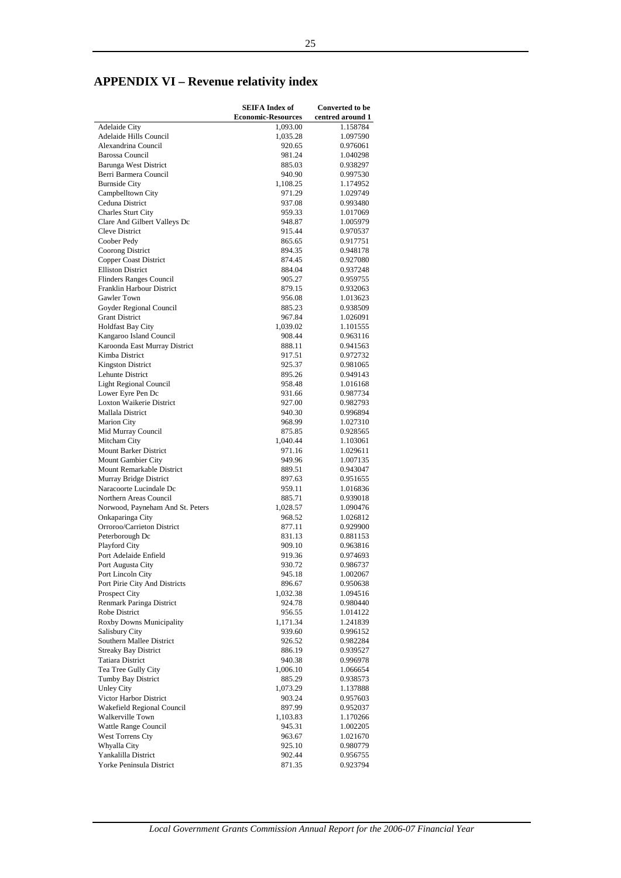# APPENDIX VI – Revenue relativity index

| | SEIFA Index of Economic-Resources | Converted to be centred around 1 |
|---|---|---|
| Adelaide City | 1,093.00 | 1.158784 |
| Adelaide Hills Council | 1,035.28 | 1.097590 |
| Alexandrina Council | 920.65 | 0.976061 |
| Barossa Council | 981.24 | 1.040298 |
| Barunga West District | 885.03 | 0.938297 |
| Berri Barmera Council | 940.90 | 0.997530 |
| Burnside City | 1,108.25 | 1.174952 |
| Campbelltown City | 971.29 | 1.029749 |
| Ceduna District | 937.08 | 0.993480 |
| Charles Sturt City | 959.33 | 1.017069 |
| Clare And Gilbert Valleys Dc | 948.87 | 1.005979 |
| Cleve District | 915.44 | 0.970537 |
| Coober Pedy | 865.65 | 0.917751 |
| Coorong District | 894.35 | 0.948178 |
| Copper Coast District | 874.45 | 0.927080 |
| Elliston District | 884.04 | 0.937248 |
| Flinders Ranges Council | 905.27 | 0.959755 |
| Franklin Harbour District | 879.15 | 0.932063 |
| Gawler Town | 956.08 | 1.013623 |
| Goyder Regional Council | 885.23 | 0.938509 |
| Grant District | 967.84 | 1.026091 |
| Holdfast Bay City | 1,039.02 | 1.101555 |
| Kangaroo Island Council | 908.44 | 0.963116 |
| Karoonda East Murray District | 888.11 | 0.941563 |
| Kimba District | 917.51 | 0.972732 |
| Kingston District | 925.37 | 0.981065 |
| Lehunte District | 895.26 | 0.949143 |
| Light Regional Council | 958.48 | 1.016168 |
| Lower Eyre Pen Dc | 931.66 | 0.987734 |
| Loxton Waikerie District | 927.00 | 0.982793 |
| Mallala District | 940.30 | 0.996894 |
| Marion City | 968.99 | 1.027310 |
| Mid Murray Council | 875.85 | 0.928565 |
| Mitcham City | 1,040.44 | 1.103061 |
| Mount Barker District | 971.16 | 1.029611 |
| Mount Gambier City | 949.96 | 1.007135 |
| Mount Remarkable District | 889.51 | 0.943047 |
| Murray Bridge District | 897.63 | 0.951655 |
| Naracoorte Lucindale Dc | 959.11 | 1.016836 |
| Northern Areas Council | 885.71 | 0.939018 |
| Norwood, Payneham And St. Peters | 1,028.57 | 1.090476 |
| Onkaparinga City | 968.52 | 1.026812 |
| Orroroo/Carrieton District | 877.11 | 0.929900 |
| Peterborough Dc | 831.13 | 0.881153 |
| Playford City | 909.10 | 0.963816 |
| Port Adelaide Enfield | 919.36 | 0.974693 |
| Port Augusta City | 930.72 | 0.986737 |
| Port Lincoln City | 945.18 | 1.002067 |
| Port Pirie City And Districts | 896.67 | 0.950638 |
| Prospect City | 1,032.38 | 1.094516 |
| Renmark Paringa District | 924.78 | 0.980440 |
| Robe District | 956.55 | 1.014122 |
| Roxby Downs Municipality | 1,171.34 | 1.241839 |
| Salisbury City | 939.60 | 0.996152 |
| Southern Mallee District | 926.52 | 0.982284 |
| Streaky Bay District | 886.19 | 0.939527 |
| Tatiara District | 940.38 | 0.996978 |
| Tea Tree Gully City | 1,006.10 | 1.066654 |
| Tumby Bay District | 885.29 | 0.938573 |
| Unley City | 1,073.29 | 1.137888 |
| Victor Harbor District | 903.24 | 0.957603 |
| Wakefield Regional Council | 897.99 | 0.952037 |
| Walkerville Town | 1,103.83 | 1.170266 |
| Wattle Range Council | 945.31 | 1.002205 |
| West Torrens Cty | 963.67 | 1.021670 |
| Whyalla City | 925.10 | 0.980779 |
| Yankalilla District | 902.44 | 0.956755 |
| Yorke Peninsula District | 871.35 | 0.923794 |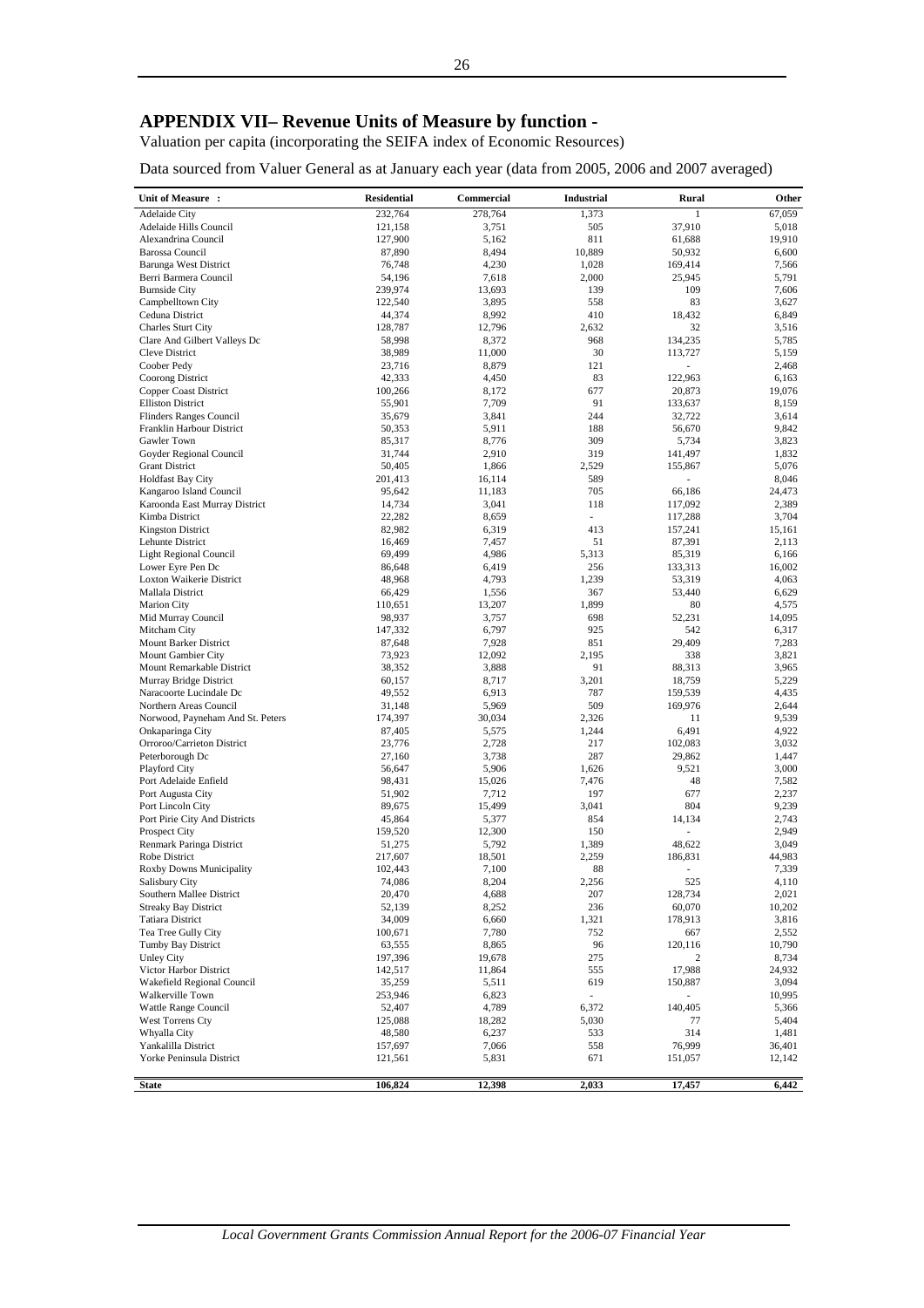# APPENDIX VII– Revenue Units of Measure by function -

Valuation per capita (incorporating the SEIFA index of Economic Resources)

Data sourced from Valuer General as at January each year (data from 2005, 2006 and 2007 averaged)

| Unit of Measure : | Residential | Commercial | Industrial | Rural | Other |
|---|---|---|---|---|---|
| Adelaide City | 232,764 | 278,764 | 1,373 | 1 | 67,059 |
| Adelaide Hills Council | 121,158 | 3,751 | 505 | 37,910 | 5,018 |
| Alexandrina Council | 127,900 | 5,162 | 811 | 61,688 | 19,910 |
| Barossa Council | 87,890 | 8,494 | 10,889 | 50,932 | 6,600 |
| Barunga West District | 76,748 | 4,230 | 1,028 | 169,414 | 7,566 |
| Berri Barmera Council | 54,196 | 7,618 | 2,000 | 25,945 | 5,791 |
| Burnside City | 239,974 | 13,693 | 139 | 109 | 7,606 |
| Campbelltown City | 122,540 | 3,895 | 558 | 83 | 3,627 |
| Ceduna District | 44,374 | 8,992 | 410 | 18,432 | 6,849 |
| Charles Sturt City | 128,787 | 12,796 | 2,632 | 32 | 3,516 |
| Clare And Gilbert Valleys Dc | 58,998 | 8,372 | 968 | 134,235 | 5,785 |
| Cleve District | 38,989 | 11,000 | 30 | 113,727 | 5,159 |
| Coober Pedy | 23,716 | 8,879 | 121 | - | 2,468 |
| Coorong District | 42,333 | 4,450 | 83 | 122,963 | 6,163 |
| Copper Coast District | 100,266 | 8,172 | 677 | 20,873 | 19,076 |
| Elliston District | 55,901 | 7,709 | 91 | 133,637 | 8,159 |
| Flinders Ranges Council | 35,679 | 3,841 | 244 | 32,722 | 3,614 |
| Franklin Harbour District | 50,353 | 5,911 | 188 | 56,670 | 9,842 |
| Gawler Town | 85,317 | 8,776 | 309 | 5,734 | 3,823 |
| Goyder Regional Council | 31,744 | 2,910 | 319 | 141,497 | 1,832 |
| Grant District | 50,405 | 1,866 | 2,529 | 155,867 | 5,076 |
| Holdfast Bay City | 201,413 | 16,114 | 589 | - | 8,046 |
| Kangaroo Island Council | 95,642 | 11,183 | 705 | 66,186 | 24,473 |
| Karoonda East Murray District | 14,734 | 3,041 | 118 | 117,092 | 2,389 |
| Kimba District | 22,282 | 8,659 | - | 117,288 | 3,704 |
| Kingston District | 82,982 | 6,319 | 413 | 157,241 | 15,161 |
| Lehunte District | 16,469 | 7,457 | 51 | 87,391 | 2,113 |
| Light Regional Council | 69,499 | 4,986 | 5,313 | 85,319 | 6,166 |
| Lower Eyre Pen Dc | 86,648 | 6,419 | 256 | 133,313 | 16,002 |
| Loxton Waikerie District | 48,968 | 4,793 | 1,239 | 53,319 | 4,063 |
| Mallala District | 66,429 | 1,556 | 367 | 53,440 | 6,629 |
| Marion City | 110,651 | 13,207 | 1,899 | 80 | 4,575 |
| Mid Murray Council | 98,937 | 3,757 | 698 | 52,231 | 14,095 |
| Mitcham City | 147,332 | 6,797 | 925 | 542 | 6,317 |
| Mount Barker District | 87,648 | 7,928 | 851 | 29,409 | 7,283 |
| Mount Gambier City | 73,923 | 12,092 | 2,195 | 338 | 3,821 |
| Mount Remarkable District | 38,352 | 3,888 | 91 | 88,313 | 3,965 |
| Murray Bridge District | 60,157 | 8,717 | 3,201 | 18,759 | 5,229 |
| Naracoorte Lucindale Dc | 49,552 | 6,913 | 787 | 159,539 | 4,435 |
| Northern Areas Council | 31,148 | 5,969 | 509 | 169,976 | 2,644 |
| Norwood, Payneham And St. Peters | 174,397 | 30,034 | 2,326 | 11 | 9,539 |
| Onkaparinga City | 87,405 | 5,575 | 1,244 | 6,491 | 4,922 |
| Orroroo/Carrieton District | 23,776 | 2,728 | 217 | 102,083 | 3,032 |
| Peterborough Dc | 27,160 | 3,738 | 287 | 29,862 | 1,447 |
| Playford City | 56,647 | 5,906 | 1,626 | 9,521 | 3,000 |
| Port Adelaide Enfield | 98,431 | 15,026 | 7,476 | 48 | 7,582 |
| Port Augusta City | 51,902 | 7,712 | 197 | 677 | 2,237 |
| Port Lincoln City | 89,675 | 15,499 | 3,041 | 804 | 9,239 |
| Port Pirie City And Districts | 45,864 | 5,377 | 854 | 14,134 | 2,743 |
| Prospect City | 159,520 | 12,300 | 150 | - | 2,949 |
| Renmark Paringa District | 51,275 | 5,792 | 1,389 | 48,622 | 3,049 |
| Robe District | 217,607 | 18,501 | 2,259 | 186,831 | 44,983 |
| Roxby Downs Municipality | 102,443 | 7,100 | 88 | - | 7,339 |
| Salisbury City | 74,086 | 8,204 | 2,256 | 525 | 4,110 |
| Southern Mallee District | 20,470 | 4,688 | 207 | 128,734 | 2,021 |
| Streaky Bay District | 52,139 | 8,252 | 236 | 60,070 | 10,202 |
| Tatiara District | 34,009 | 6,660 | 1,321 | 178,913 | 3,816 |
| Tea Tree Gully City | 100,671 | 7,780 | 752 | 667 | 2,552 |
| Tumby Bay District | 63,555 | 8,865 | 96 | 120,116 | 10,790 |
| Unley City | 197,396 | 19,678 | 275 | 2 | 8,734 |
| Victor Harbor District | 142,517 | 11,864 | 555 | 17,988 | 24,932 |
| Wakefield Regional Council | 35,259 | 5,511 | 619 | 150,887 | 3,094 |
| Walkerville Town | 253,946 | 6,823 | - | - | 10,995 |
| Wattle Range Council | 52,407 | 4,789 | 6,372 | 140,405 | 5,366 |
| West Torrens Cty | 125,088 | 18,282 | 5,030 | 77 | 5,404 |
| Whyalla City | 48,580 | 6,237 | 533 | 314 | 1,481 |
| Yankalilla District | 157,697 | 7,066 | 558 | 76,999 | 36,401 |
| Yorke Peninsula District | 121,561 | 5,831 | 671 | 151,057 | 12,142 |
| **State** | **106,824** | **12,398** | **2,033** | **17,457** | **6,442** |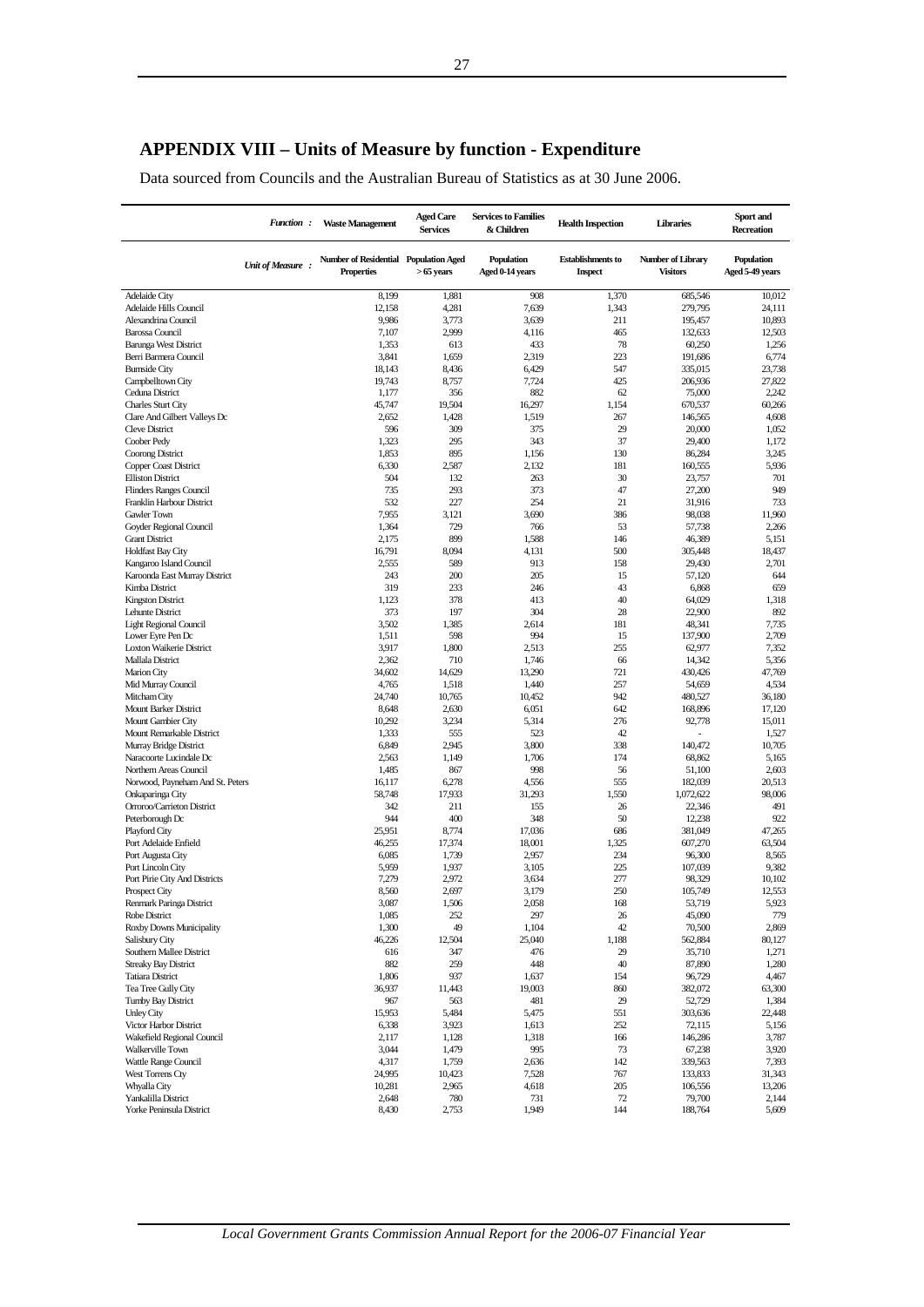# APPENDIX VIII – Units of Measure by function - Expenditure

Data sourced from Councils and the Australian Bureau of Statistics as at 30 June 2006.

| *Function :* | Waste Management | Aged Care Services | Services to Families & Children | Health Inspection | Libraries | Sport and Recreation |
|---|---|---|---|---|---|---|
| *Unit of Measure :* | Number of Residential Properties | Population Aged > 65 years | Population Aged 0-14 years | Establishments to Inspect | Number of Library Visitors | Population Aged 5-49 years |
| Adelaide City | 8,199 | 1,881 | 908 | 1,370 | 685,546 | 10,012 |
| Adelaide Hills Council | 12,158 | 4,281 | 7,639 | 1,343 | 279,795 | 24,111 |
| Alexandrina Council | 9,986 | 3,773 | 3,639 | 211 | 195,457 | 10,893 |
| Barossa Council | 7,107 | 2,999 | 4,116 | 465 | 132,633 | 12,503 |
| Barunga West District | 1,353 | 613 | 433 | 78 | 60,250 | 1,256 |
| Berri Barmera Council | 3,841 | 1,659 | 2,319 | 223 | 191,686 | 6,774 |
| Burnside City | 18,143 | 8,436 | 6,429 | 547 | 335,015 | 23,738 |
| Campbelltown City | 19,743 | 8,757 | 7,724 | 425 | 206,936 | 27,822 |
| Ceduna District | 1,177 | 356 | 882 | 62 | 75,000 | 2,242 |
| Charles Sturt City | 45,747 | 19,504 | 16,297 | 1,154 | 670,537 | 60,266 |
| Clare And Gilbert Valleys Dc | 2,652 | 1,428 | 1,519 | 267 | 146,565 | 4,608 |
| Cleve District | 596 | 309 | 375 | 29 | 20,000 | 1,052 |
| Coober Pedy | 1,323 | 295 | 343 | 37 | 29,400 | 1,172 |
| Coorong District | 1,853 | 895 | 1,156 | 130 | 86,284 | 3,245 |
| Copper Coast District | 6,330 | 2,587 | 2,132 | 181 | 160,555 | 5,936 |
| Elliston District | 504 | 132 | 263 | 30 | 23,757 | 701 |
| Flinders Ranges Council | 735 | 293 | 373 | 47 | 27,200 | 949 |
| Franklin Harbour District | 532 | 227 | 254 | 21 | 31,916 | 733 |
| Gawler Town | 7,955 | 3,121 | 3,690 | 386 | 98,038 | 11,960 |
| Goyder Regional Council | 1,364 | 729 | 766 | 53 | 57,738 | 2,266 |
| Grant District | 2,175 | 899 | 1,588 | 146 | 46,389 | 5,151 |
| Holdfast Bay City | 16,791 | 8,094 | 4,131 | 500 | 305,448 | 18,437 |
| Kangaroo Island Council | 2,555 | 589 | 913 | 158 | 29,430 | 2,701 |
| Karoonda East Murray District | 243 | 200 | 205 | 15 | 57,120 | 644 |
| Kimba District | 319 | 233 | 246 | 43 | 6,868 | 659 |
| Kingston District | 1,123 | 378 | 413 | 40 | 64,029 | 1,318 |
| Lehunte District | 373 | 197 | 304 | 28 | 22,900 | 892 |
| Light Regional Council | 3,502 | 1,385 | 2,614 | 181 | 48,341 | 7,735 |
| Lower Eyre Pen Dc | 1,511 | 598 | 994 | 15 | 137,900 | 2,709 |
| Loxton Waikerie District | 3,917 | 1,800 | 2,513 | 255 | 62,977 | 7,352 |
| Mallala District | 2,362 | 710 | 1,746 | 66 | 14,342 | 5,356 |
| Marion City | 34,602 | 14,629 | 13,290 | 721 | 430,426 | 47,769 |
| Mid Murray Council | 4,765 | 1,518 | 1,440 | 257 | 54,659 | 4,534 |
| Mitcham City | 24,740 | 10,765 | 10,452 | 942 | 480,527 | 36,180 |
| Mount Barker District | 8,648 | 2,630 | 6,051 | 642 | 168,896 | 17,120 |
| Mount Gambier City | 10,292 | 3,234 | 5,314 | 276 | 92,778 | 15,011 |
| Mount Remarkable District | 1,333 | 555 | 523 | 42 | - | 1,527 |
| Murray Bridge District | 6,849 | 2,945 | 3,800 | 338 | 140,472 | 10,705 |
| Naracoorte Lucindale Dc | 2,563 | 1,149 | 1,706 | 174 | 68,862 | 5,165 |
| Northern Areas Council | 1,485 | 867 | 998 | 56 | 51,100 | 2,603 |
| Norwood, Payneham And St. Peters | 16,117 | 6,278 | 4,556 | 555 | 182,039 | 20,513 |
| Onkaparinga City | 58,748 | 17,933 | 31,293 | 1,550 | 1,072,622 | 98,006 |
| Orroroo/Carrieton District | 342 | 211 | 155 | 26 | 22,346 | 491 |
| Peterborough Dc | 944 | 400 | 348 | 50 | 12,238 | 922 |
| Playford City | 25,951 | 8,774 | 17,036 | 686 | 381,049 | 47,265 |
| Port Adelaide Enfield | 46,255 | 17,374 | 18,001 | 1,325 | 607,270 | 63,504 |
| Port Augusta City | 6,085 | 1,739 | 2,957 | 234 | 96,300 | 8,565 |
| Port Lincoln City | 5,959 | 1,937 | 3,105 | 225 | 107,039 | 9,382 |
| Port Pirie City And Districts | 7,279 | 2,972 | 3,634 | 277 | 98,329 | 10,102 |
| Prospect City | 8,560 | 2,697 | 3,179 | 250 | 105,749 | 12,553 |
| Renmark Paringa District | 3,087 | 1,506 | 2,058 | 168 | 53,719 | 5,923 |
| Robe District | 1,085 | 252 | 297 | 26 | 45,090 | 779 |
| Roxby Downs Municipality | 1,300 | 49 | 1,104 | 42 | 70,500 | 2,869 |
| Salisbury City | 46,226 | 12,504 | 25,040 | 1,188 | 562,884 | 80,127 |
| Southern Mallee District | 616 | 347 | 476 | 29 | 35,710 | 1,271 |
| Streaky Bay District | 882 | 259 | 448 | 40 | 87,890 | 1,280 |
| Tatiara District | 1,806 | 937 | 1,637 | 154 | 96,729 | 4,467 |
| Tea Tree Gully City | 36,937 | 11,443 | 19,003 | 860 | 382,072 | 63,300 |
| Tumby Bay District | 967 | 563 | 481 | 29 | 52,729 | 1,384 |
| Unley City | 15,953 | 5,484 | 5,475 | 551 | 303,636 | 22,448 |
| Victor Harbor District | 6,338 | 3,923 | 1,613 | 252 | 72,115 | 5,156 |
| Wakefield Regional Council | 2,117 | 1,128 | 1,318 | 166 | 146,286 | 3,787 |
| Walkerville Town | 3,044 | 1,479 | 995 | 73 | 67,238 | 3,920 |
| Wattle Range Council | 4,317 | 1,759 | 2,636 | 142 | 339,563 | 7,393 |
| West Torrens Cty | 24,995 | 10,423 | 7,528 | 767 | 133,833 | 31,343 |
| Whyalla City | 10,281 | 2,965 | 4,618 | 205 | 106,556 | 13,206 |
| Yankalilla District | 2,648 | 780 | 731 | 72 | 79,700 | 2,144 |
| Yorke Peninsula District | 8,430 | 2,753 | 1,949 | 144 | 188,764 | 5,609 |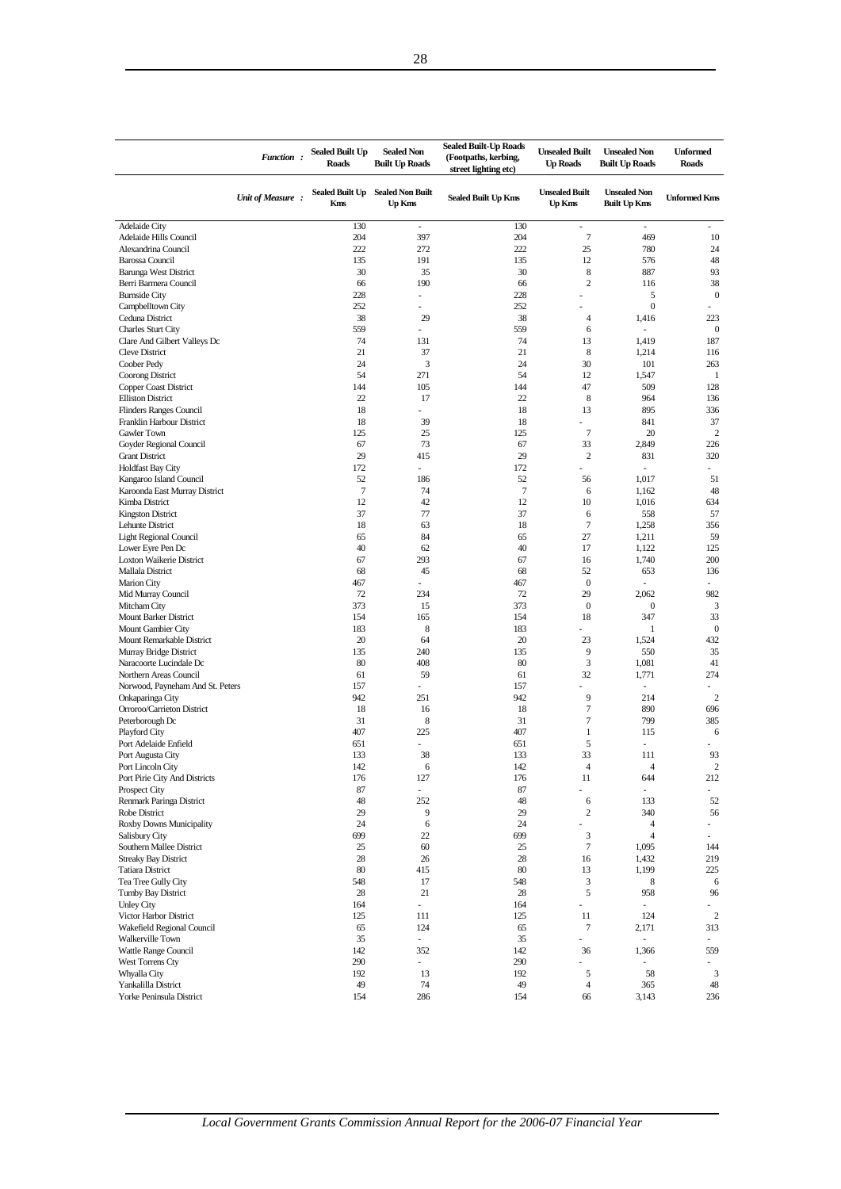| *Function :* | Sealed Built Up Roads | Sealed Non Built Up Roads | Sealed Built-Up Roads (Footpaths, kerbing, street lighting etc) | Unsealed Built Up Roads | Unsealed Non Built Up Roads | Unformed Roads |
|---|---|---|---|---|---|---|
| *Unit of Measure :* | Sealed Built Up Kms | Sealed Non Built Up Kms | Sealed Built Up Kms | Unsealed Built Up Kms | Unsealed Non Built Up Kms | Unformed Kms |
| Adelaide City | 130 | - | 130 | - | - | - |
| Adelaide Hills Council | 204 | 397 | 204 | 7 | 469 | 10 |
| Alexandrina Council | 222 | 272 | 222 | 25 | 780 | 24 |
| Barossa Council | 135 | 191 | 135 | 12 | 576 | 48 |
| Barunga West District | 30 | 35 | 30 | 8 | 887 | 93 |
| Berri Barmera Council | 66 | 190 | 66 | 2 | 116 | 38 |
| Burnside City | 228 | - | 228 | - | 5 | 0 |
| Campbelltown City | 252 | - | 252 | - | 0 | - |
| Ceduna District | 38 | 29 | 38 | 4 | 1,416 | 223 |
| Charles Sturt City | 559 | - | 559 | 6 | - | 0 |
| Clare And Gilbert Valleys Dc | 74 | 131 | 74 | 13 | 1,419 | 187 |
| Cleve District | 21 | 37 | 21 | 8 | 1,214 | 116 |
| Coober Pedy | 24 | 3 | 24 | 30 | 101 | 263 |
| Coorong District | 54 | 271 | 54 | 12 | 1,547 | 1 |
| Copper Coast District | 144 | 105 | 144 | 47 | 509 | 128 |
| Elliston District | 22 | 17 | 22 | 8 | 964 | 136 |
| Flinders Ranges Council | 18 | - | 18 | 13 | 895 | 336 |
| Franklin Harbour District | 18 | 39 | 18 | - | 841 | 37 |
| Gawler Town | 125 | 25 | 125 | 7 | 20 | 2 |
| Goyder Regional Council | 67 | 73 | 67 | 33 | 2,849 | 226 |
| Grant District | 29 | 415 | 29 | 2 | 831 | 320 |
| Holdfast Bay City | 172 | - | 172 | - | - | - |
| Kangaroo Island Council | 52 | 186 | 52 | 56 | 1,017 | 51 |
| Karoonda East Murray District | 7 | 74 | 7 | 6 | 1,162 | 48 |
| Kimba District | 12 | 42 | 12 | 10 | 1,016 | 634 |
| Kingston District | 37 | 77 | 37 | 6 | 558 | 57 |
| Lehunte District | 18 | 63 | 18 | 7 | 1,258 | 356 |
| Light Regional Council | 65 | 84 | 65 | 27 | 1,211 | 59 |
| Lower Eyre Pen Dc | 40 | 62 | 40 | 17 | 1,122 | 125 |
| Loxton Waikerie District | 67 | 293 | 67 | 16 | 1,740 | 200 |
| Mallala District | 68 | 45 | 68 | 52 | 653 | 136 |
| Marion City | 467 | - | 467 | 0 | - | - |
| Mid Murray Council | 72 | 234 | 72 | 29 | 2,062 | 982 |
| Mitcham City | 373 | 15 | 373 | 0 | 0 | 3 |
| Mount Barker District | 154 | 165 | 154 | 18 | 347 | 33 |
| Mount Gambier City | 183 | 8 | 183 | - | 1 | 0 |
| Mount Remarkable District | 20 | 64 | 20 | 23 | 1,524 | 432 |
| Murray Bridge District | 135 | 240 | 135 | 9 | 550 | 35 |
| Naracoorte Lucindale Dc | 80 | 408 | 80 | 3 | 1,081 | 41 |
| Northern Areas Council | 61 | 59 | 61 | 32 | 1,771 | 274 |
| Norwood, Payneham And St. Peters | 157 | - | 157 | - | - | - |
| Onkaparinga City | 942 | 251 | 942 | 9 | 214 | 2 |
| Orroroo/Carrieton District | 18 | 16 | 18 | 7 | 890 | 696 |
| Peterborough Dc | 31 | 8 | 31 | 7 | 799 | 385 |
| Playford City | 407 | 225 | 407 | 1 | 115 | 6 |
| Port Adelaide Enfield | 651 | - | 651 | 5 | - | - |
| Port Augusta City | 133 | 38 | 133 | 33 | 111 | 93 |
| Port Lincoln City | 142 | 6 | 142 | 4 | 4 | 2 |
| Port Pirie City And Districts | 176 | 127 | 176 | 11 | 644 | 212 |
| Prospect City | 87 | - | 87 | - | - | - |
| Renmark Paringa District | 48 | 252 | 48 | 6 | 133 | 52 |
| Robe District | 29 | 9 | 29 | 2 | 340 | 56 |
| Roxby Downs Municipality | 24 | 6 | 24 | - | 4 | - |
| Salisbury City | 699 | 22 | 699 | 3 | 4 | - |
| Southern Mallee District | 25 | 60 | 25 | 7 | 1,095 | 144 |
| Streaky Bay District | 28 | 26 | 28 | 16 | 1,432 | 219 |
| Tatiara District | 80 | 415 | 80 | 13 | 1,199 | 225 |
| Tea Tree Gully City | 548 | 17 | 548 | 3 | 8 | 6 |
| Tumby Bay District | 28 | 21 | 28 | 5 | 958 | 96 |
| Unley City | 164 | - | 164 | - | - | - |
| Victor Harbor District | 125 | 111 | 125 | 11 | 124 | 2 |
| Wakefield Regional Council | 65 | 124 | 65 | 7 | 2,171 | 313 |
| Walkerville Town | 35 | - | 35 | - | - | - |
| Wattle Range Council | 142 | 352 | 142 | 36 | 1,366 | 559 |
| West Torrens Cty | 290 | - | 290 | - | - | - |
| Whyalla City | 192 | 13 | 192 | 5 | 58 | 3 |
| Yankalilla District | 49 | 74 | 49 | 4 | 365 | 48 |
| Yorke Peninsula District | 154 | 286 | 154 | 66 | 3,143 | 236 |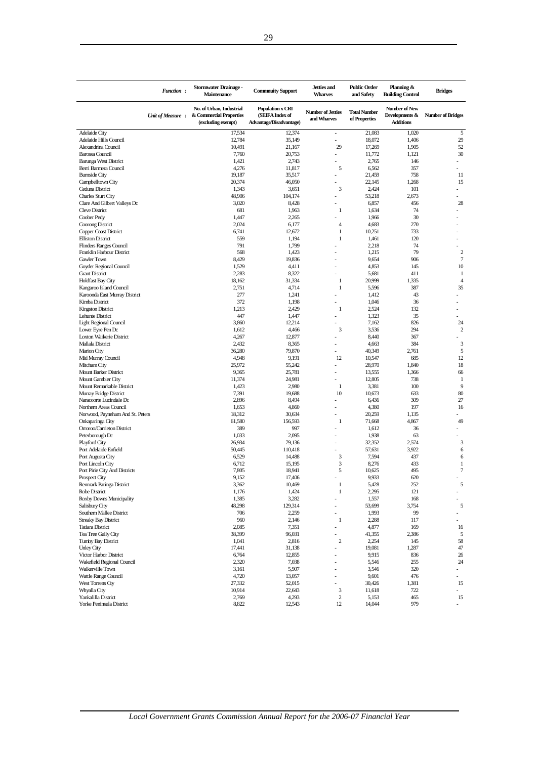| *Function :* | Stormwater Drainage - Maintenance | Community Support | Jetties and Wharves | Public Order and Safety | Planning & Building Control | Bridges |
|---|---|---|---|---|---|---|
| *Unit of Measure :* | No. of Urban, Industrial & Commercial Properties (excluding exempt) | Population x CRI (SEIFA Index of Advantage/Disadvantage) | Number of Jetties and Wharves | Total Number of Properties | Number of New Developments & Additions | Number of Bridges |
| Adelaide City | 17,534 | 12,374 | - | 21,083 | 1,020 | 5 |
| Adelaide Hills Council | 12,784 | 35,149 | - | 18,072 | 1,406 | 29 |
| Alexandrina Council | 10,491 | 21,167 | 29 | 17,269 | 1,905 | 52 |
| Barossa Council | 7,760 | 20,753 | - | 11,772 | 1,121 | 30 |
| Barunga West District | 1,421 | 2,743 | - | 2,765 | 146 | - |
| Berri Barmera Council | 4,276 | 11,817 | 5 | 6,562 | 357 | - |
| Burnside City | 19,187 | 35,517 | - | 21,459 | 758 | 11 |
| Campbelltown City | 20,374 | 46,050 | - | 22,145 | 1,268 | 15 |
| Ceduna District | 1,343 | 3,651 | 3 | 2,424 | 101 | - |
| Charles Sturt City | 48,906 | 104,174 | - | 53,218 | 2,673 | - |
| Clare And Gilbert Valleys Dc | 3,020 | 8,428 | - | 6,857 | 456 | 28 |
| Cleve District | 681 | 1,963 | 1 | 1,634 | 74 | - |
| Coober Pedy | 1,447 | 2,265 | - | 1,966 | 30 | - |
| Coorong District | 2,024 | 6,177 | 4 | 4,683 | 270 | - |
| Copper Coast District | 6,741 | 12,672 | 1 | 10,251 | 733 | - |
| Elliston District | 559 | 1,194 | 1 | 1,461 | 120 | - |
| Flinders Ranges Council | 791 | 1,799 | - | 2,218 | 74 | - |
| Franklin Harbour District | 568 | 1,423 | - | 1,215 | 79 | 2 |
| Gawler Town | 8,429 | 19,836 | - | 9,654 | 906 | 7 |
| Goyder Regional Council | 1,529 | 4,411 | - | 4,853 | 145 | 10 |
| Grant District | 2,283 | 8,322 | - | 5,681 | 411 | 1 |
| Holdfast Bay City | 18,162 | 31,334 | 1 | 20,999 | 1,335 | 4 |
| Kangaroo Island Council | 2,751 | 4,714 | 1 | 5,596 | 387 | 35 |
| Karoonda East Murray District | 277 | 1,241 | - | 1,412 | 43 | - |
| Kimba District | 372 | 1,198 | - | 1,046 | 36 | - |
| Kingston District | 1,213 | 2,429 | 1 | 2,524 | 132 | - |
| Lehunte District | 447 | 1,447 | - | 1,323 | 35 | - |
| Light Regional Council | 3,860 | 12,214 | - | 7,162 | 826 | 24 |
| Lower Eyre Pen Dc | 1,612 | 4,466 | 3 | 3,536 | 294 | 2 |
| Loxton Waikerie District | 4,267 | 12,877 | - | 8,440 | 367 | - |
| Mallala District | 2,432 | 8,365 | - | 4,663 | 384 | 3 |
| Marion City | 36,280 | 79,870 | - | 40,349 | 2,761 | 5 |
| Mid Murray Council | 4,948 | 9,191 | 12 | 10,547 | 685 | 12 |
| Mitcham City | 25,972 | 55,242 | - | 28,970 | 1,840 | 18 |
| Mount Barker District | 9,365 | 25,781 | - | 13,555 | 1,366 | 66 |
| Mount Gambier City | 11,374 | 24,981 | - | 12,805 | 738 | 1 |
| Mount Remarkable District | 1,423 | 2,980 | 1 | 3,381 | 100 | 9 |
| Murray Bridge District | 7,391 | 19,688 | 10 | 10,673 | 633 | 80 |
| Naracoorte Lucindale Dc | 2,896 | 8,494 | - | 6,436 | 309 | 27 |
| Northern Areas Council | 1,653 | 4,860 | - | 4,380 | 197 | 16 |
| Norwood, Payneham And St. Peters | 18,312 | 30,634 | - | 20,259 | 1,135 | - |
| Onkaparinga City | 61,580 | 156,593 | 1 | 71,668 | 4,867 | 49 |
| Orroroo/Carrieton District | 389 | 997 | - | 1,612 | 36 | - |
| Peterborough Dc | 1,033 | 2,095 | - | 1,938 | 63 | - |
| Playford City | 26,934 | 79,136 | - | 32,352 | 2,574 | 3 |
| Port Adelaide Enfield | 50,445 | 110,418 | - | 57,631 | 3,922 | 6 |
| Port Augusta City | 6,529 | 14,488 | 3 | 7,594 | 437 | 6 |
| Port Lincoln City | 6,712 | 15,195 | 3 | 8,276 | 433 | 1 |
| Port Pirie City And Districts | 7,805 | 18,941 | 5 | 10,625 | 495 | 7 |
| Prospect City | 9,152 | 17,406 | - | 9,933 | 620 | - |
| Renmark Paringa District | 3,362 | 10,469 | 1 | 5,428 | 252 | 5 |
| Robe District | 1,176 | 1,424 | 1 | 2,295 | 121 | - |
| Roxby Downs Municipality | 1,385 | 3,282 | - | 1,557 | 168 | - |
| Salisbury City | 48,298 | 129,314 | - | 53,699 | 3,754 | 5 |
| Southern Mallee District | 706 | 2,259 | - | 1,993 | 99 | - |
| Streaky Bay District | 960 | 2,146 | 1 | 2,288 | 117 | - |
| Tatiara District | 2,085 | 7,351 | - | 4,877 | 169 | 16 |
| Tea Tree Gully City | 38,399 | 96,031 | - | 41,355 | 2,386 | 5 |
| Tumby Bay District | 1,041 | 2,816 | 2 | 2,254 | 145 | 58 |
| Unley City | 17,441 | 31,138 | - | 19,081 | 1,287 | 47 |
| Victor Harbor District | 6,764 | 12,855 | - | 9,915 | 836 | 26 |
| Wakefield Regional Council | 2,320 | 7,038 | - | 5,546 | 255 | 24 |
| Walkerville Town | 3,161 | 5,907 | - | 3,546 | 320 | - |
| Wattle Range Council | 4,720 | 13,057 | - | 9,601 | 476 | - |
| West Torrens Cty | 27,332 | 52,015 | - | 30,426 | 1,381 | 15 |
| Whyalla City | 10,914 | 22,643 | 3 | 11,618 | 722 | - |
| Yankalilla District | 2,769 | 4,293 | 2 | 5,153 | 465 | 15 |
| Yorke Peninsula District | 8,822 | 12,543 | 12 | 14,044 | 979 | - |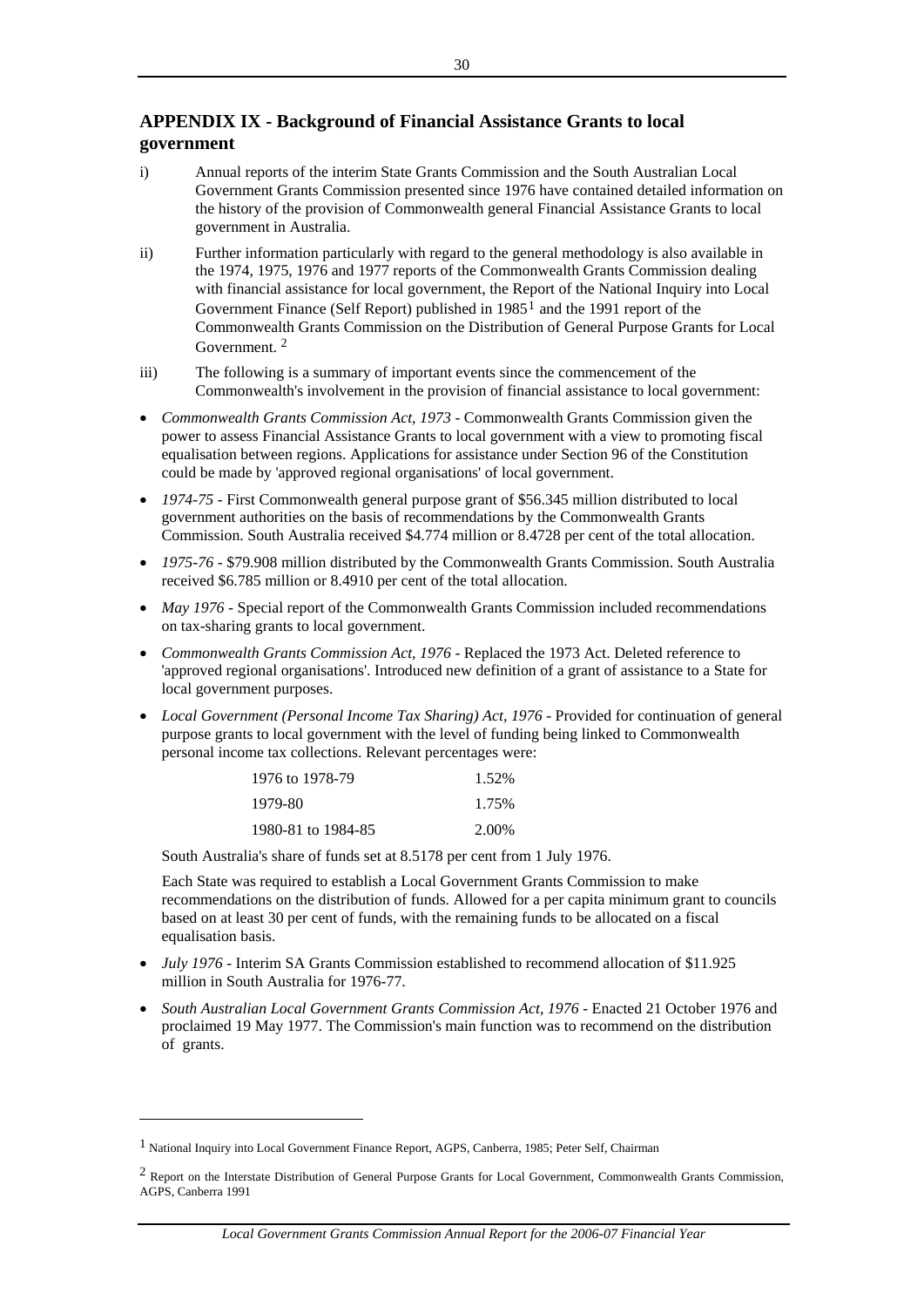## APPENDIX IX - Background of Financial Assistance Grants to local government

i) Annual reports of the interim State Grants Commission and the South Australian Local Government Grants Commission presented since 1976 have contained detailed information on the history of the provision of Commonwealth general Financial Assistance Grants to local government in Australia.

ii) Further information particularly with regard to the general methodology is also available in the 1974, 1975, 1976 and 1977 reports of the Commonwealth Grants Commission dealing with financial assistance for local government, the Report of the National Inquiry into Local Government Finance (Self Report) published in 1985[1] and the 1991 report of the Commonwealth Grants Commission on the Distribution of General Purpose Grants for Local Government. [2]

iii) The following is a summary of important events since the commencement of the Commonwealth's involvement in the provision of financial assistance to local government:

- *Commonwealth Grants Commission Act, 1973* - Commonwealth Grants Commission given the power to assess Financial Assistance Grants to local government with a view to promoting fiscal equalisation between regions. Applications for assistance under Section 96 of the Constitution could be made by 'approved regional organisations' of local government.
- *1974-75* - First Commonwealth general purpose grant of $56.345 million distributed to local government authorities on the basis of recommendations by the Commonwealth Grants Commission. South Australia received $4.774 million or 8.4728 per cent of the total allocation.
- *1975-76* - $79.908 million distributed by the Commonwealth Grants Commission. South Australia received $6.785 million or 8.4910 per cent of the total allocation.
- *May 1976* - Special report of the Commonwealth Grants Commission included recommendations on tax-sharing grants to local government.
- *Commonwealth Grants Commission Act, 1976* - Replaced the 1973 Act. Deleted reference to 'approved regional organisations'. Introduced new definition of a grant of assistance to a State for local government purposes.
- *Local Government (Personal Income Tax Sharing) Act, 1976* - Provided for continuation of general purpose grants to local government with the level of funding being linked to Commonwealth personal income tax collections. Relevant percentages were:

  | | |
  |---|---|
  | 1976 to 1978-79 | 1.52% |
  | 1979-80 | 1.75% |
  | 1980-81 to 1984-85 | 2.00% |

  South Australia's share of funds set at 8.5178 per cent from 1 July 1976.

  Each State was required to establish a Local Government Grants Commission to make recommendations on the distribution of funds. Allowed for a per capita minimum grant to councils based on at least 30 per cent of funds, with the remaining funds to be allocated on a fiscal equalisation basis.
- *July 1976* - Interim SA Grants Commission established to recommend allocation of $11.925 million in South Australia for 1976-77.
- *South Australian Local Government Grants Commission Act, 1976* - Enacted 21 October 1976 and proclaimed 19 May 1977. The Commission's main function was to recommend on the distribution of grants.

[1] National Inquiry into Local Government Finance Report, AGPS, Canberra, 1985; Peter Self, Chairman

[2] Report on the Interstate Distribution of General Purpose Grants for Local Government, Commonwealth Grants Commission, AGPS, Canberra 1991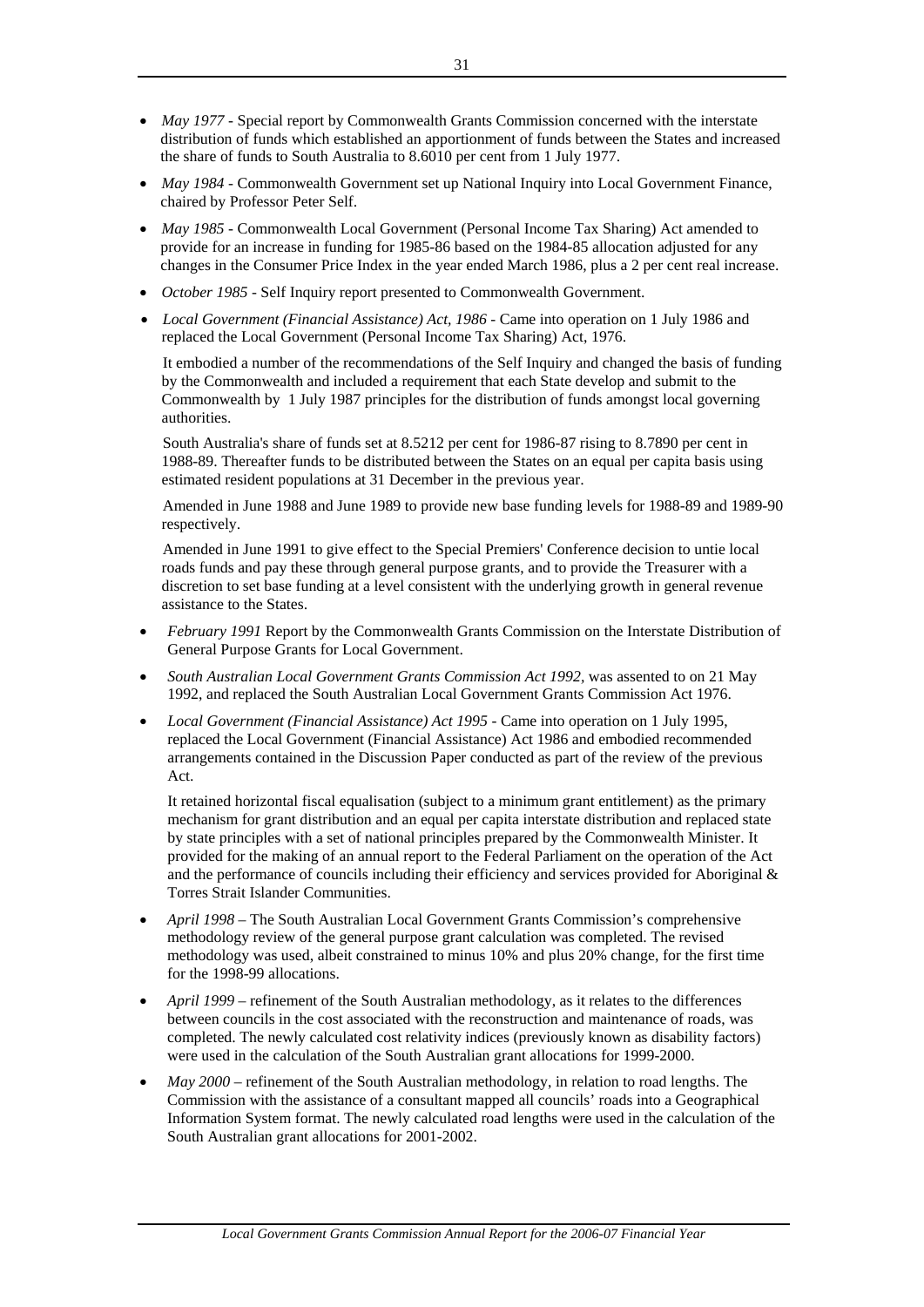- *May 1977* - Special report by Commonwealth Grants Commission concerned with the interstate distribution of funds which established an apportionment of funds between the States and increased the share of funds to South Australia to 8.6010 per cent from 1 July 1977.

- *May 1984* - Commonwealth Government set up National Inquiry into Local Government Finance, chaired by Professor Peter Self.

- *May 1985* - Commonwealth Local Government (Personal Income Tax Sharing) Act amended to provide for an increase in funding for 1985-86 based on the 1984-85 allocation adjusted for any changes in the Consumer Price Index in the year ended March 1986, plus a 2 per cent real increase.

- *October 1985* - Self Inquiry report presented to Commonwealth Government.

- *Local Government (Financial Assistance) Act, 1986* - Came into operation on 1 July 1986 and replaced the Local Government (Personal Income Tax Sharing) Act, 1976.

  It embodied a number of the recommendations of the Self Inquiry and changed the basis of funding by the Commonwealth and included a requirement that each State develop and submit to the Commonwealth by 1 July 1987 principles for the distribution of funds amongst local governing authorities.

  South Australia's share of funds set at 8.5212 per cent for 1986-87 rising to 8.7890 per cent in 1988-89. Thereafter funds to be distributed between the States on an equal per capita basis using estimated resident populations at 31 December in the previous year.

  Amended in June 1988 and June 1989 to provide new base funding levels for 1988-89 and 1989-90 respectively.

  Amended in June 1991 to give effect to the Special Premiers' Conference decision to untie local roads funds and pay these through general purpose grants, and to provide the Treasurer with a discretion to set base funding at a level consistent with the underlying growth in general revenue assistance to the States.

- *February 1991* Report by the Commonwealth Grants Commission on the Interstate Distribution of General Purpose Grants for Local Government.

- *South Australian Local Government Grants Commission Act 1992*, was assented to on 21 May 1992, and replaced the South Australian Local Government Grants Commission Act 1976.

- *Local Government (Financial Assistance) Act 1995* - Came into operation on 1 July 1995, replaced the Local Government (Financial Assistance) Act 1986 and embodied recommended arrangements contained in the Discussion Paper conducted as part of the review of the previous Act.

  It retained horizontal fiscal equalisation (subject to a minimum grant entitlement) as the primary mechanism for grant distribution and an equal per capita interstate distribution and replaced state by state principles with a set of national principles prepared by the Commonwealth Minister. It provided for the making of an annual report to the Federal Parliament on the operation of the Act and the performance of councils including their efficiency and services provided for Aboriginal & Torres Strait Islander Communities.

- *April 1998* – The South Australian Local Government Grants Commission's comprehensive methodology review of the general purpose grant calculation was completed. The revised methodology was used, albeit constrained to minus 10% and plus 20% change, for the first time for the 1998-99 allocations.

- *April 1999* – refinement of the South Australian methodology, as it relates to the differences between councils in the cost associated with the reconstruction and maintenance of roads, was completed. The newly calculated cost relativity indices (previously known as disability factors) were used in the calculation of the South Australian grant allocations for 1999-2000.

- *May 2000* – refinement of the South Australian methodology, in relation to road lengths. The Commission with the assistance of a consultant mapped all councils' roads into a Geographical Information System format. The newly calculated road lengths were used in the calculation of the South Australian grant allocations for 2001-2002.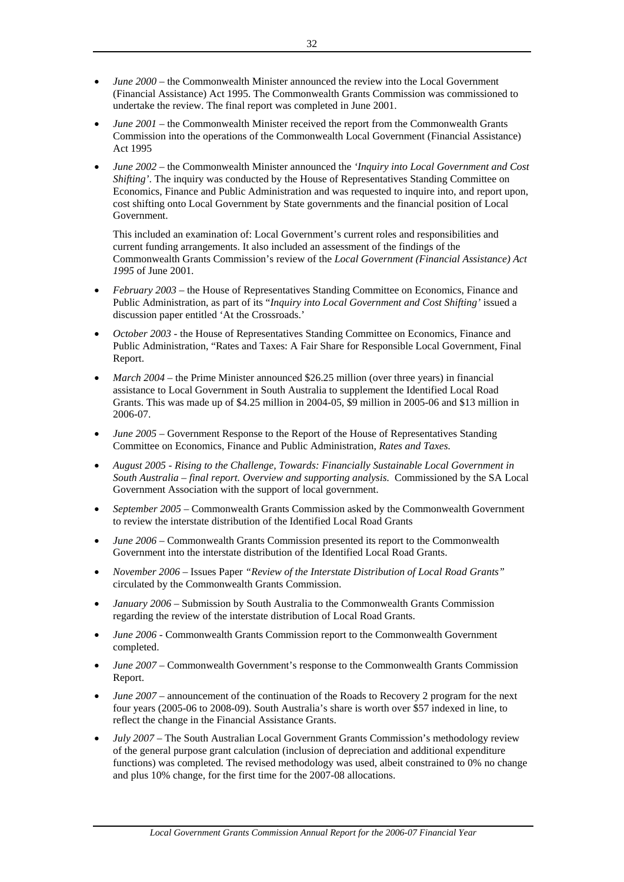- *June 2000* – the Commonwealth Minister announced the review into the Local Government (Financial Assistance) Act 1995. The Commonwealth Grants Commission was commissioned to undertake the review. The final report was completed in June 2001.

- *June 2001* – the Commonwealth Minister received the report from the Commonwealth Grants Commission into the operations of the Commonwealth Local Government (Financial Assistance) Act 1995

- *June 2002* – the Commonwealth Minister announced the *'Inquiry into Local Government and Cost Shifting'*. The inquiry was conducted by the House of Representatives Standing Committee on Economics, Finance and Public Administration and was requested to inquire into, and report upon, cost shifting onto Local Government by State governments and the financial position of Local Government.

  This included an examination of: Local Government's current roles and responsibilities and current funding arrangements. It also included an assessment of the findings of the Commonwealth Grants Commission's review of the *Local Government (Financial Assistance) Act 1995* of June 2001.

- *February 2003* – the House of Representatives Standing Committee on Economics, Finance and Public Administration, as part of its "*Inquiry into Local Government and Cost Shifting'* issued a discussion paper entitled 'At the Crossroads.'

- *October 2003* - the House of Representatives Standing Committee on Economics, Finance and Public Administration, "Rates and Taxes: A Fair Share for Responsible Local Government, Final Report.

- *March 2004* – the Prime Minister announced \$26.25 million (over three years) in financial assistance to Local Government in South Australia to supplement the Identified Local Road Grants. This was made up of \$4.25 million in 2004-05, \$9 million in 2005-06 and \$13 million in 2006-07.

- *June 2005* – Government Response to the Report of the House of Representatives Standing Committee on Economics, Finance and Public Administration, *Rates and Taxes.*

- *August 2005 - Rising to the Challenge, Towards: Financially Sustainable Local Government in South Australia – final report. Overview and supporting analysis.* Commissioned by the SA Local Government Association with the support of local government.

- *September 2005* – Commonwealth Grants Commission asked by the Commonwealth Government to review the interstate distribution of the Identified Local Road Grants

- *June 2006* – Commonwealth Grants Commission presented its report to the Commonwealth Government into the interstate distribution of the Identified Local Road Grants.

- *November 2006* – Issues Paper *"Review of the Interstate Distribution of Local Road Grants"* circulated by the Commonwealth Grants Commission.

- *January 2006* – Submission by South Australia to the Commonwealth Grants Commission regarding the review of the interstate distribution of Local Road Grants.

- *June 2006* - Commonwealth Grants Commission report to the Commonwealth Government completed.

- *June 2007* – Commonwealth Government's response to the Commonwealth Grants Commission Report.

- *June 2007* – announcement of the continuation of the Roads to Recovery 2 program for the next four years (2005-06 to 2008-09). South Australia's share is worth over \$57 indexed in line, to reflect the change in the Financial Assistance Grants.

- *July 2007* – The South Australian Local Government Grants Commission's methodology review of the general purpose grant calculation (inclusion of depreciation and additional expenditure functions) was completed. The revised methodology was used, albeit constrained to 0% no change and plus 10% change, for the first time for the 2007-08 allocations.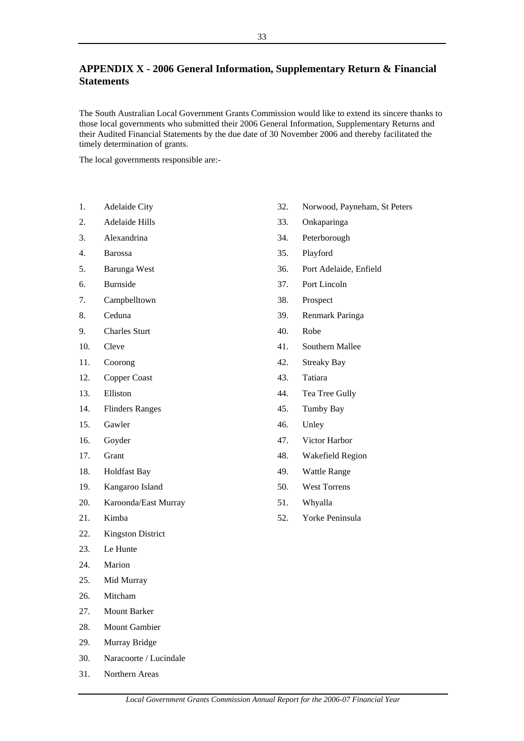## APPENDIX X - 2006 General Information, Supplementary Return & Financial Statements

The South Australian Local Government Grants Commission would like to extend its sincere thanks to those local governments who submitted their 2006 General Information, Supplementary Returns and their Audited Financial Statements by the due date of 30 November 2006 and thereby facilitated the timely determination of grants.

The local governments responsible are:-

1. Adelaide City
2. Adelaide Hills
3. Alexandrina
4. Barossa
5. Barunga West
6. Burnside
7. Campbelltown
8. Ceduna
9. Charles Sturt
10. Cleve
11. Coorong
12. Copper Coast
13. Elliston
14. Flinders Ranges
15. Gawler
16. Goyder
17. Grant
18. Holdfast Bay
19. Kangaroo Island
20. Karoonda/East Murray
21. Kimba
22. Kingston District
23. Le Hunte
24. Marion
25. Mid Murray
26. Mitcham
27. Mount Barker
28. Mount Gambier
29. Murray Bridge
30. Naracoorte / Lucindale
31. Northern Areas
32. Norwood, Payneham, St Peters
33. Onkaparinga
34. Peterborough
35. Playford
36. Port Adelaide, Enfield
37. Port Lincoln
38. Prospect
39. Renmark Paringa
40. Robe
41. Southern Mallee
42. Streaky Bay
43. Tatiara
44. Tea Tree Gully
45. Tumby Bay
46. Unley
47. Victor Harbor
48. Wakefield Region
49. Wattle Range
50. West Torrens
51. Whyalla
52. Yorke Peninsula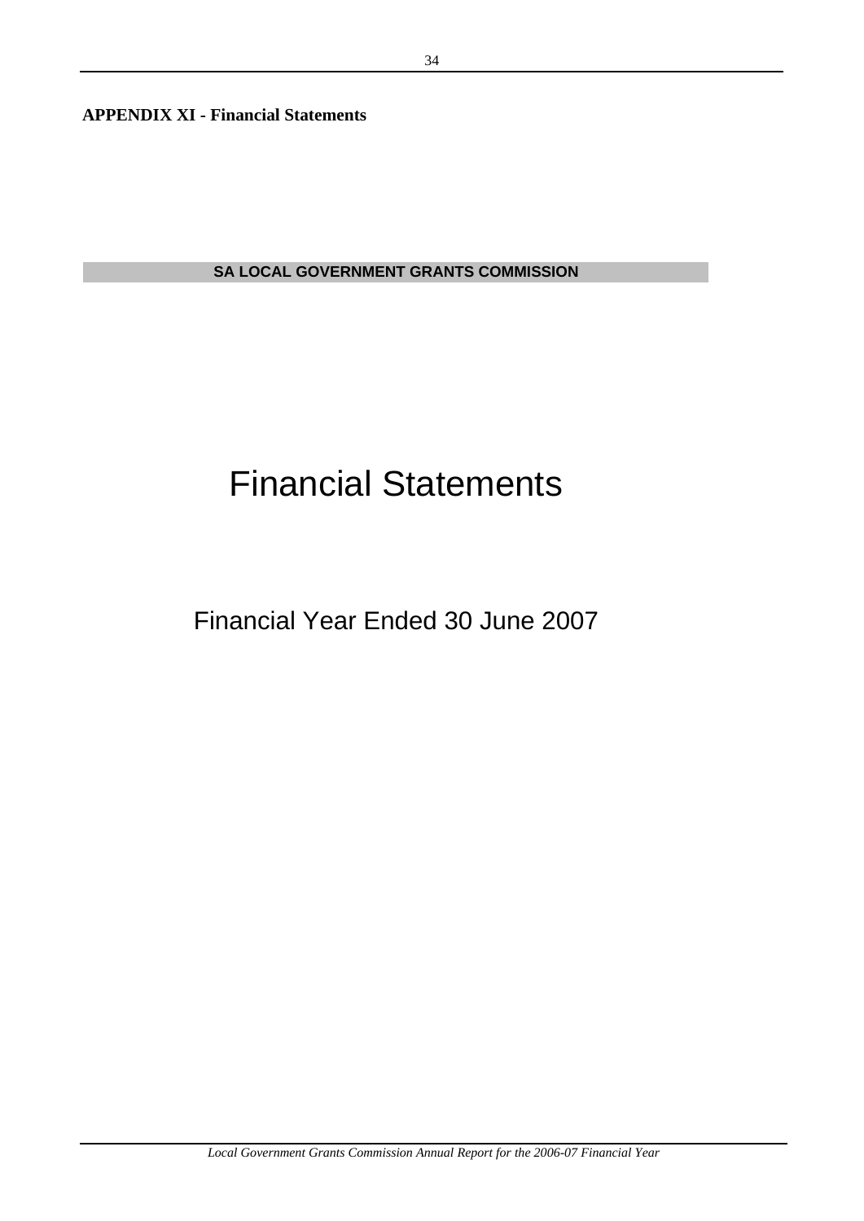**APPENDIX XI - Financial Statements**

**SA LOCAL GOVERNMENT GRANTS COMMISSION**

# Financial Statements

## Financial Year Ended 30 June 2007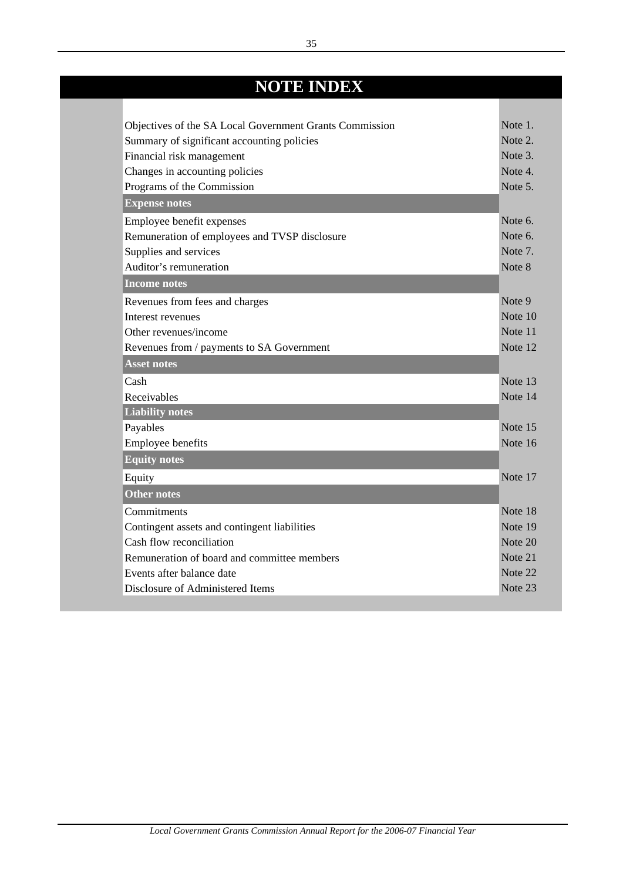# NOTE INDEX

| | |
|---|---|
| Objectives of the SA Local Government Grants Commission | Note 1. |
| Summary of significant accounting policies | Note 2. |
| Financial risk management | Note 3. |
| Changes in accounting policies | Note 4. |
| Programs of the Commission | Note 5. |
| **Expense notes** | |
| Employee benefit expenses | Note 6. |
| Remuneration of employees and TVSP disclosure | Note 6. |
| Supplies and services | Note 7. |
| Auditor's remuneration | Note 8 |
| **Income notes** | |
| Revenues from fees and charges | Note 9 |
| Interest revenues | Note 10 |
| Other revenues/income | Note 11 |
| Revenues from / payments to SA Government | Note 12 |
| **Asset notes** | |
| Cash | Note 13 |
| Receivables | Note 14 |
| **Liability notes** | |
| Payables | Note 15 |
| Employee benefits | Note 16 |
| **Equity notes** | |
| Equity | Note 17 |
| **Other notes** | |
| Commitments | Note 18 |
| Contingent assets and contingent liabilities | Note 19 |
| Cash flow reconciliation | Note 20 |
| Remuneration of board and committee members | Note 21 |
| Events after balance date | Note 22 |
| Disclosure of Administered Items | Note 23 |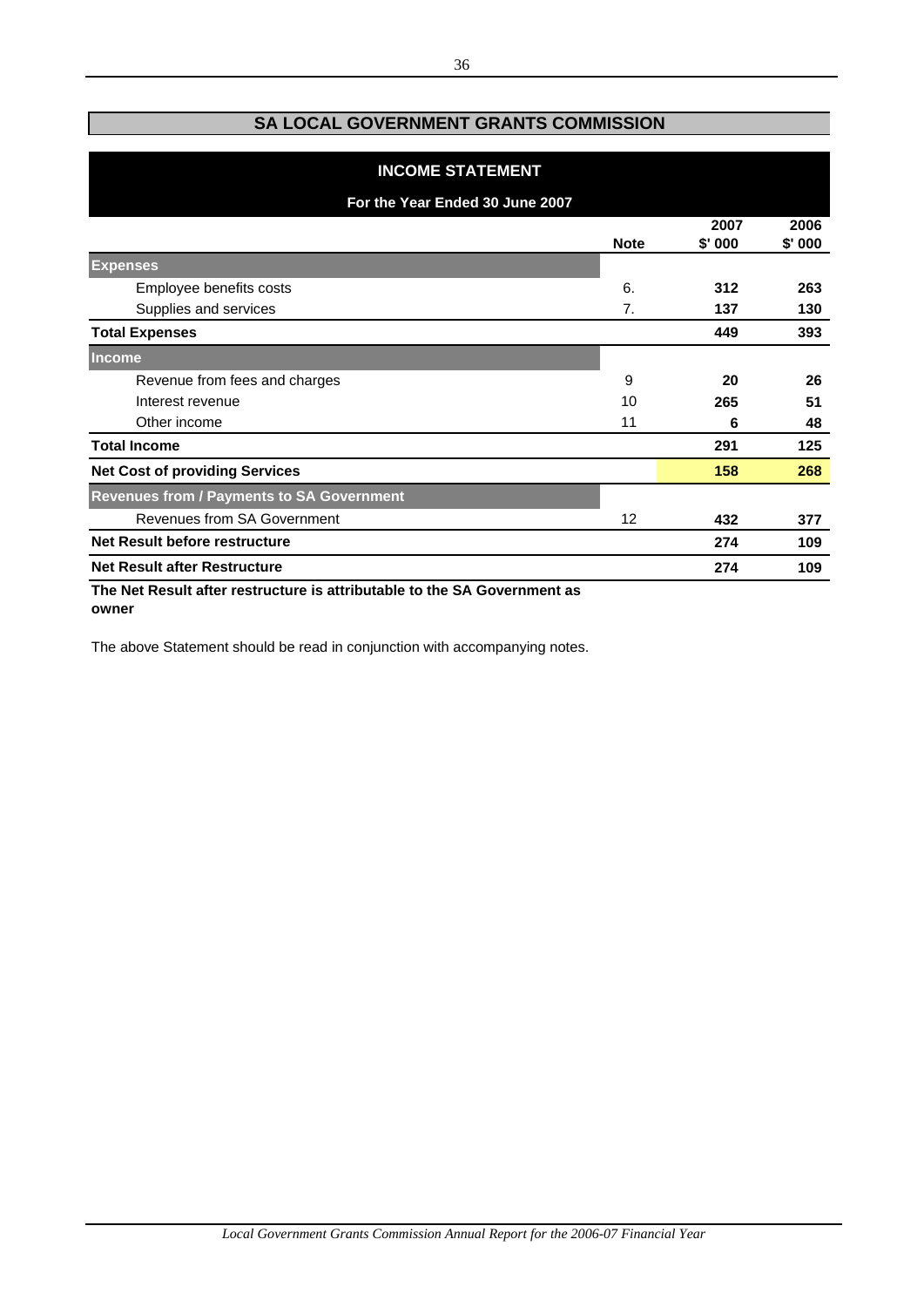## SA LOCAL GOVERNMENT GRANTS COMMISSION

### INCOME STATEMENT

**For the Year Ended 30 June 2007**

| | Note | 2007 $' 000 | 2006 $' 000 |
|---|---|---|---|
| **Expenses** | | | |
| Employee benefits costs | 6. | **312** | **263** |
| Supplies and services | 7. | **137** | **130** |
| **Total Expenses** | | **449** | **393** |
| **Income** | | | |
| Revenue from fees and charges | 9 | **20** | **26** |
| Interest revenue | 10 | **265** | **51** |
| Other income | 11 | **6** | **48** |
| **Total Income** | | **291** | **125** |
| **Net Cost of providing Services** | | **158** | **268** |
| **Revenues from / Payments to SA Government** | | | |
| Revenues from SA Government | 12 | **432** | **377** |
| **Net Result before restructure** | | **274** | **109** |
| **Net Result after Restructure** | | **274** | **109** |

**The Net Result after restructure is attributable to the SA Government as owner**

The above Statement should be read in conjunction with accompanying notes.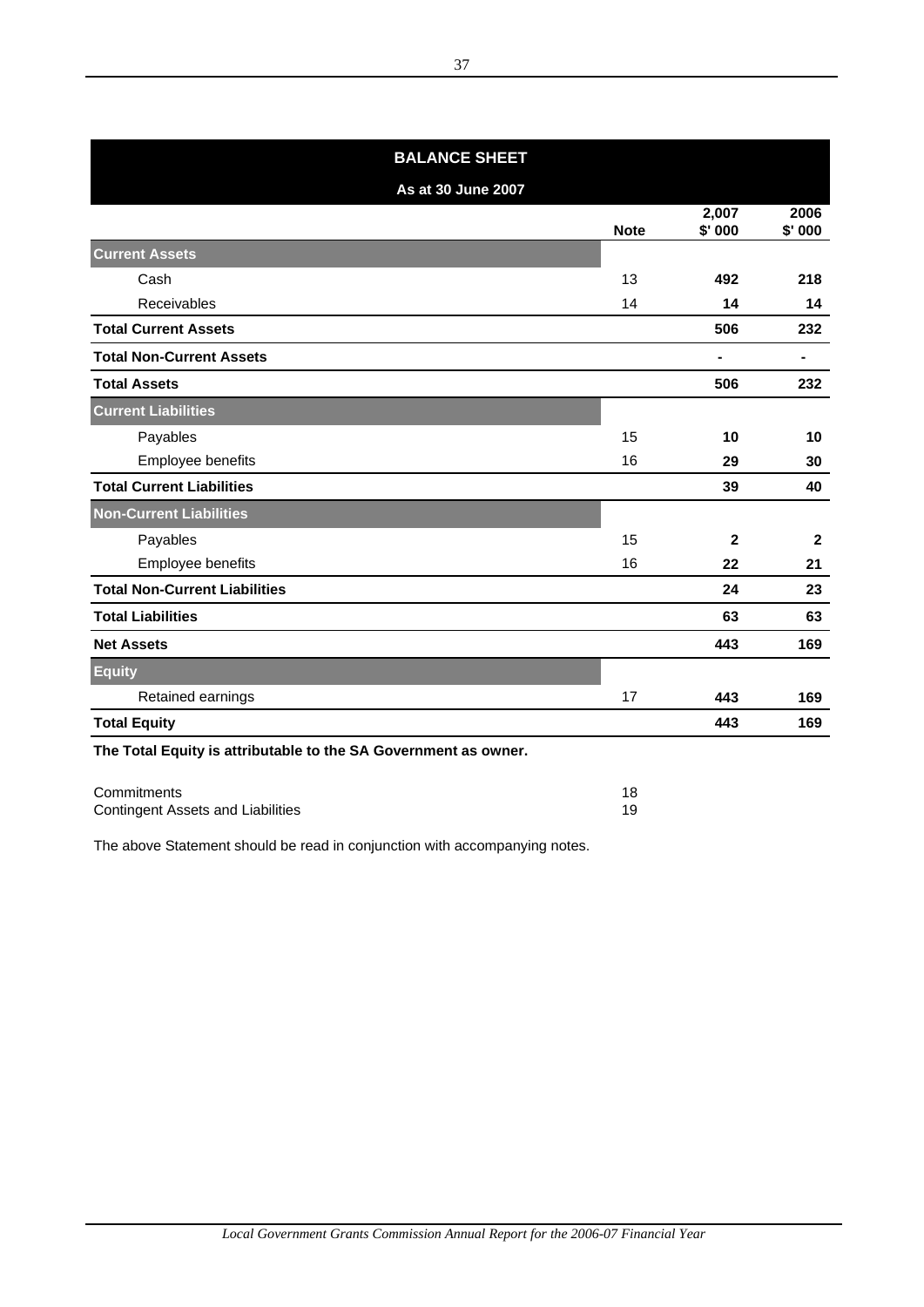## BALANCE SHEET

**As at 30 June 2007**

| | Note | 2,007 $' 000 | 2006 $' 000 |
|---|---|---|---|
| **Current Assets** | | | |
| Cash | 13 | **492** | **218** |
| Receivables | 14 | **14** | **14** |
| **Total Current Assets** | | **506** | **232** |
| **Total Non-Current Assets** | | **-** | **-** |
| **Total Assets** | | **506** | **232** |
| **Current Liabilities** | | | |
| Payables | 15 | **10** | **10** |
| Employee benefits | 16 | **29** | **30** |
| **Total Current Liabilities** | | **39** | **40** |
| **Non-Current Liabilities** | | | |
| Payables | 15 | **2** | **2** |
| Employee benefits | 16 | **22** | **21** |
| **Total Non-Current Liabilities** | | **24** | **23** |
| **Total Liabilities** | | **63** | **63** |
| **Net Assets** | | **443** | **169** |
| **Equity** | | | |
| Retained earnings | 17 | **443** | **169** |
| **Total Equity** | | **443** | **169** |

**The Total Equity is attributable to the SA Government as owner.**

| | |
|---|---|
| Commitments | 18 |
| Contingent Assets and Liabilities | 19 |

The above Statement should be read in conjunction with accompanying notes.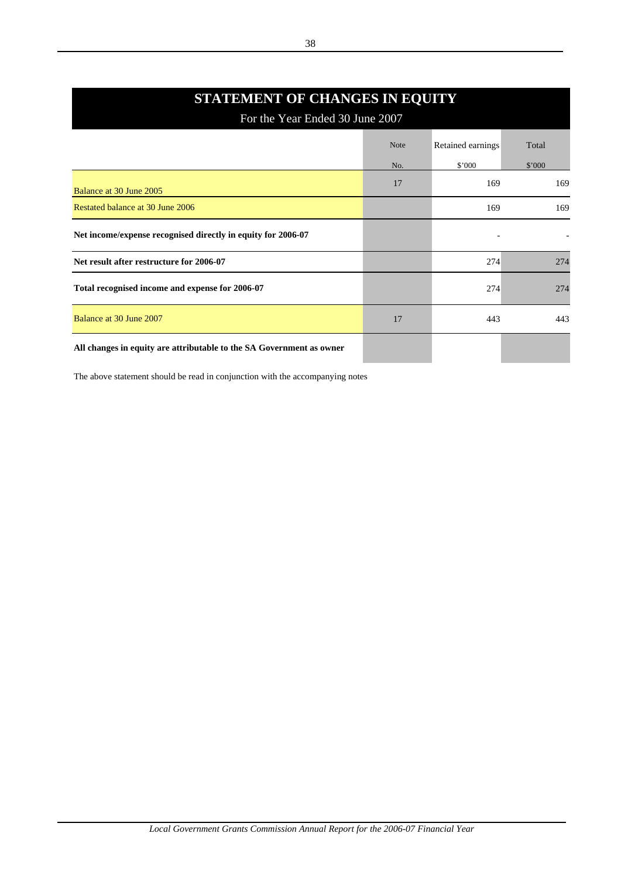# STATEMENT OF CHANGES IN EQUITY

For the Year Ended 30 June 2007

| | Note No. | Retained earnings $'000 | Total $'000 |
|---|---|---|---|
| Balance at 30 June 2005 | 17 | 169 | 169 |
| Restated balance at 30 June 2006 | | 169 | 169 |
| **Net income/expense recognised directly in equity for 2006-07** | | - | - |
| **Net result after restructure for 2006-07** | | 274 | 274 |
| **Total recognised income and expense for 2006-07** | | 274 | 274 |
| Balance at 30 June 2007 | 17 | 443 | 443 |
| **All changes in equity are attributable to the SA Government as owner** | | | |

The above statement should be read in conjunction with the accompanying notes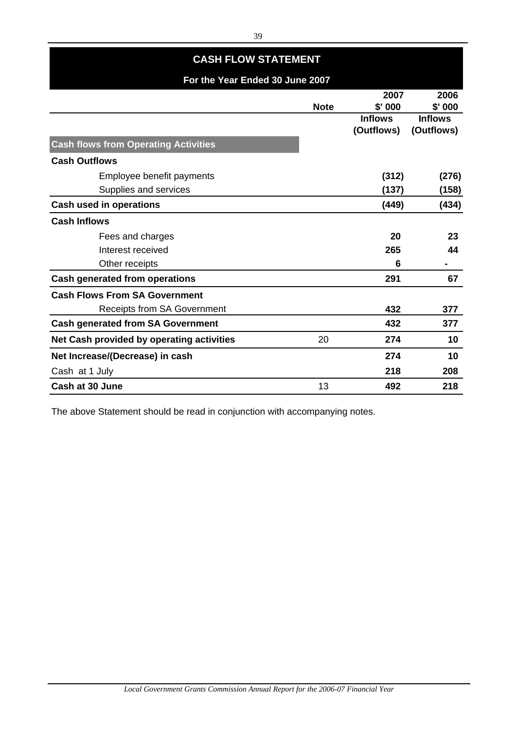## CASH FLOW STATEMENT

**For the Year Ended 30 June 2007**

| | Note | 2007 $' 000 Inflows (Outflows) | 2006 $' 000 Inflows (Outflows) |
|---|---|---|---|
| **Cash flows from Operating Activities** | | | |
| **Cash Outflows** | | | |
| Employee benefit payments | | **(312)** | **(276)** |
| Supplies and services | | **(137)** | **(158)** |
| **Cash used in operations** | | **(449)** | **(434)** |
| **Cash Inflows** | | | |
| Fees and charges | | **20** | **23** |
| Interest received | | **265** | **44** |
| Other receipts | | **6** | **-** |
| **Cash generated from operations** | | **291** | **67** |
| **Cash Flows From SA Government** | | | |
| Receipts from SA Government | | **432** | **377** |
| **Cash generated from SA Government** | | **432** | **377** |
| **Net Cash provided by operating activities** | 20 | **274** | **10** |
| **Net Increase/(Decrease) in cash** | | **274** | **10** |
| Cash at 1 July | | **218** | **208** |
| **Cash at 30 June** | 13 | **492** | **218** |

The above Statement should be read in conjunction with accompanying notes.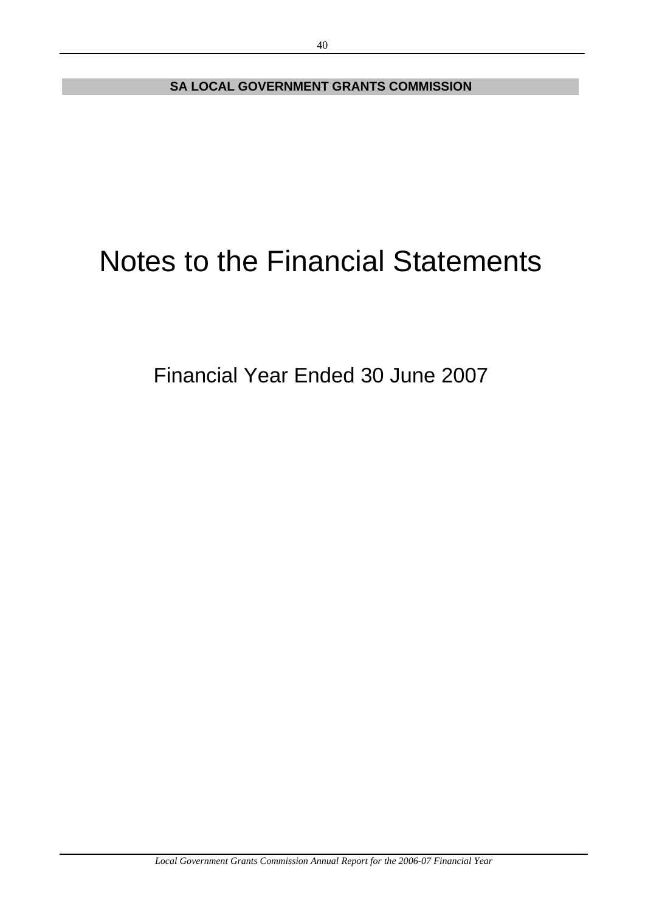# Notes to the Financial Statements

## Financial Year Ended 30 June 2007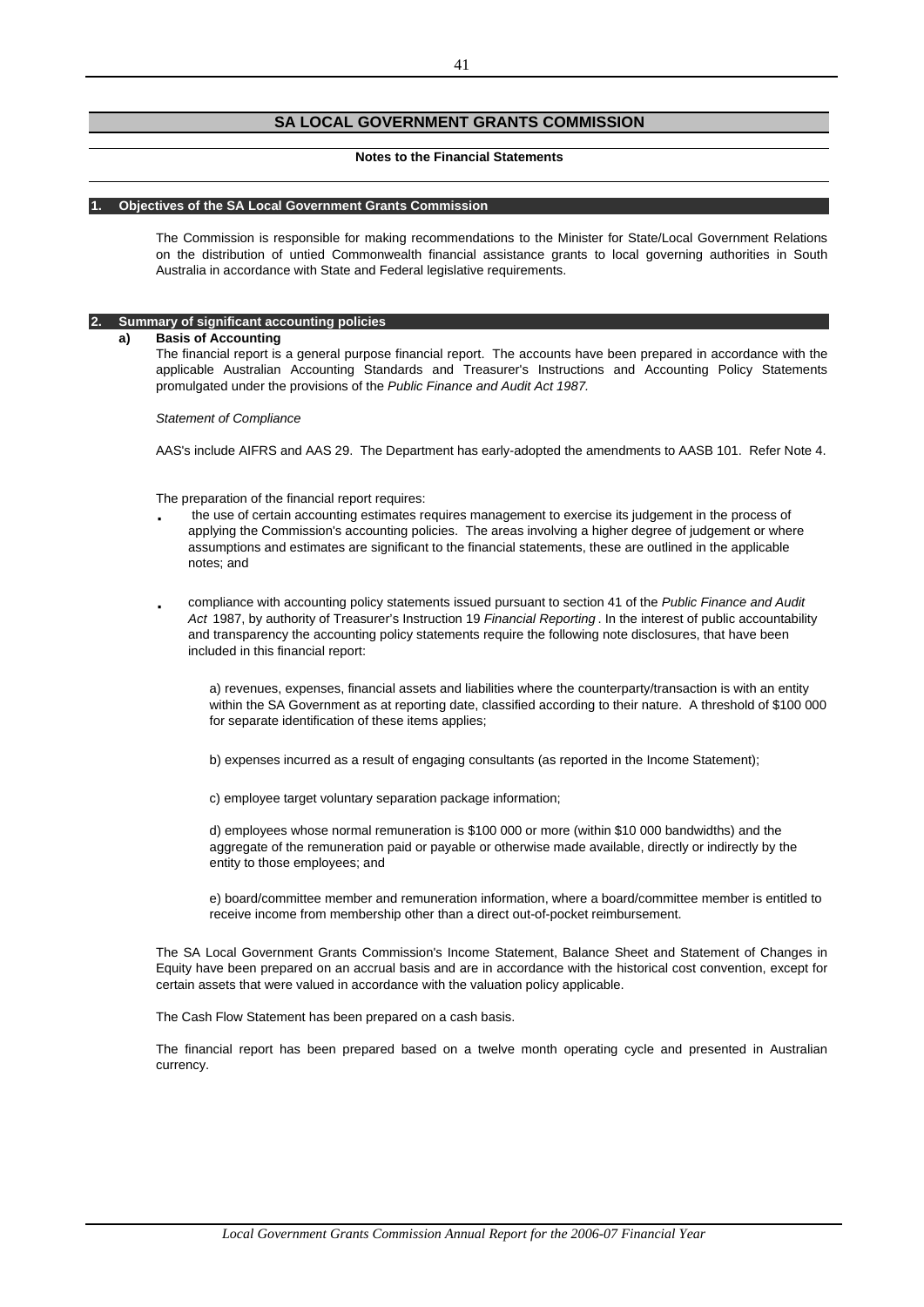## SA LOCAL GOVERNMENT GRANTS COMMISSION

**Notes to the Financial Statements**

### 1. Objectives of the SA Local Government Grants Commission

The Commission is responsible for making recommendations to the Minister for State/Local Government Relations on the distribution of untied Commonwealth financial assistance grants to local governing authorities in South Australia in accordance with State and Federal legislative requirements.

### 2. Summary of significant accounting policies

**a) Basis of Accounting**

The financial report is a general purpose financial report. The accounts have been prepared in accordance with the applicable Australian Accounting Standards and Treasurer's Instructions and Accounting Policy Statements promulgated under the provisions of the *Public Finance and Audit Act 1987.*

*Statement of Compliance*

AAS's include AIFRS and AAS 29. The Department has early-adopted the amendments to AASB 101. Refer Note 4.

The preparation of the financial report requires:

- the use of certain accounting estimates requires management to exercise its judgement in the process of applying the Commission's accounting policies. The areas involving a higher degree of judgement or where assumptions and estimates are significant to the financial statements, these are outlined in the applicable notes; and

- compliance with accounting policy statements issued pursuant to section 41 of the *Public Finance and Audit Act* 1987, by authority of Treasurer's Instruction 19 *Financial Reporting*. In the interest of public accountability and transparency the accounting policy statements require the following note disclosures, that have been included in this financial report:

  a) revenues, expenses, financial assets and liabilities where the counterparty/transaction is with an entity within the SA Government as at reporting date, classified according to their nature. A threshold of $100 000 for separate identification of these items applies;

  b) expenses incurred as a result of engaging consultants (as reported in the Income Statement);

  c) employee target voluntary separation package information;

  d) employees whose normal remuneration is $100 000 or more (within $10 000 bandwidths) and the aggregate of the remuneration paid or payable or otherwise made available, directly or indirectly by the entity to those employees; and

  e) board/committee member and remuneration information, where a board/committee member is entitled to receive income from membership other than a direct out-of-pocket reimbursement.

The SA Local Government Grants Commission's Income Statement, Balance Sheet and Statement of Changes in Equity have been prepared on an accrual basis and are in accordance with the historical cost convention, except for certain assets that were valued in accordance with the valuation policy applicable.

The Cash Flow Statement has been prepared on a cash basis.

The financial report has been prepared based on a twelve month operating cycle and presented in Australian currency.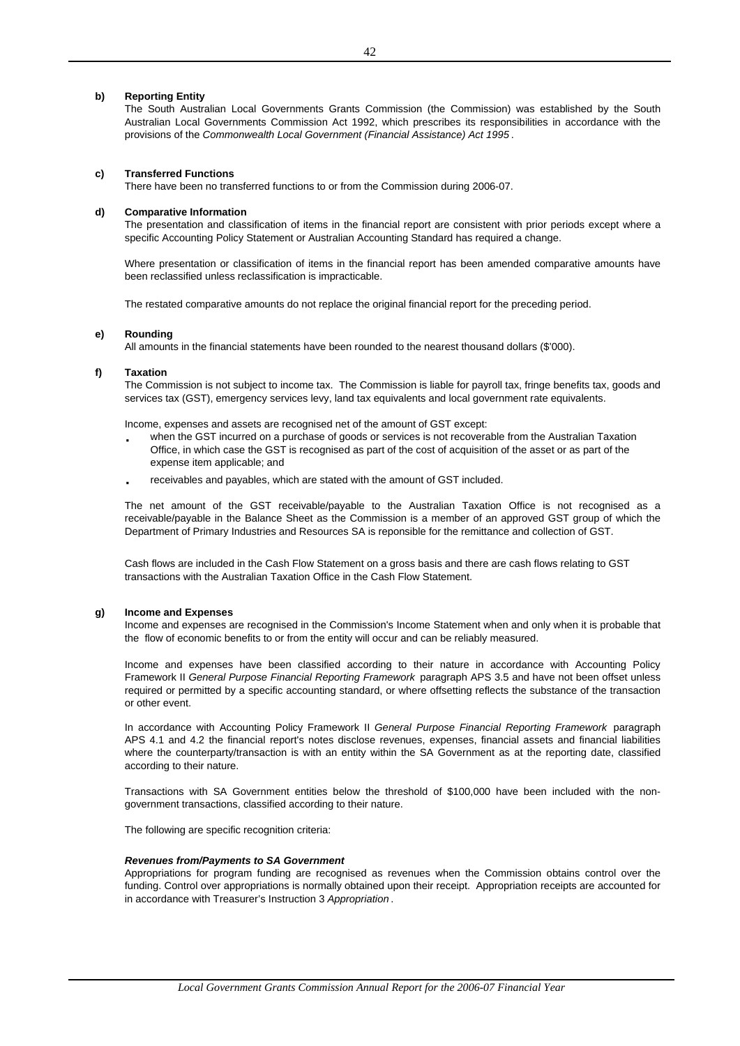**b) Reporting Entity**

The South Australian Local Governments Grants Commission (the Commission) was established by the South Australian Local Governments Commission Act 1992, which prescribes its responsibilities in accordance with the provisions of the *Commonwealth Local Government (Financial Assistance) Act 1995* .

**c) Transferred Functions**

There have been no transferred functions to or from the Commission during 2006-07.

**d) Comparative Information**

The presentation and classification of items in the financial report are consistent with prior periods except where a specific Accounting Policy Statement or Australian Accounting Standard has required a change.

Where presentation or classification of items in the financial report has been amended comparative amounts have been reclassified unless reclassification is impracticable.

The restated comparative amounts do not replace the original financial report for the preceding period.

**e) Rounding**

All amounts in the financial statements have been rounded to the nearest thousand dollars ($'000).

**f) Taxation**

The Commission is not subject to income tax. The Commission is liable for payroll tax, fringe benefits tax, goods and services tax (GST), emergency services levy, land tax equivalents and local government rate equivalents.

Income, expenses and assets are recognised net of the amount of GST except:

- when the GST incurred on a purchase of goods or services is not recoverable from the Australian Taxation Office, in which case the GST is recognised as part of the cost of acquisition of the asset or as part of the expense item applicable; and
- receivables and payables, which are stated with the amount of GST included.

The net amount of the GST receivable/payable to the Australian Taxation Office is not recognised as a receivable/payable in the Balance Sheet as the Commission is a member of an approved GST group of which the Department of Primary Industries and Resources SA is reponsible for the remittance and collection of GST.

Cash flows are included in the Cash Flow Statement on a gross basis and there are cash flows relating to GST transactions with the Australian Taxation Office in the Cash Flow Statement.

**g) Income and Expenses**

Income and expenses are recognised in the Commission's Income Statement when and only when it is probable that the flow of economic benefits to or from the entity will occur and can be reliably measured.

Income and expenses have been classified according to their nature in accordance with Accounting Policy Framework II *General Purpose Financial Reporting Framework* paragraph APS 3.5 and have not been offset unless required or permitted by a specific accounting standard, or where offsetting reflects the substance of the transaction or other event.

In accordance with Accounting Policy Framework II *General Purpose Financial Reporting Framework* paragraph APS 4.1 and 4.2 the financial report's notes disclose revenues, expenses, financial assets and financial liabilities where the counterparty/transaction is with an entity within the SA Government as at the reporting date, classified according to their nature.

Transactions with SA Government entities below the threshold of $100,000 have been included with the non-government transactions, classified according to their nature.

The following are specific recognition criteria:

***Revenues from/Payments to SA Government***

Appropriations for program funding are recognised as revenues when the Commission obtains control over the funding. Control over appropriations is normally obtained upon their receipt. Appropriation receipts are accounted for in accordance with Treasurer's Instruction 3 *Appropriation* .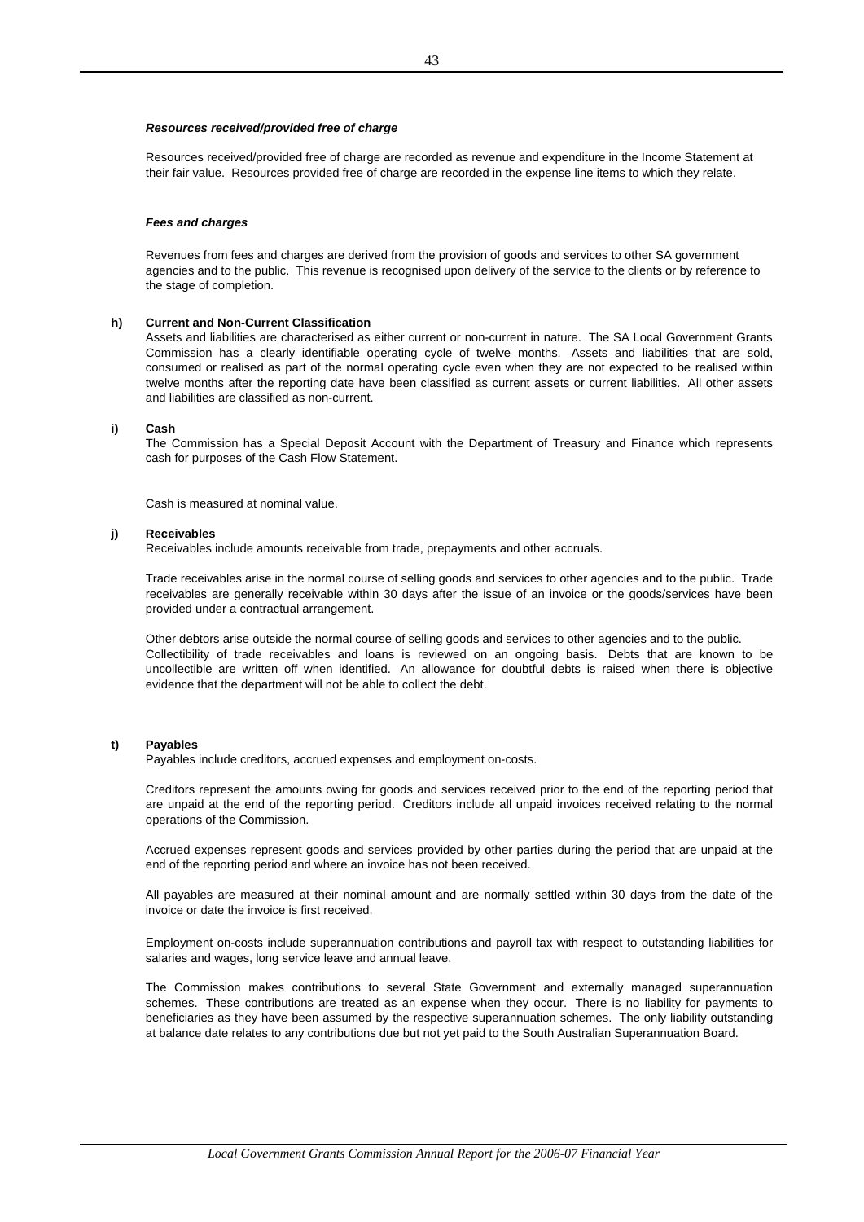***Resources received/provided free of charge***

Resources received/provided free of charge are recorded as revenue and expenditure in the Income Statement at their fair value. Resources provided free of charge are recorded in the expense line items to which they relate.

***Fees and charges***

Revenues from fees and charges are derived from the provision of goods and services to other SA government agencies and to the public. This revenue is recognised upon delivery of the service to the clients or by reference to the stage of completion.

**h) Current and Non-Current Classification**

Assets and liabilities are characterised as either current or non-current in nature. The SA Local Government Grants Commission has a clearly identifiable operating cycle of twelve months. Assets and liabilities that are sold, consumed or realised as part of the normal operating cycle even when they are not expected to be realised within twelve months after the reporting date have been classified as current assets or current liabilities. All other assets and liabilities are classified as non-current.

**i) Cash**

The Commission has a Special Deposit Account with the Department of Treasury and Finance which represents cash for purposes of the Cash Flow Statement.

Cash is measured at nominal value.

**j) Receivables**

Receivables include amounts receivable from trade, prepayments and other accruals.

Trade receivables arise in the normal course of selling goods and services to other agencies and to the public. Trade receivables are generally receivable within 30 days after the issue of an invoice or the goods/services have been provided under a contractual arrangement.

Other debtors arise outside the normal course of selling goods and services to other agencies and to the public. Collectibility of trade receivables and loans is reviewed on an ongoing basis. Debts that are known to be uncollectible are written off when identified. An allowance for doubtful debts is raised when there is objective evidence that the department will not be able to collect the debt.

**t) Payables**

Payables include creditors, accrued expenses and employment on-costs.

Creditors represent the amounts owing for goods and services received prior to the end of the reporting period that are unpaid at the end of the reporting period. Creditors include all unpaid invoices received relating to the normal operations of the Commission.

Accrued expenses represent goods and services provided by other parties during the period that are unpaid at the end of the reporting period and where an invoice has not been received.

All payables are measured at their nominal amount and are normally settled within 30 days from the date of the invoice or date the invoice is first received.

Employment on-costs include superannuation contributions and payroll tax with respect to outstanding liabilities for salaries and wages, long service leave and annual leave.

The Commission makes contributions to several State Government and externally managed superannuation schemes. These contributions are treated as an expense when they occur. There is no liability for payments to beneficiaries as they have been assumed by the respective superannuation schemes. The only liability outstanding at balance date relates to any contributions due but not yet paid to the South Australian Superannuation Board.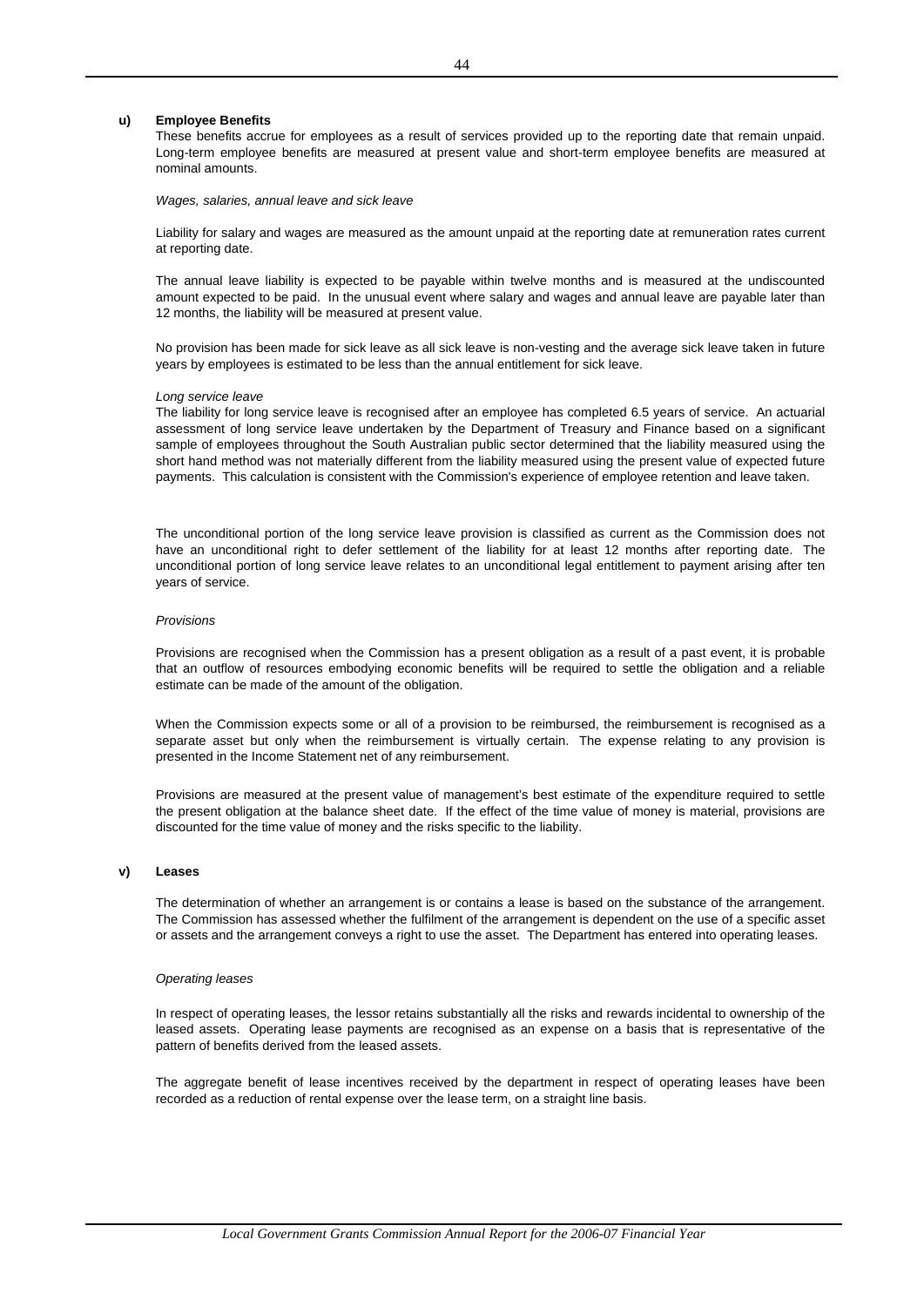**u) Employee Benefits**

These benefits accrue for employees as a result of services provided up to the reporting date that remain unpaid. Long-term employee benefits are measured at present value and short-term employee benefits are measured at nominal amounts.

*Wages, salaries, annual leave and sick leave*

Liability for salary and wages are measured as the amount unpaid at the reporting date at remuneration rates current at reporting date.

The annual leave liability is expected to be payable within twelve months and is measured at the undiscounted amount expected to be paid. In the unusual event where salary and wages and annual leave are payable later than 12 months, the liability will be measured at present value.

No provision has been made for sick leave as all sick leave is non-vesting and the average sick leave taken in future years by employees is estimated to be less than the annual entitlement for sick leave.

*Long service leave*

The liability for long service leave is recognised after an employee has completed 6.5 years of service. An actuarial assessment of long service leave undertaken by the Department of Treasury and Finance based on a significant sample of employees throughout the South Australian public sector determined that the liability measured using the short hand method was not materially different from the liability measured using the present value of expected future payments. This calculation is consistent with the Commission's experience of employee retention and leave taken.

The unconditional portion of the long service leave provision is classified as current as the Commission does not have an unconditional right to defer settlement of the liability for at least 12 months after reporting date. The unconditional portion of long service leave relates to an unconditional legal entitlement to payment arising after ten years of service.

*Provisions*

Provisions are recognised when the Commission has a present obligation as a result of a past event, it is probable that an outflow of resources embodying economic benefits will be required to settle the obligation and a reliable estimate can be made of the amount of the obligation.

When the Commission expects some or all of a provision to be reimbursed, the reimbursement is recognised as a separate asset but only when the reimbursement is virtually certain. The expense relating to any provision is presented in the Income Statement net of any reimbursement.

Provisions are measured at the present value of management's best estimate of the expenditure required to settle the present obligation at the balance sheet date. If the effect of the time value of money is material, provisions are discounted for the time value of money and the risks specific to the liability.

**v) Leases**

The determination of whether an arrangement is or contains a lease is based on the substance of the arrangement. The Commission has assessed whether the fulfilment of the arrangement is dependent on the use of a specific asset or assets and the arrangement conveys a right to use the asset. The Department has entered into operating leases.

*Operating leases*

In respect of operating leases, the lessor retains substantially all the risks and rewards incidental to ownership of the leased assets. Operating lease payments are recognised as an expense on a basis that is representative of the pattern of benefits derived from the leased assets.

The aggregate benefit of lease incentives received by the department in respect of operating leases have been recorded as a reduction of rental expense over the lease term, on a straight line basis.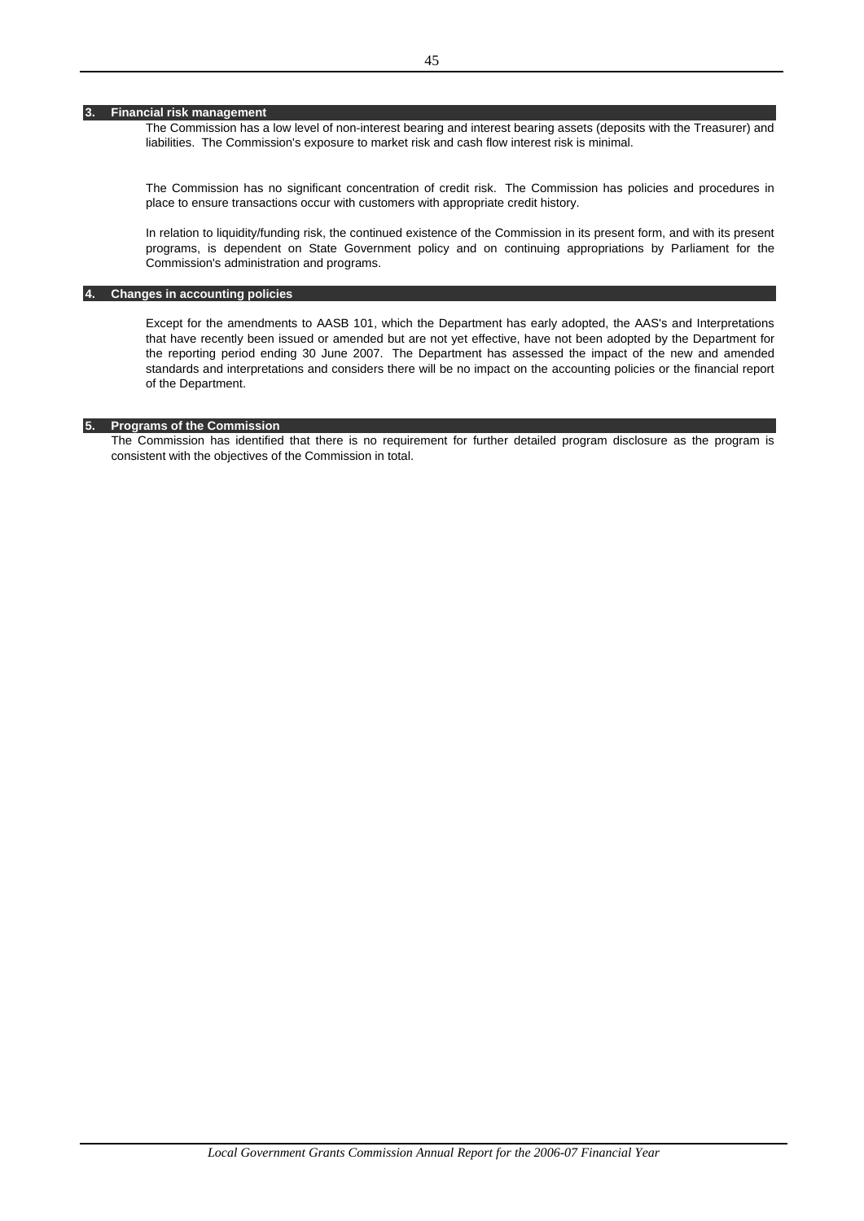## 3. Financial risk management

The Commission has a low level of non-interest bearing and interest bearing assets (deposits with the Treasurer) and liabilities. The Commission's exposure to market risk and cash flow interest risk is minimal.

The Commission has no significant concentration of credit risk. The Commission has policies and procedures in place to ensure transactions occur with customers with appropriate credit history.

In relation to liquidity/funding risk, the continued existence of the Commission in its present form, and with its present programs, is dependent on State Government policy and on continuing appropriations by Parliament for the Commission's administration and programs.

## 4. Changes in accounting policies

Except for the amendments to AASB 101, which the Department has early adopted, the AAS's and Interpretations that have recently been issued or amended but are not yet effective, have not been adopted by the Department for the reporting period ending 30 June 2007. The Department has assessed the impact of the new and amended standards and interpretations and considers there will be no impact on the accounting policies or the financial report of the Department.

## 5. Programs of the Commission

The Commission has identified that there is no requirement for further detailed program disclosure as the program is consistent with the objectives of the Commission in total.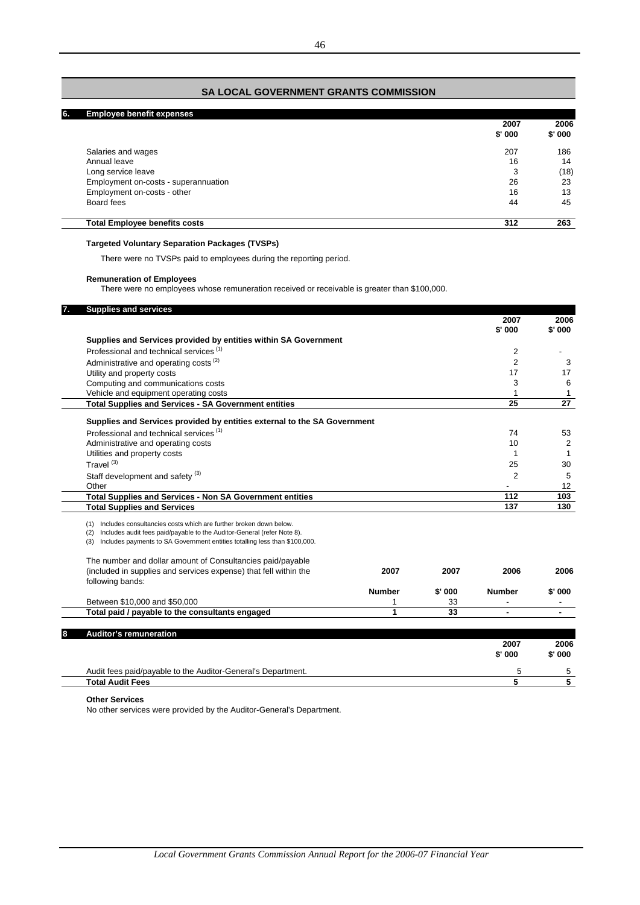## SA LOCAL GOVERNMENT GRANTS COMMISSION

### 6. Employee benefit expenses

| | 2007 $' 000 | 2006 $' 000 |
|---|---|---|
| Salaries and wages | 207 | 186 |
| Annual leave | 16 | 14 |
| Long service leave | 3 | (18) |
| Employment on-costs - superannuation | 26 | 23 |
| Employment on-costs - other | 16 | 13 |
| Board fees | 44 | 45 |
| **Total Employee benefits costs** | **312** | **263** |

**Targeted Voluntary Separation Packages (TVSPs)**

There were no TVSPs paid to employees during the reporting period.

**Remuneration of Employees**

There were no employees whose remuneration received or receivable is greater than $100,000.

### 7. Supplies and services

| | 2007 $' 000 | 2006 $' 000 |
|---|---|---|
| **Supplies and Services provided by entities within SA Government** | | |
| Professional and technical services [1] | 2 | - |
| Administrative and operating costs [2] | 2 | 3 |
| Utility and property costs | 17 | 17 |
| Computing and communications costs | 3 | 6 |
| Vehicle and equipment operating costs | 1 | 1 |
| **Total Supplies and Services - SA Government entities** | **25** | **27** |
| **Supplies and Services provided by entities external to the SA Government** | | |
| Professional and technical services [1] | 74 | 53 |
| Administrative and operating costs | 10 | 2 |
| Utilities and property costs | 1 | 1 |
| Travel [3] | 25 | 30 |
| Staff development and safety [3] | 2 | 5 |
| Other | - | 12 |
| **Total Supplies and Services - Non SA Government entities** | **112** | **103** |
| **Total Supplies and Services** | **137** | **130** |

(1) Includes consultancies costs which are further broken down below.
(2) Includes audit fees paid/payable to the Auditor-General (refer Note 8).
(3) Includes payments to SA Government entities totalling less than $100,000.

| The number and dollar amount of Consultancies paid/payable (included in supplies and services expense) that fell within the following bands: | 2007 Number | 2007 $' 000 | 2006 Number | 2006 $' 000 |
|---|---|---|---|---|
| Between $10,000 and $50,000 | 1 | 33 | - | - |
| **Total paid / payable to the consultants engaged** | **1** | **33** | **-** | **-** |

### 8 Auditor's remuneration

| | 2007 $' 000 | 2006 $' 000 |
|---|---|---|
| Audit fees paid/payable to the Auditor-General's Department. | 5 | 5 |
| **Total Audit Fees** | **5** | **5** |

**Other Services**

No other services were provided by the Auditor-General's Department.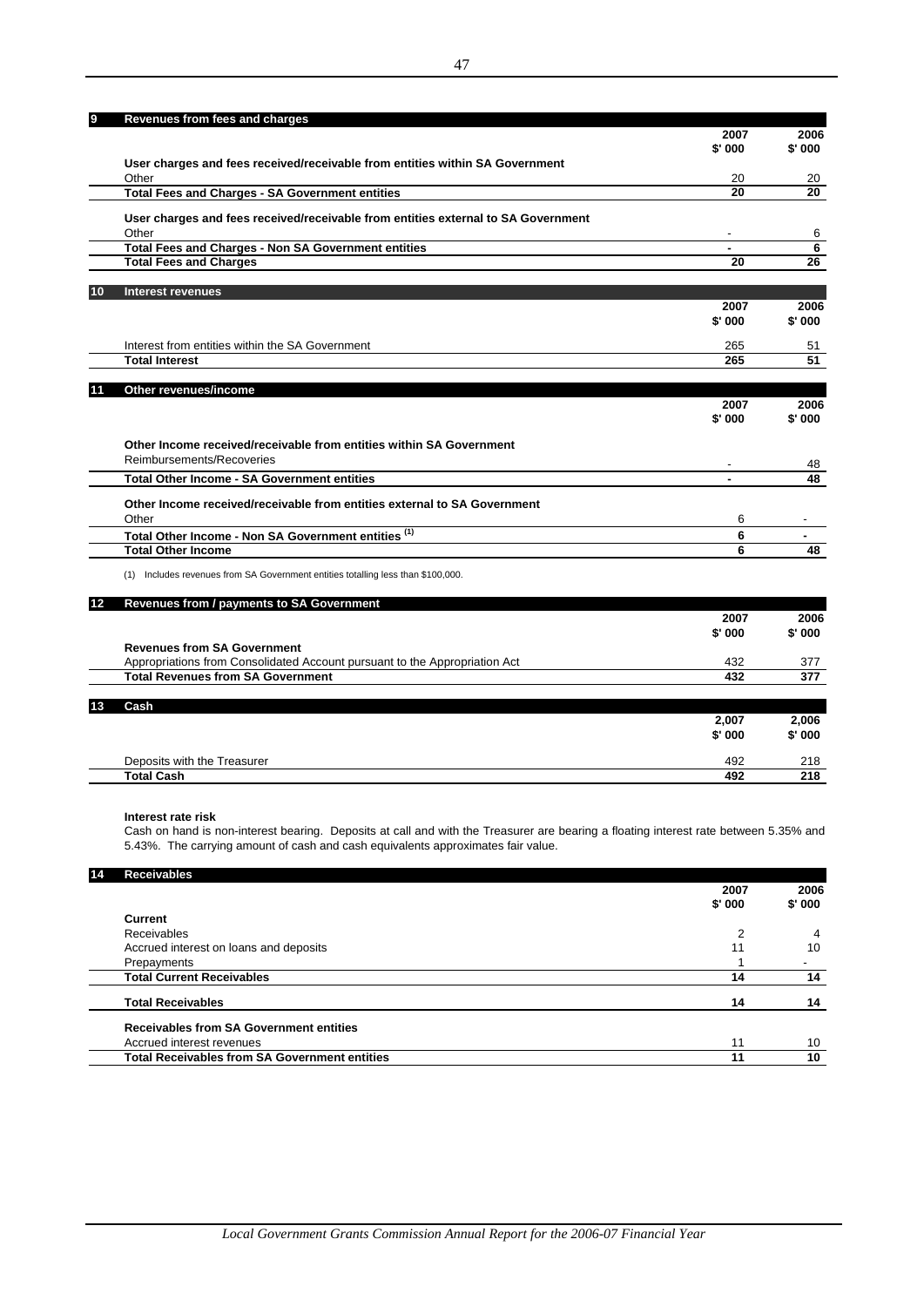## 9 Revenues from fees and charges

| | 2007 $' 000 | 2006 $' 000 |
|---|---|---|
| **User charges and fees received/receivable from entities within SA Government** | | |
| Other | 20 | 20 |
| **Total Fees and Charges - SA Government entities** | **20** | **20** |
| **User charges and fees received/receivable from entities external to SA Government** | | |
| Other | - | 6 |
| **Total Fees and Charges - Non SA Government entities** | **-** | **6** |
| **Total Fees and Charges** | **20** | **26** |

## 10 Interest revenues

| | 2007 $' 000 | 2006 $' 000 |
|---|---|---|
| Interest from entities within the SA Government | 265 | 51 |
| **Total Interest** | **265** | **51** |

## 11 Other revenues/income

| | 2007 $' 000 | 2006 $' 000 |
|---|---|---|
| **Other Income received/receivable from entities within SA Government** | | |
| Reimbursements/Recoveries | - | 48 |
| **Total Other Income - SA Government entities** | **-** | **48** |
| **Other Income received/receivable from entities external to SA Government** | | |
| Other | 6 | - |
| **Total Other Income - Non SA Government entities (1)** | **6** | **-** |
| **Total Other Income** | **6** | **48** |

(1) Includes revenues from SA Government entities totalling less than $100,000.

## 12 Revenues from / payments to SA Government

| | 2007 $' 000 | 2006 $' 000 |
|---|---|---|
| **Revenues from SA Government** | | |
| Appropriations from Consolidated Account pursuant to the Appropriation Act | 432 | 377 |
| **Total Revenues from SA Government** | **432** | **377** |

## 13 Cash

| | 2,007 $' 000 | 2,006 $' 000 |
|---|---|---|
| Deposits with the Treasurer | 492 | 218 |
| **Total Cash** | **492** | **218** |

**Interest rate risk**

Cash on hand is non-interest bearing. Deposits at call and with the Treasurer are bearing a floating interest rate between 5.35% and 5.43%. The carrying amount of cash and cash equivalents approximates fair value.

## 14 Receivables

| | 2007 $' 000 | 2006 $' 000 |
|---|---|---|
| **Current** | | |
| Receivables | 2 | 4 |
| Accrued interest on loans and deposits | 11 | 10 |
| Prepayments | 1 | - |
| **Total Current Receivables** | **14** | **14** |
| **Total Receivables** | **14** | **14** |
| **Receivables from SA Government entities** | | |
| Accrued interest revenues | 11 | 10 |
| **Total Receivables from SA Government entities** | **11** | **10** |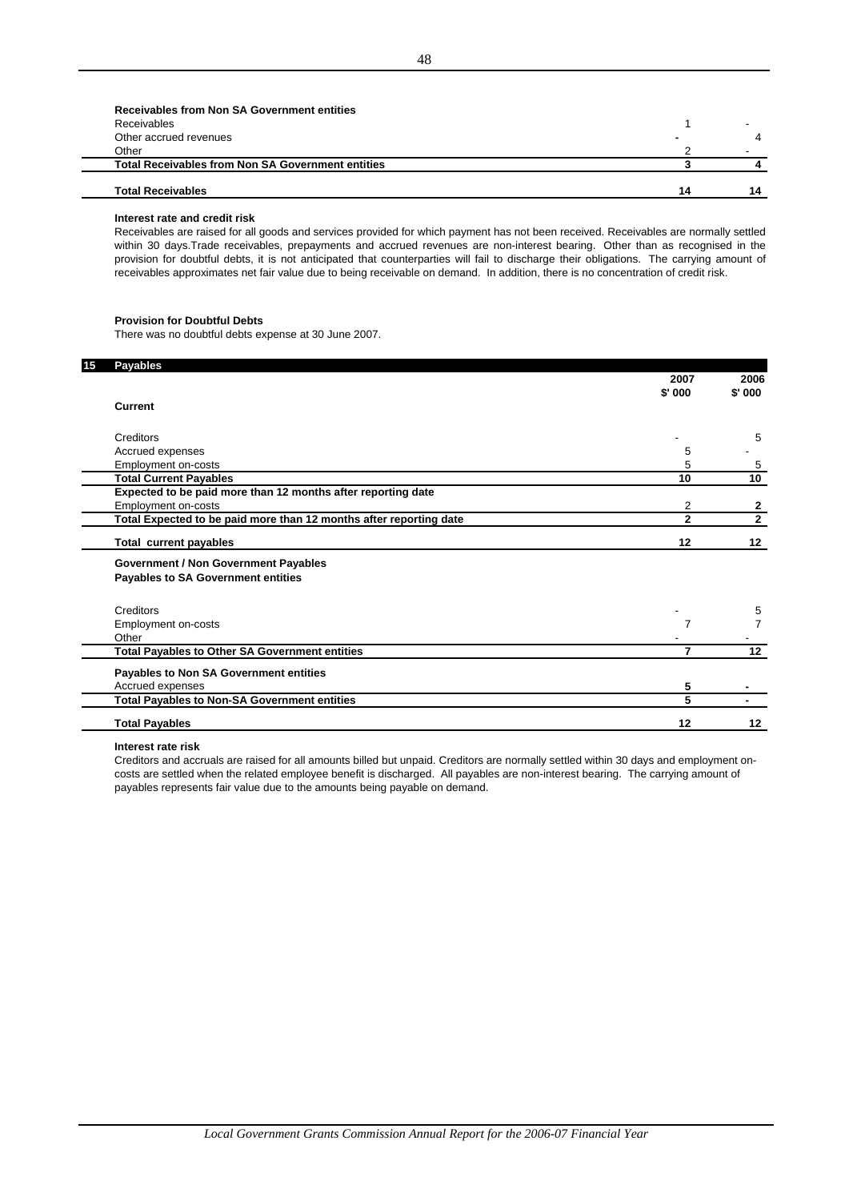| | | |
|---|---|---|
| **Receivables from Non SA Government entities** | | |
| Receivables | 1 | - |
| Other accrued revenues | - | 4 |
| Other | 2 | - |
| **Total Receivables from Non SA Government entities** | **3** | **4** |
| **Total Receivables** | **14** | **14** |

**Interest rate and credit risk**

Receivables are raised for all goods and services provided for which payment has not been received. Receivables are normally settled within 30 days.Trade receivables, prepayments and accrued revenues are non-interest bearing. Other than as recognised in the provision for doubtful debts, it is not anticipated that counterparties will fail to discharge their obligations. The carrying amount of receivables approximates net fair value due to being receivable on demand. In addition, there is no concentration of credit risk.

**Provision for Doubtful Debts**

There was no doubtful debts expense at 30 June 2007.

## 15 Payables

| | 2007 $'000 | 2006 $'000 |
|---|---|---|
| **Current** | | |
| Creditors | - | 5 |
| Accrued expenses | 5 | - |
| Employment on-costs | 5 | 5 |
| **Total Current Payables** | **10** | **10** |
| **Expected to be paid more than 12 months after reporting date** | | |
| Employment on-costs | 2 | **2** |
| **Total Expected to be paid more than 12 months after reporting date** | **2** | **2** |
| **Total current payables** | **12** | **12** |
| **Government / Non Government Payables** | | |
| **Payables to SA Government entities** | | |
| Creditors | - | 5 |
| Employment on-costs | 7 | 7 |
| Other | - | - |
| **Total Payables to Other SA Government entities** | **7** | **12** |
| **Payables to Non SA Government entities** | | |
| Accrued expenses | **5** | **-** |
| **Total Payables to Non-SA Government entities** | **5** | **-** |
| **Total Payables** | **12** | **12** |

**Interest rate risk**

Creditors and accruals are raised for all amounts billed but unpaid. Creditors are normally settled within 30 days and employment on-costs are settled when the related employee benefit is discharged. All payables are non-interest bearing. The carrying amount of payables represents fair value due to the amounts being payable on demand.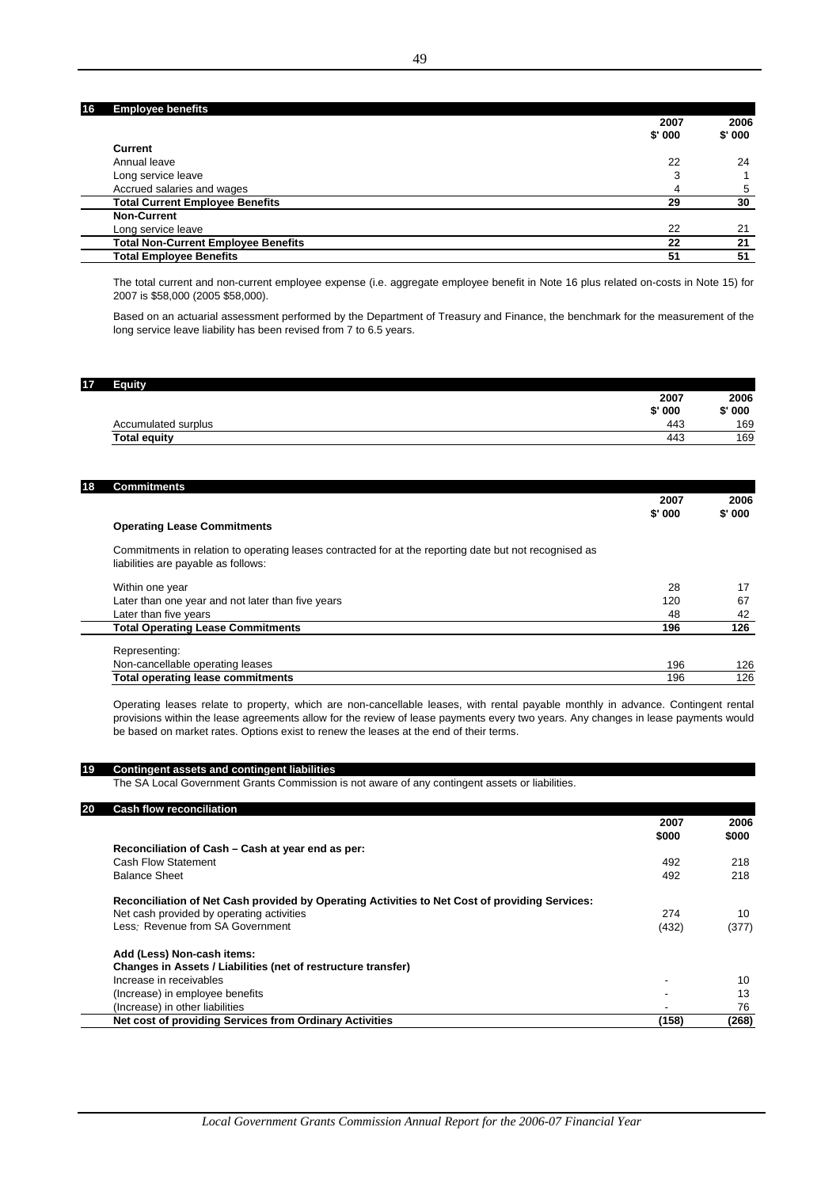## 16 Employee benefits

| | 2007 $' 000 | 2006 $' 000 |
|---|---|---|
| **Current** | | |
| Annual leave | 22 | 24 |
| Long service leave | 3 | 1 |
| Accrued salaries and wages | 4 | 5 |
| **Total Current Employee Benefits** | **29** | **30** |
| **Non-Current** | | |
| Long service leave | 22 | 21 |
| **Total Non-Current Employee Benefits** | **22** | **21** |
| **Total Employee Benefits** | **51** | **51** |

The total current and non-current employee expense (i.e. aggregate employee benefit in Note 16 plus related on-costs in Note 15) for 2007 is $58,000 (2005 $58,000).

Based on an actuarial assessment performed by the Department of Treasury and Finance, the benchmark for the measurement of the long service leave liability has been revised from 7 to 6.5 years.

## 17 Equity

| | 2007 $' 000 | 2006 $' 000 |
|---|---|---|
| Accumulated surplus | 443 | 169 |
| **Total equity** | 443 | 169 |

## 18 Commitments

| | 2007 $' 000 | 2006 $' 000 |
|---|---|---|
| **Operating Lease Commitments** | | |
| Commitments in relation to operating leases contracted for at the reporting date but not recognised as liabilities are payable as follows: | | |
| Within one year | 28 | 17 |
| Later than one year and not later than five years | 120 | 67 |
| Later than five years | 48 | 42 |
| **Total Operating Lease Commitments** | **196** | **126** |
| Representing: | | |
| Non-cancellable operating leases | 196 | 126 |
| **Total operating lease commitments** | 196 | 126 |

Operating leases relate to property, which are non-cancellable leases, with rental payable monthly in advance. Contingent rental provisions within the lease agreements allow for the review of lease payments every two years. Any changes in lease payments would be based on market rates. Options exist to renew the leases at the end of their terms.

## 19 Contingent assets and contingent liabilities

The SA Local Government Grants Commission is not aware of any contingent assets or liabilities.

## 20 Cash flow reconciliation

| | 2007 $000 | 2006 $000 |
|---|---|---|
| **Reconciliation of Cash – Cash at year end as per:** | | |
| Cash Flow Statement | 492 | 218 |
| Balance Sheet | 492 | 218 |
| **Reconciliation of Net Cash provided by Operating Activities to Net Cost of providing Services:** | | |
| Net cash provided by operating activities | 274 | 10 |
| Less*:* Revenue from SA Government | (432) | (377) |
| **Add (Less) Non-cash items:** | | |
| **Changes in Assets / Liabilities (net of restructure transfer)** | | |
| Increase in receivables | - | 10 |
| (Increase) in employee benefits | - | 13 |
| (Increase) in other liabilities | - | 76 |
| **Net cost of providing Services from Ordinary Activities** | **(158)** | **(268)** |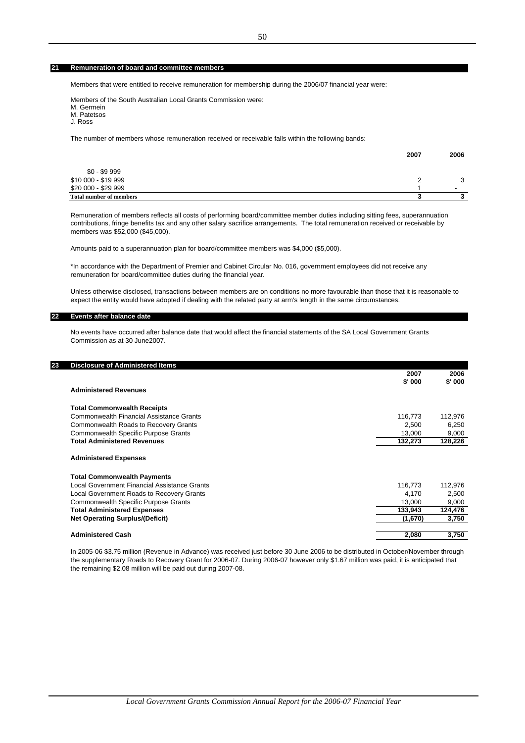## 21 Remuneration of board and committee members

Members that were entitled to receive remuneration for membership during the 2006/07 financial year were:

Members of the South Australian Local Grants Commission were:
M. Germein
M. Patetsos
J. Ross

The number of members whose remuneration received or receivable falls within the following bands:

| | 2007 | 2006 |
|---|---|---|
| $0 - $9 999 | | |
| $10 000 - $19 999 | 2 | 3 |
| $20 000 - $29 999 | 1 | - |
| **Total number of members** | **3** | **3** |

Remuneration of members reflects all costs of performing board/committee member duties including sitting fees, superannuation contributions, fringe benefits tax and any other salary sacrifice arrangements. The total remuneration received or receivable by members was $52,000 ($45,000).

Amounts paid to a superannuation plan for board/committee members was $4,000 ($5,000).

*In accordance with the Department of Premier and Cabinet Circular No. 016, government employees did not receive any remuneration for board/committee duties during the financial year.

Unless otherwise disclosed, transactions between members are on conditions no more favourable than those that it is reasonable to expect the entity would have adopted if dealing with the related party at arm's length in the same circumstances.

## 22 Events after balance date

No events have occurred after balance date that would affect the financial statements of the SA Local Government Grants Commission as at 30 June2007.

## 23 Disclosure of Administered Items

| | 2007 $' 000 | 2006 $' 000 |
|---|---|---|
| **Administered Revenues** | | |
| | | |
| **Total Commonwealth Receipts** | | |
| Commonwealth Financial Assistance Grants | 116,773 | 112,976 |
| Commonwealth Roads to Recovery Grants | 2,500 | 6,250 |
| Commonwealth Specific Purpose Grants | 13,000 | 9,000 |
| **Total Administered Revenues** | **132,273** | **128,226** |
| | | |
| **Administered Expenses** | | |
| | | |
| **Total Commonwealth Payments** | | |
| Local Government Financial Assistance Grants | 116,773 | 112,976 |
| Local Government Roads to Recovery Grants | 4,170 | 2,500 |
| Commonwealth Specific Purpose Grants | 13,000 | 9,000 |
| **Total Administered Expenses** | **133,943** | **124,476** |
| **Net Operating Surplus/(Deficit)** | **(1,670)** | **3,750** |
| | | |
| **Administered Cash** | **2,080** | **3,750** |

In 2005-06 $3.75 million (Revenue in Advance) was received just before 30 June 2006 to be distributed in October/November through the supplementary Roads to Recovery Grant for 2006-07. During 2006-07 however only $1.67 million was paid, it is anticipated that the remaining $2.08 million will be paid out during 2007-08.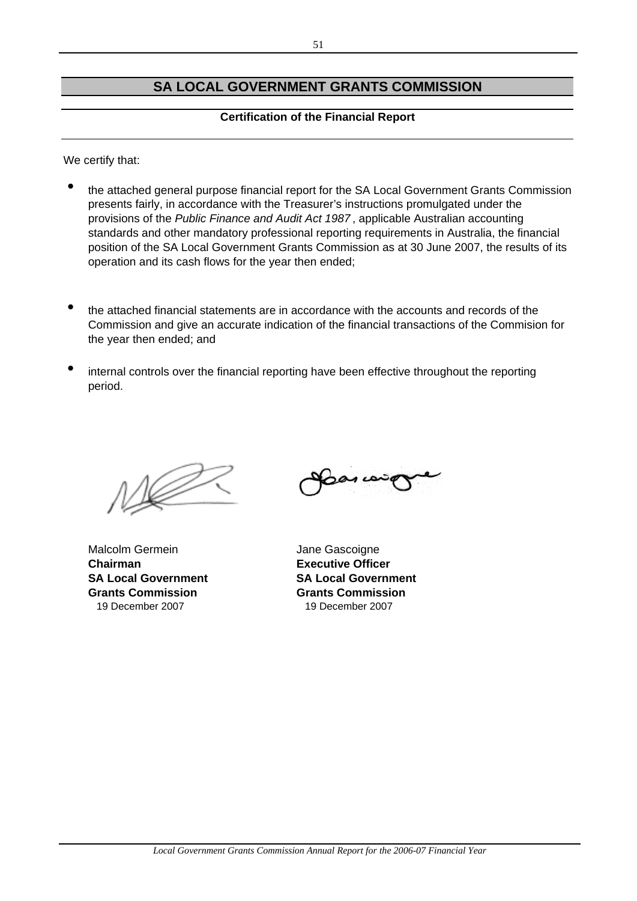# SA LOCAL GOVERNMENT GRANTS COMMISSION

**Certification of the Financial Report**

We certify that:

- the attached general purpose financial report for the SA Local Government Grants Commission presents fairly, in accordance with the Treasurer's instructions promulgated under the provisions of the *Public Finance and Audit Act 1987* , applicable Australian accounting standards and other mandatory professional reporting requirements in Australia, the financial position of the SA Local Government Grants Commission as at 30 June 2007, the results of its operation and its cash flows for the year then ended;

- the attached financial statements are in accordance with the accounts and records of the Commission and give an accurate indication of the financial transactions of the Commision for the year then ended; and

- internal controls over the financial reporting have been effective throughout the reporting period.

Malcolm Germein
**Chairman**
**SA Local Government**
**Grants Commission**
19 December 2007

Jane Gascoigne
**Executive Officer**
**SA Local Government**
**Grants Commission**
19 December 2007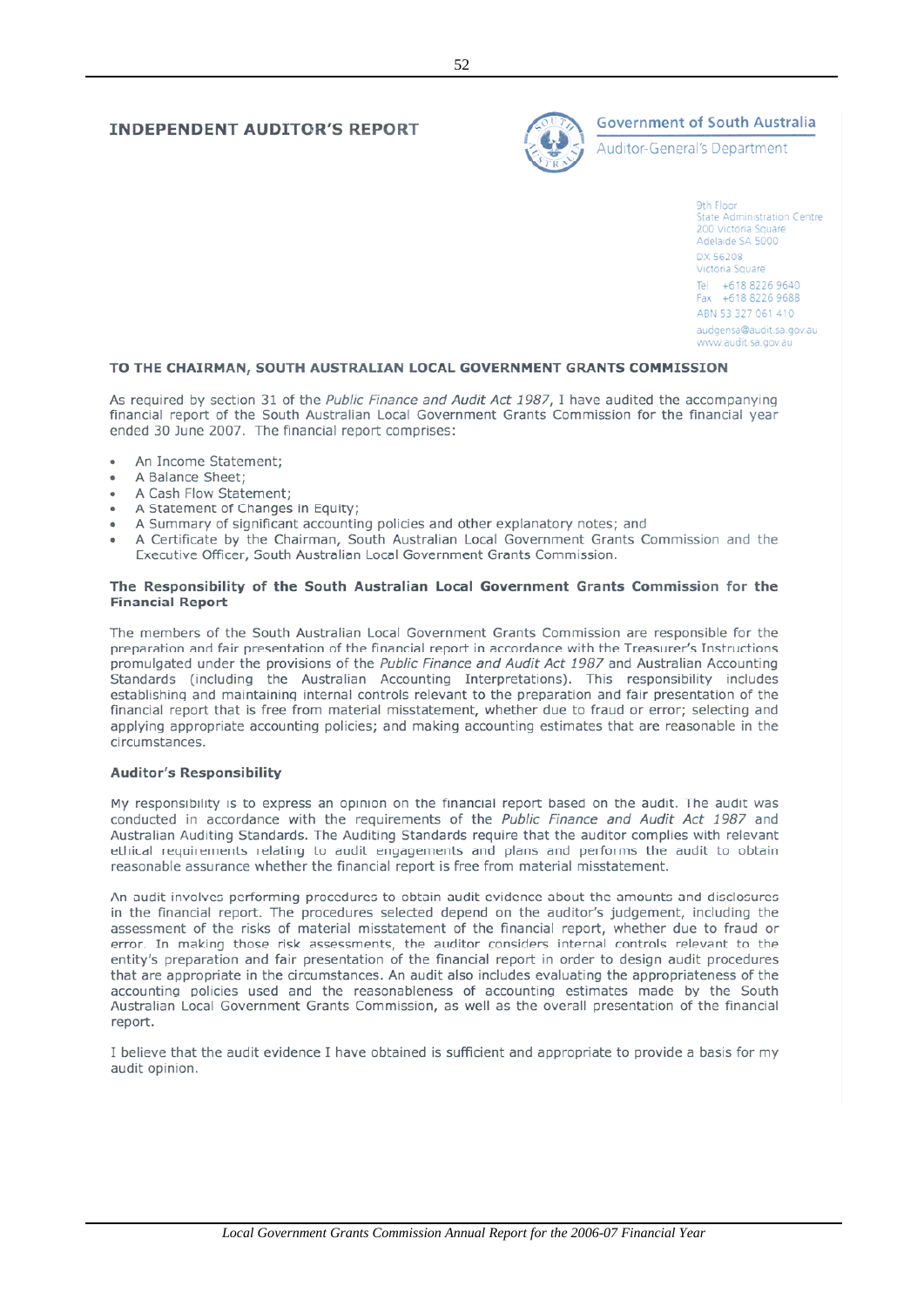# INDEPENDENT AUDITOR'S REPORT

Government of South Australia
Auditor-General's Department

9th Floor
State Administration Centre
200 Victoria Square
Adelaide SA 5000
DX 56208
Victoria Square
Tel +618 8226 9640
Fax +618 8226 9688
ABN 53 327 061 410
audgensa@audit.sa.gov.au
www.audit.sa.gov.au

**TO THE CHAIRMAN, SOUTH AUSTRALIAN LOCAL GOVERNMENT GRANTS COMMISSION**

As required by section 31 of the *Public Finance and Audit Act 1987*, I have audited the accompanying financial report of the South Australian Local Government Grants Commission for the financial year ended 30 June 2007. The financial report comprises:

- An Income Statement;
- A Balance Sheet;
- A Cash Flow Statement;
- A Statement of Changes in Equity;
- A Summary of significant accounting policies and other explanatory notes; and
- A Certificate by the Chairman, South Australian Local Government Grants Commission and the Executive Officer, South Australian Local Government Grants Commission.

### The Responsibility of the South Australian Local Government Grants Commission for the Financial Report

The members of the South Australian Local Government Grants Commission are responsible for the preparation and fair presentation of the financial report in accordance with the Treasurer's Instructions promulgated under the provisions of the *Public Finance and Audit Act 1987* and Australian Accounting Standards (including the Australian Accounting Interpretations). This responsibility includes establishing and maintaining internal controls relevant to the preparation and fair presentation of the financial report that is free from material misstatement, whether due to fraud or error; selecting and applying appropriate accounting policies; and making accounting estimates that are reasonable in the circumstances.

### Auditor's Responsibility

My responsibility is to express an opinion on the financial report based on the audit. The audit was conducted in accordance with the requirements of the *Public Finance and Audit Act 1987* and Australian Auditing Standards. The Auditing Standards require that the auditor complies with relevant ethical requirements relating to audit engagements and plans and performs the audit to obtain reasonable assurance whether the financial report is free from material misstatement.

An audit involves performing procedures to obtain audit evidence about the amounts and disclosures in the financial report. The procedures selected depend on the auditor's judgement, including the assessment of the risks of material misstatement of the financial report, whether due to fraud or error. In making those risk assessments, the auditor considers internal controls relevant to the entity's preparation and fair presentation of the financial report in order to design audit procedures that are appropriate in the circumstances. An audit also includes evaluating the appropriateness of the accounting policies used and the reasonableness of accounting estimates made by the South Australian Local Government Grants Commission, as well as the overall presentation of the financial report.

I believe that the audit evidence I have obtained is sufficient and appropriate to provide a basis for my audit opinion.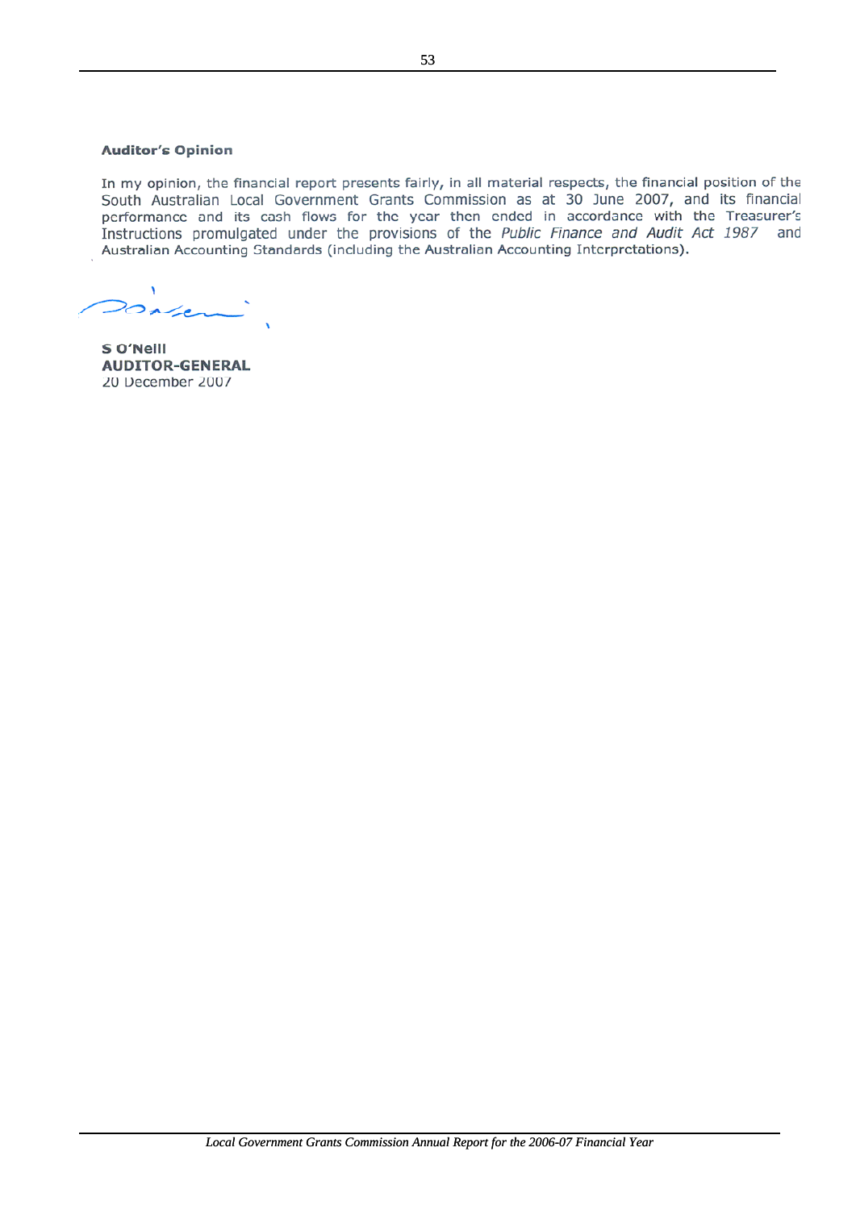**Auditor's Opinion**

In my opinion, the financial report presents fairly, in all material respects, the financial position of the South Australian Local Government Grants Commission as at 30 June 2007, and its financial performance and its cash flows for the year then ended in accordance with the Treasurer's Instructions promulgated under the provisions of the *Public Finance and Audit Act 1987* and Australian Accounting Standards (including the Australian Accounting Interpretations).

**S O'Neill**
**AUDITOR-GENERAL**
20 December 2007